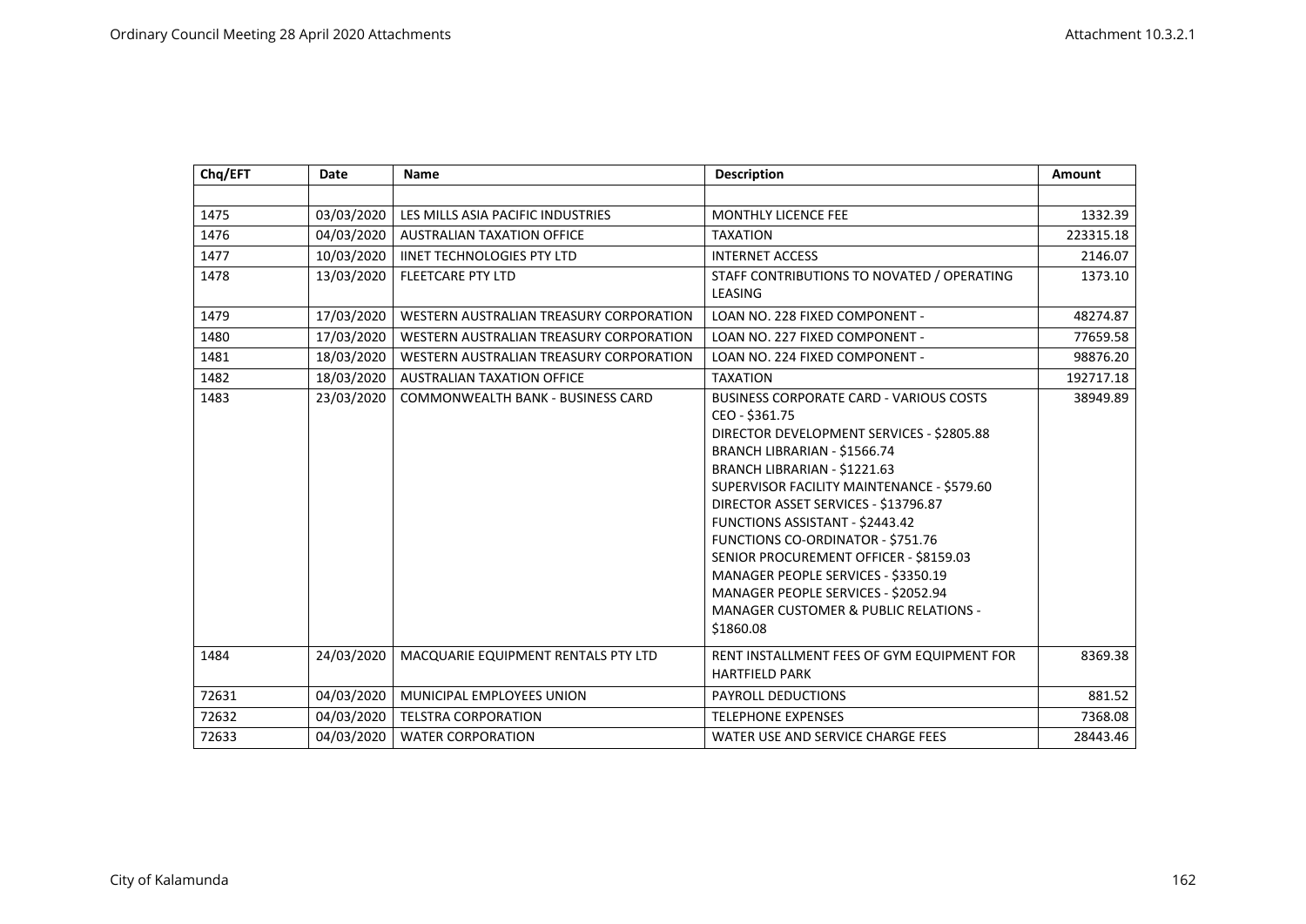| Chq/EFT | Date | Name | Description | Amount |
|---|---|---|---|---|
| | | | | |
| 1475 | 03/03/2020 | LES MILLS ASIA PACIFIC INDUSTRIES | MONTHLY LICENCE FEE | 1332.39 |
| 1476 | 04/03/2020 | AUSTRALIAN TAXATION OFFICE | TAXATION | 223315.18 |
| 1477 | 10/03/2020 | IINET TECHNOLOGIES PTY LTD | INTERNET ACCESS | 2146.07 |
| 1478 | 13/03/2020 | FLEETCARE PTY LTD | STAFF CONTRIBUTIONS TO NOVATED / OPERATING LEASING | 1373.10 |
| 1479 | 17/03/2020 | WESTERN AUSTRALIAN TREASURY CORPORATION | LOAN NO. 228 FIXED COMPONENT - | 48274.87 |
| 1480 | 17/03/2020 | WESTERN AUSTRALIAN TREASURY CORPORATION | LOAN NO. 227 FIXED COMPONENT - | 77659.58 |
| 1481 | 18/03/2020 | WESTERN AUSTRALIAN TREASURY CORPORATION | LOAN NO. 224 FIXED COMPONENT - | 98876.20 |
| 1482 | 18/03/2020 | AUSTRALIAN TAXATION OFFICE | TAXATION | 192717.18 |
| 1483 | 23/03/2020 | COMMONWEALTH BANK - BUSINESS CARD | BUSINESS CORPORATE CARD - VARIOUS COSTS<br>CEO - $361.75<br>DIRECTOR DEVELOPMENT SERVICES - $2805.88<br>BRANCH LIBRARIAN - $1566.74<br>BRANCH LIBRARIAN - $1221.63<br>SUPERVISOR FACILITY MAINTENANCE - $579.60<br>DIRECTOR ASSET SERVICES - $13796.87<br>FUNCTIONS ASSISTANT - $2443.42<br>FUNCTIONS CO-ORDINATOR - $751.76<br>SENIOR PROCUREMENT OFFICER - $8159.03<br>MANAGER PEOPLE SERVICES - $3350.19<br>MANAGER PEOPLE SERVICES - $2052.94<br>MANAGER CUSTOMER & PUBLIC RELATIONS - $1860.08 | 38949.89 |
| 1484 | 24/03/2020 | MACQUARIE EQUIPMENT RENTALS PTY LTD | RENT INSTALLMENT FEES OF GYM EQUIPMENT FOR HARTFIELD PARK | 8369.38 |
| 72631 | 04/03/2020 | MUNICIPAL EMPLOYEES UNION | PAYROLL DEDUCTIONS | 881.52 |
| 72632 | 04/03/2020 | TELSTRA CORPORATION | TELEPHONE EXPENSES | 7368.08 |
| 72633 | 04/03/2020 | WATER CORPORATION | WATER USE AND SERVICE CHARGE FEES | 28443.46 |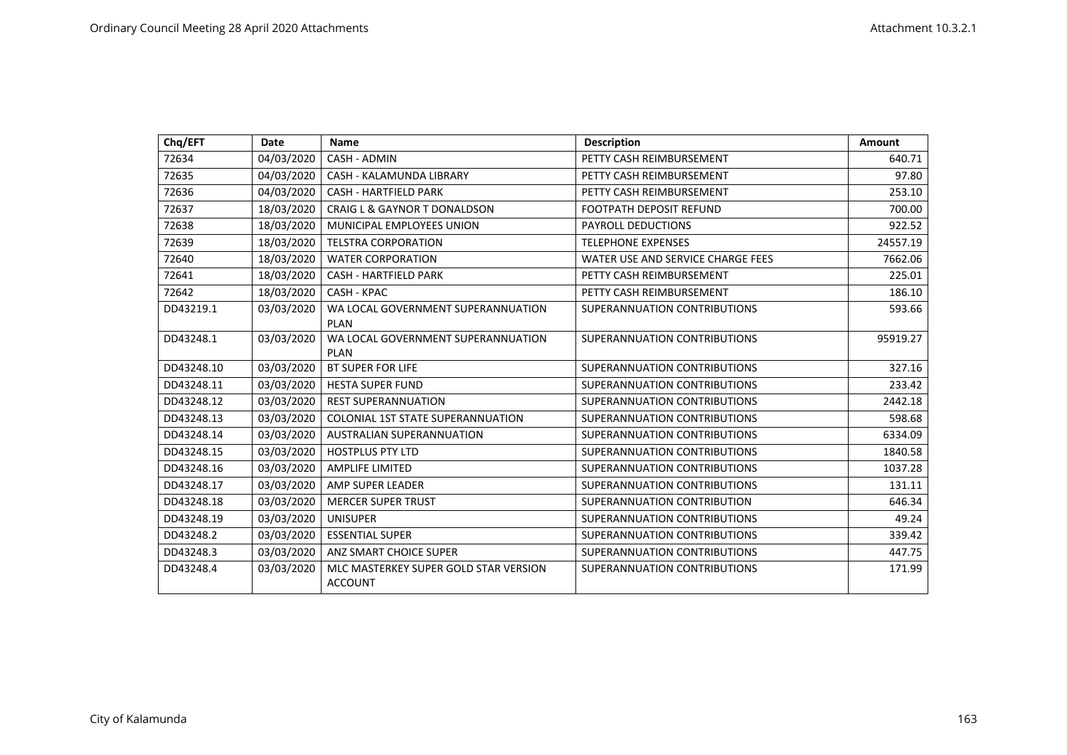| Chq/EFT | Date | Name | Description | Amount |
|---|---|---|---|---|
| 72634 | 04/03/2020 | CASH - ADMIN | PETTY CASH REIMBURSEMENT | 640.71 |
| 72635 | 04/03/2020 | CASH - KALAMUNDA LIBRARY | PETTY CASH REIMBURSEMENT | 97.80 |
| 72636 | 04/03/2020 | CASH - HARTFIELD PARK | PETTY CASH REIMBURSEMENT | 253.10 |
| 72637 | 18/03/2020 | CRAIG L & GAYNOR T DONALDSON | FOOTPATH DEPOSIT REFUND | 700.00 |
| 72638 | 18/03/2020 | MUNICIPAL EMPLOYEES UNION | PAYROLL DEDUCTIONS | 922.52 |
| 72639 | 18/03/2020 | TELSTRA CORPORATION | TELEPHONE EXPENSES | 24557.19 |
| 72640 | 18/03/2020 | WATER CORPORATION | WATER USE AND SERVICE CHARGE FEES | 7662.06 |
| 72641 | 18/03/2020 | CASH - HARTFIELD PARK | PETTY CASH REIMBURSEMENT | 225.01 |
| 72642 | 18/03/2020 | CASH - KPAC | PETTY CASH REIMBURSEMENT | 186.10 |
| DD43219.1 | 03/03/2020 | WA LOCAL GOVERNMENT SUPERANNUATION PLAN | SUPERANNUATION CONTRIBUTIONS | 593.66 |
| DD43248.1 | 03/03/2020 | WA LOCAL GOVERNMENT SUPERANNUATION PLAN | SUPERANNUATION CONTRIBUTIONS | 95919.27 |
| DD43248.10 | 03/03/2020 | BT SUPER FOR LIFE | SUPERANNUATION CONTRIBUTIONS | 327.16 |
| DD43248.11 | 03/03/2020 | HESTA SUPER FUND | SUPERANNUATION CONTRIBUTIONS | 233.42 |
| DD43248.12 | 03/03/2020 | REST SUPERANNUATION | SUPERANNUATION CONTRIBUTIONS | 2442.18 |
| DD43248.13 | 03/03/2020 | COLONIAL 1ST STATE SUPERANNUATION | SUPERANNUATION CONTRIBUTIONS | 598.68 |
| DD43248.14 | 03/03/2020 | AUSTRALIAN SUPERANNUATION | SUPERANNUATION CONTRIBUTIONS | 6334.09 |
| DD43248.15 | 03/03/2020 | HOSTPLUS PTY LTD | SUPERANNUATION CONTRIBUTIONS | 1840.58 |
| DD43248.16 | 03/03/2020 | AMPLIFE LIMITED | SUPERANNUATION CONTRIBUTIONS | 1037.28 |
| DD43248.17 | 03/03/2020 | AMP SUPER LEADER | SUPERANNUATION CONTRIBUTIONS | 131.11 |
| DD43248.18 | 03/03/2020 | MERCER SUPER TRUST | SUPERANNUATION CONTRIBUTION | 646.34 |
| DD43248.19 | 03/03/2020 | UNISUPER | SUPERANNUATION CONTRIBUTIONS | 49.24 |
| DD43248.2 | 03/03/2020 | ESSENTIAL SUPER | SUPERANNUATION CONTRIBUTIONS | 339.42 |
| DD43248.3 | 03/03/2020 | ANZ SMART CHOICE SUPER | SUPERANNUATION CONTRIBUTIONS | 447.75 |
| DD43248.4 | 03/03/2020 | MLC MASTERKEY SUPER GOLD STAR VERSION ACCOUNT | SUPERANNUATION CONTRIBUTIONS | 171.99 |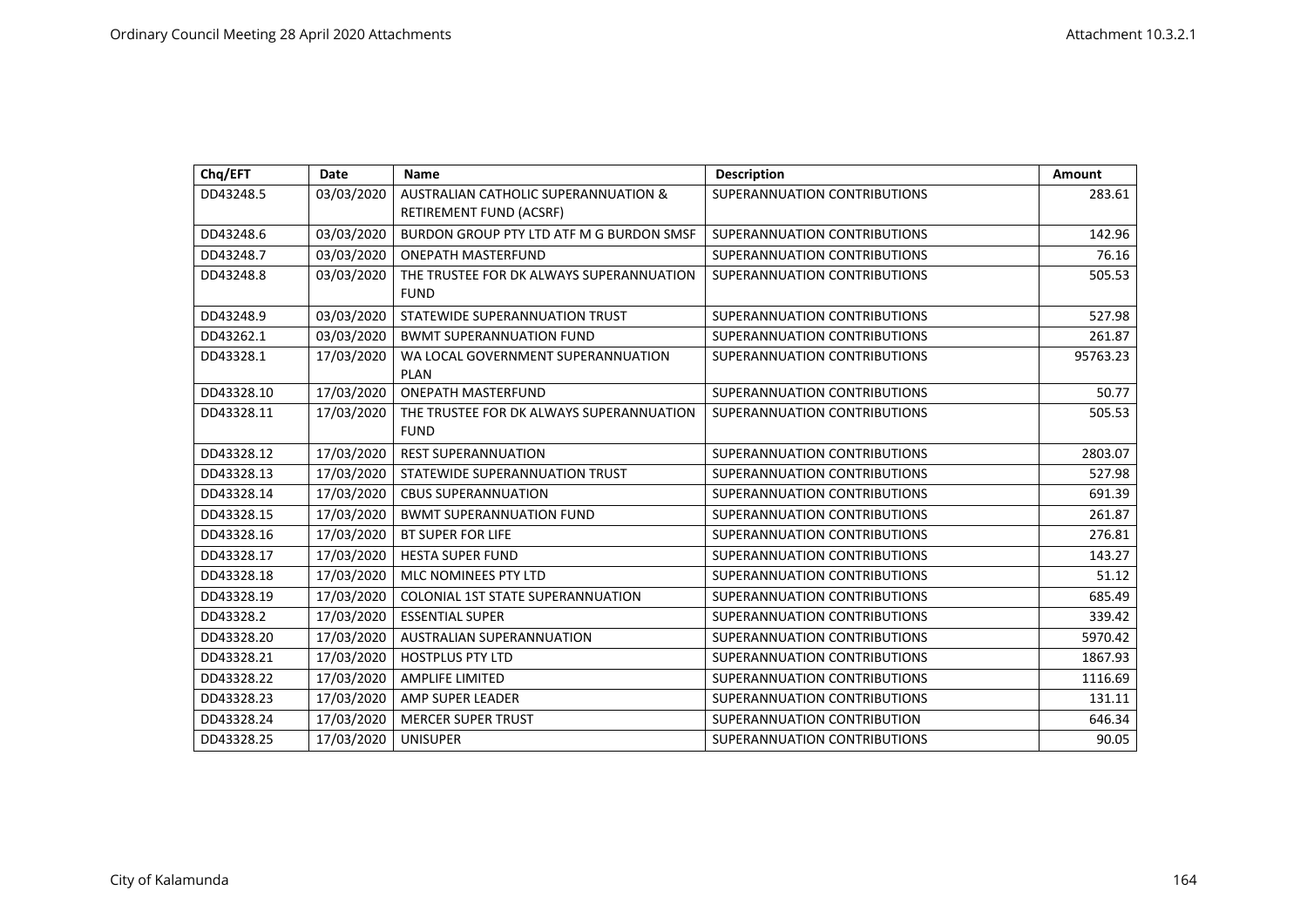| Chq/EFT | Date | Name | Description | Amount |
|---|---|---|---|---|
| DD43248.5 | 03/03/2020 | AUSTRALIAN CATHOLIC SUPERANNUATION & RETIREMENT FUND (ACSRF) | SUPERANNUATION CONTRIBUTIONS | 283.61 |
| DD43248.6 | 03/03/2020 | BURDON GROUP PTY LTD ATF M G BURDON SMSF | SUPERANNUATION CONTRIBUTIONS | 142.96 |
| DD43248.7 | 03/03/2020 | ONEPATH MASTERFUND | SUPERANNUATION CONTRIBUTIONS | 76.16 |
| DD43248.8 | 03/03/2020 | THE TRUSTEE FOR DK ALWAYS SUPERANNUATION FUND | SUPERANNUATION CONTRIBUTIONS | 505.53 |
| DD43248.9 | 03/03/2020 | STATEWIDE SUPERANNUATION TRUST | SUPERANNUATION CONTRIBUTIONS | 527.98 |
| DD43262.1 | 03/03/2020 | BWMT SUPERANNUATION FUND | SUPERANNUATION CONTRIBUTIONS | 261.87 |
| DD43328.1 | 17/03/2020 | WA LOCAL GOVERNMENT SUPERANNUATION PLAN | SUPERANNUATION CONTRIBUTIONS | 95763.23 |
| DD43328.10 | 17/03/2020 | ONEPATH MASTERFUND | SUPERANNUATION CONTRIBUTIONS | 50.77 |
| DD43328.11 | 17/03/2020 | THE TRUSTEE FOR DK ALWAYS SUPERANNUATION FUND | SUPERANNUATION CONTRIBUTIONS | 505.53 |
| DD43328.12 | 17/03/2020 | REST SUPERANNUATION | SUPERANNUATION CONTRIBUTIONS | 2803.07 |
| DD43328.13 | 17/03/2020 | STATEWIDE SUPERANNUATION TRUST | SUPERANNUATION CONTRIBUTIONS | 527.98 |
| DD43328.14 | 17/03/2020 | CBUS SUPERANNUATION | SUPERANNUATION CONTRIBUTIONS | 691.39 |
| DD43328.15 | 17/03/2020 | BWMT SUPERANNUATION FUND | SUPERANNUATION CONTRIBUTIONS | 261.87 |
| DD43328.16 | 17/03/2020 | BT SUPER FOR LIFE | SUPERANNUATION CONTRIBUTIONS | 276.81 |
| DD43328.17 | 17/03/2020 | HESTA SUPER FUND | SUPERANNUATION CONTRIBUTIONS | 143.27 |
| DD43328.18 | 17/03/2020 | MLC NOMINEES PTY LTD | SUPERANNUATION CONTRIBUTIONS | 51.12 |
| DD43328.19 | 17/03/2020 | COLONIAL 1ST STATE SUPERANNUATION | SUPERANNUATION CONTRIBUTIONS | 685.49 |
| DD43328.2 | 17/03/2020 | ESSENTIAL SUPER | SUPERANNUATION CONTRIBUTIONS | 339.42 |
| DD43328.20 | 17/03/2020 | AUSTRALIAN SUPERANNUATION | SUPERANNUATION CONTRIBUTIONS | 5970.42 |
| DD43328.21 | 17/03/2020 | HOSTPLUS PTY LTD | SUPERANNUATION CONTRIBUTIONS | 1867.93 |
| DD43328.22 | 17/03/2020 | AMPLIFE LIMITED | SUPERANNUATION CONTRIBUTIONS | 1116.69 |
| DD43328.23 | 17/03/2020 | AMP SUPER LEADER | SUPERANNUATION CONTRIBUTIONS | 131.11 |
| DD43328.24 | 17/03/2020 | MERCER SUPER TRUST | SUPERANNUATION CONTRIBUTION | 646.34 |
| DD43328.25 | 17/03/2020 | UNISUPER | SUPERANNUATION CONTRIBUTIONS | 90.05 |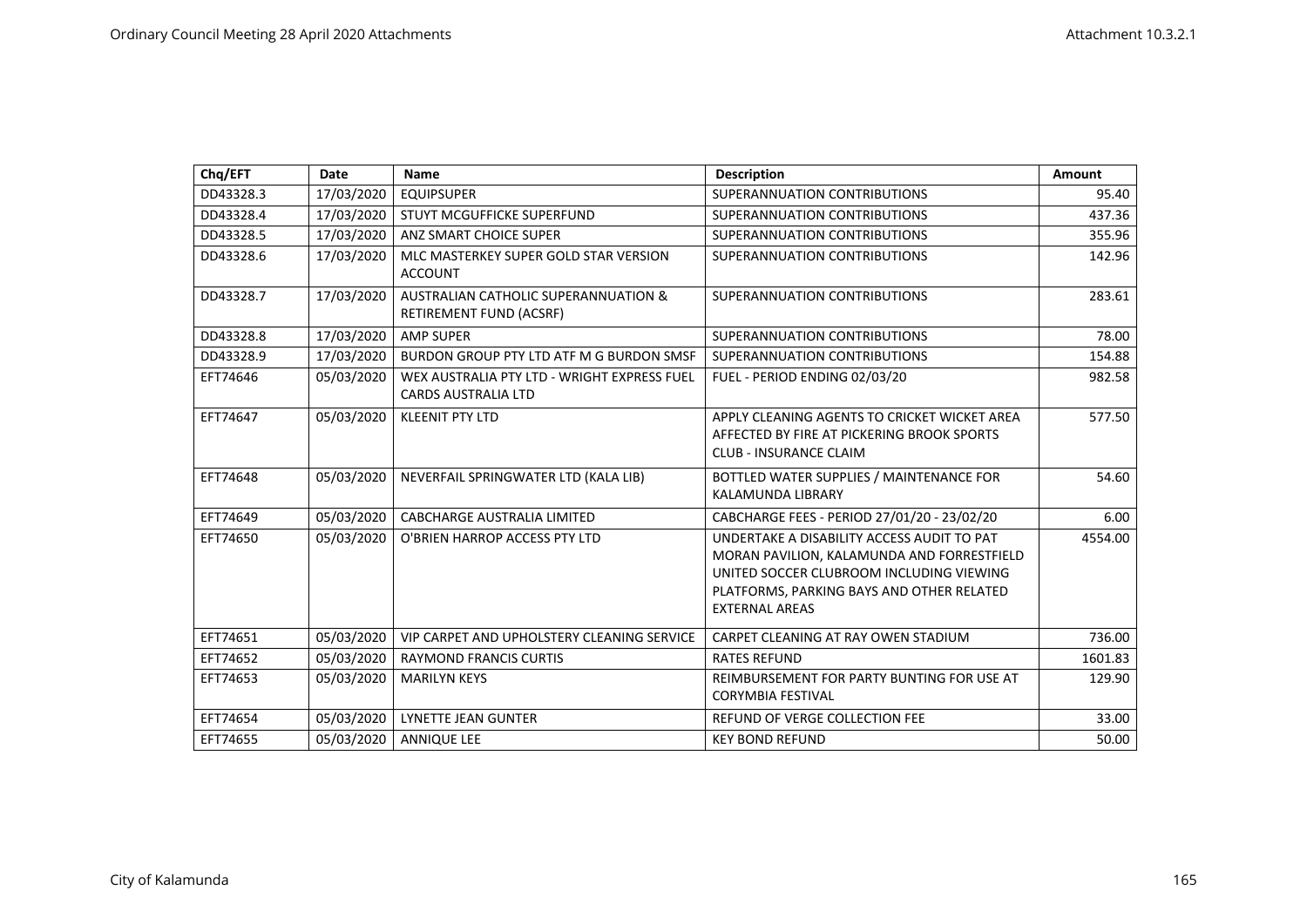| Chq/EFT | Date | Name | Description | Amount |
|---|---|---|---|---|
| DD43328.3 | 17/03/2020 | EQUIPSUPER | SUPERANNUATION CONTRIBUTIONS | 95.40 |
| DD43328.4 | 17/03/2020 | STUYT MCGUFFICKE SUPERFUND | SUPERANNUATION CONTRIBUTIONS | 437.36 |
| DD43328.5 | 17/03/2020 | ANZ SMART CHOICE SUPER | SUPERANNUATION CONTRIBUTIONS | 355.96 |
| DD43328.6 | 17/03/2020 | MLC MASTERKEY SUPER GOLD STAR VERSION ACCOUNT | SUPERANNUATION CONTRIBUTIONS | 142.96 |
| DD43328.7 | 17/03/2020 | AUSTRALIAN CATHOLIC SUPERANNUATION & RETIREMENT FUND (ACSRF) | SUPERANNUATION CONTRIBUTIONS | 283.61 |
| DD43328.8 | 17/03/2020 | AMP SUPER | SUPERANNUATION CONTRIBUTIONS | 78.00 |
| DD43328.9 | 17/03/2020 | BURDON GROUP PTY LTD ATF M G BURDON SMSF | SUPERANNUATION CONTRIBUTIONS | 154.88 |
| EFT74646 | 05/03/2020 | WEX AUSTRALIA PTY LTD - WRIGHT EXPRESS FUEL CARDS AUSTRALIA LTD | FUEL - PERIOD ENDING 02/03/20 | 982.58 |
| EFT74647 | 05/03/2020 | KLEENIT PTY LTD | APPLY CLEANING AGENTS TO CRICKET WICKET AREA AFFECTED BY FIRE AT PICKERING BROOK SPORTS CLUB - INSURANCE CLAIM | 577.50 |
| EFT74648 | 05/03/2020 | NEVERFAIL SPRINGWATER LTD (KALA LIB) | BOTTLED WATER SUPPLIES / MAINTENANCE FOR KALAMUNDA LIBRARY | 54.60 |
| EFT74649 | 05/03/2020 | CABCHARGE AUSTRALIA LIMITED | CABCHARGE FEES - PERIOD 27/01/20 - 23/02/20 | 6.00 |
| EFT74650 | 05/03/2020 | O'BRIEN HARROP ACCESS PTY LTD | UNDERTAKE A DISABILITY ACCESS AUDIT TO PAT MORAN PAVILION, KALAMUNDA AND FORRESTFIELD UNITED SOCCER CLUBROOM INCLUDING VIEWING PLATFORMS, PARKING BAYS AND OTHER RELATED EXTERNAL AREAS | 4554.00 |
| EFT74651 | 05/03/2020 | VIP CARPET AND UPHOLSTERY CLEANING SERVICE | CARPET CLEANING AT RAY OWEN STADIUM | 736.00 |
| EFT74652 | 05/03/2020 | RAYMOND FRANCIS CURTIS | RATES REFUND | 1601.83 |
| EFT74653 | 05/03/2020 | MARILYN KEYS | REIMBURSEMENT FOR PARTY BUNTING FOR USE AT CORYMBIA FESTIVAL | 129.90 |
| EFT74654 | 05/03/2020 | LYNETTE JEAN GUNTER | REFUND OF VERGE COLLECTION FEE | 33.00 |
| EFT74655 | 05/03/2020 | ANNIQUE LEE | KEY BOND REFUND | 50.00 |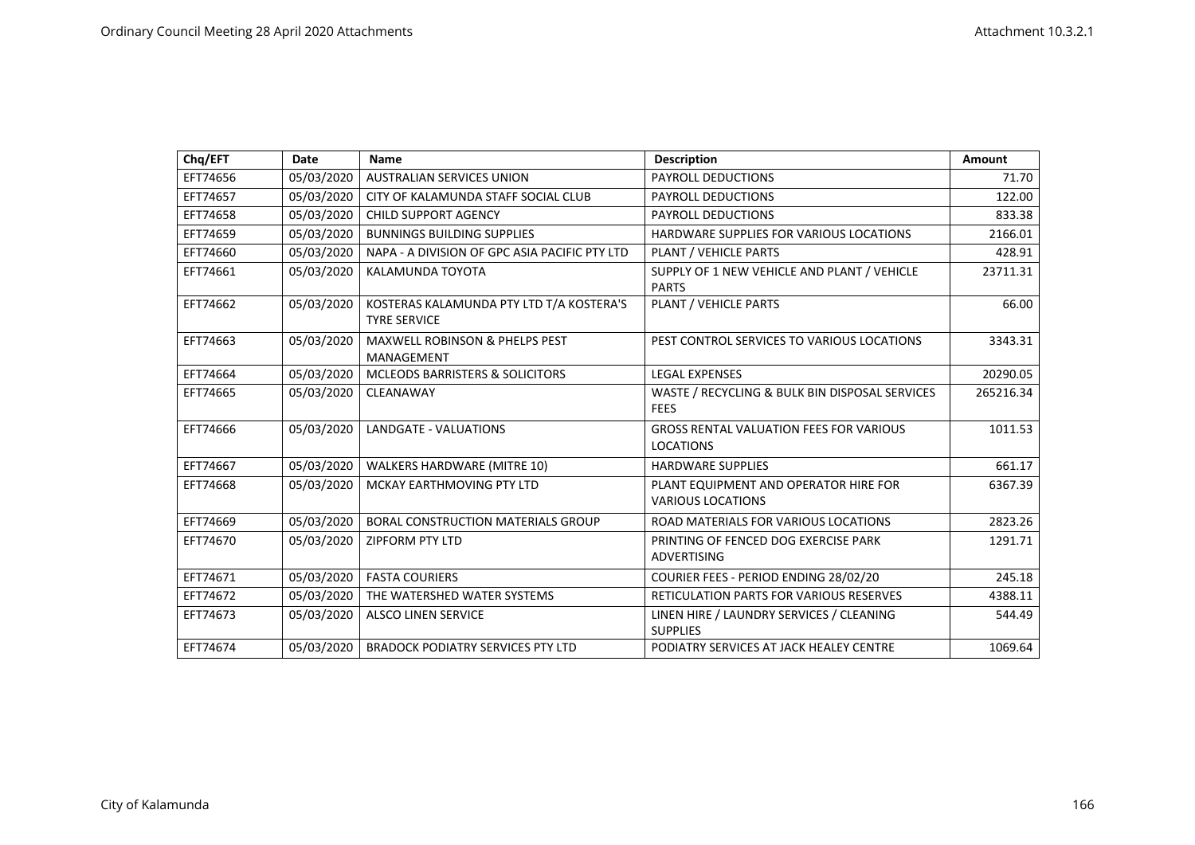| Chq/EFT | Date | Name | Description | Amount |
|---|---|---|---|---|
| EFT74656 | 05/03/2020 | AUSTRALIAN SERVICES UNION | PAYROLL DEDUCTIONS | 71.70 |
| EFT74657 | 05/03/2020 | CITY OF KALAMUNDA STAFF SOCIAL CLUB | PAYROLL DEDUCTIONS | 122.00 |
| EFT74658 | 05/03/2020 | CHILD SUPPORT AGENCY | PAYROLL DEDUCTIONS | 833.38 |
| EFT74659 | 05/03/2020 | BUNNINGS BUILDING SUPPLIES | HARDWARE SUPPLIES FOR VARIOUS LOCATIONS | 2166.01 |
| EFT74660 | 05/03/2020 | NAPA - A DIVISION OF GPC ASIA PACIFIC PTY LTD | PLANT / VEHICLE PARTS | 428.91 |
| EFT74661 | 05/03/2020 | KALAMUNDA TOYOTA | SUPPLY OF 1 NEW VEHICLE AND PLANT / VEHICLE PARTS | 23711.31 |
| EFT74662 | 05/03/2020 | KOSTERAS KALAMUNDA PTY LTD T/A KOSTERA'S TYRE SERVICE | PLANT / VEHICLE PARTS | 66.00 |
| EFT74663 | 05/03/2020 | MAXWELL ROBINSON & PHELPS PEST MANAGEMENT | PEST CONTROL SERVICES TO VARIOUS LOCATIONS | 3343.31 |
| EFT74664 | 05/03/2020 | MCLEODS BARRISTERS & SOLICITORS | LEGAL EXPENSES | 20290.05 |
| EFT74665 | 05/03/2020 | CLEANAWAY | WASTE / RECYCLING & BULK BIN DISPOSAL SERVICES FEES | 265216.34 |
| EFT74666 | 05/03/2020 | LANDGATE - VALUATIONS | GROSS RENTAL VALUATION FEES FOR VARIOUS LOCATIONS | 1011.53 |
| EFT74667 | 05/03/2020 | WALKERS HARDWARE (MITRE 10) | HARDWARE SUPPLIES | 661.17 |
| EFT74668 | 05/03/2020 | MCKAY EARTHMOVING PTY LTD | PLANT EQUIPMENT AND OPERATOR HIRE FOR VARIOUS LOCATIONS | 6367.39 |
| EFT74669 | 05/03/2020 | BORAL CONSTRUCTION MATERIALS GROUP | ROAD MATERIALS FOR VARIOUS LOCATIONS | 2823.26 |
| EFT74670 | 05/03/2020 | ZIPFORM PTY LTD | PRINTING OF FENCED DOG EXERCISE PARK ADVERTISING | 1291.71 |
| EFT74671 | 05/03/2020 | FASTA COURIERS | COURIER FEES - PERIOD ENDING 28/02/20 | 245.18 |
| EFT74672 | 05/03/2020 | THE WATERSHED WATER SYSTEMS | RETICULATION PARTS FOR VARIOUS RESERVES | 4388.11 |
| EFT74673 | 05/03/2020 | ALSCO LINEN SERVICE | LINEN HIRE / LAUNDRY SERVICES / CLEANING SUPPLIES | 544.49 |
| EFT74674 | 05/03/2020 | BRADOCK PODIATRY SERVICES PTY LTD | PODIATRY SERVICES AT JACK HEALEY CENTRE | 1069.64 |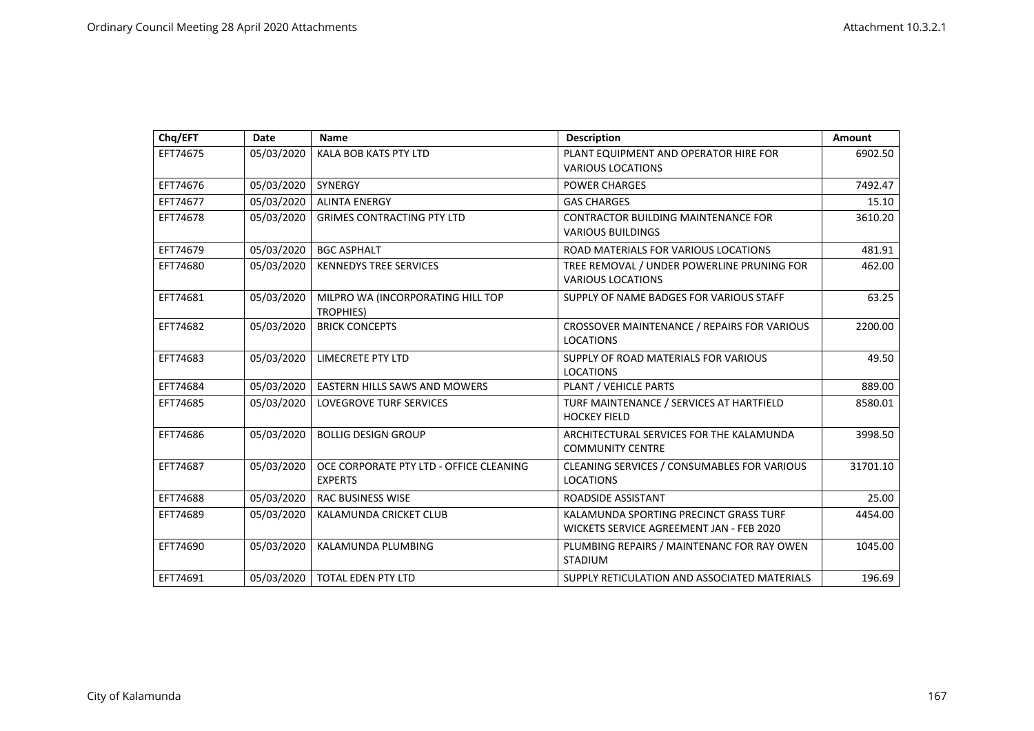| Chq/EFT | Date | Name | Description | Amount |
|---|---|---|---|---|
| EFT74675 | 05/03/2020 | KALA BOB KATS PTY LTD | PLANT EQUIPMENT AND OPERATOR HIRE FOR VARIOUS LOCATIONS | 6902.50 |
| EFT74676 | 05/03/2020 | SYNERGY | POWER CHARGES | 7492.47 |
| EFT74677 | 05/03/2020 | ALINTA ENERGY | GAS CHARGES | 15.10 |
| EFT74678 | 05/03/2020 | GRIMES CONTRACTING PTY LTD | CONTRACTOR BUILDING MAINTENANCE FOR VARIOUS BUILDINGS | 3610.20 |
| EFT74679 | 05/03/2020 | BGC ASPHALT | ROAD MATERIALS FOR VARIOUS LOCATIONS | 481.91 |
| EFT74680 | 05/03/2020 | KENNEDYS TREE SERVICES | TREE REMOVAL / UNDER POWERLINE PRUNING FOR VARIOUS LOCATIONS | 462.00 |
| EFT74681 | 05/03/2020 | MILPRO WA (INCORPORATING HILL TOP TROPHIES) | SUPPLY OF NAME BADGES FOR VARIOUS STAFF | 63.25 |
| EFT74682 | 05/03/2020 | BRICK CONCEPTS | CROSSOVER MAINTENANCE / REPAIRS FOR VARIOUS LOCATIONS | 2200.00 |
| EFT74683 | 05/03/2020 | LIMECRETE PTY LTD | SUPPLY OF ROAD MATERIALS FOR VARIOUS LOCATIONS | 49.50 |
| EFT74684 | 05/03/2020 | EASTERN HILLS SAWS AND MOWERS | PLANT / VEHICLE PARTS | 889.00 |
| EFT74685 | 05/03/2020 | LOVEGROVE TURF SERVICES | TURF MAINTENANCE / SERVICES AT HARTFIELD HOCKEY FIELD | 8580.01 |
| EFT74686 | 05/03/2020 | BOLLIG DESIGN GROUP | ARCHITECTURAL SERVICES FOR THE KALAMUNDA COMMUNITY CENTRE | 3998.50 |
| EFT74687 | 05/03/2020 | OCE CORPORATE PTY LTD - OFFICE CLEANING EXPERTS | CLEANING SERVICES / CONSUMABLES FOR VARIOUS LOCATIONS | 31701.10 |
| EFT74688 | 05/03/2020 | RAC BUSINESS WISE | ROADSIDE ASSISTANT | 25.00 |
| EFT74689 | 05/03/2020 | KALAMUNDA CRICKET CLUB | KALAMUNDA SPORTING PRECINCT GRASS TURF WICKETS SERVICE AGREEMENT JAN - FEB 2020 | 4454.00 |
| EFT74690 | 05/03/2020 | KALAMUNDA PLUMBING | PLUMBING REPAIRS / MAINTENANC FOR RAY OWEN STADIUM | 1045.00 |
| EFT74691 | 05/03/2020 | TOTAL EDEN PTY LTD | SUPPLY RETICULATION AND ASSOCIATED MATERIALS | 196.69 |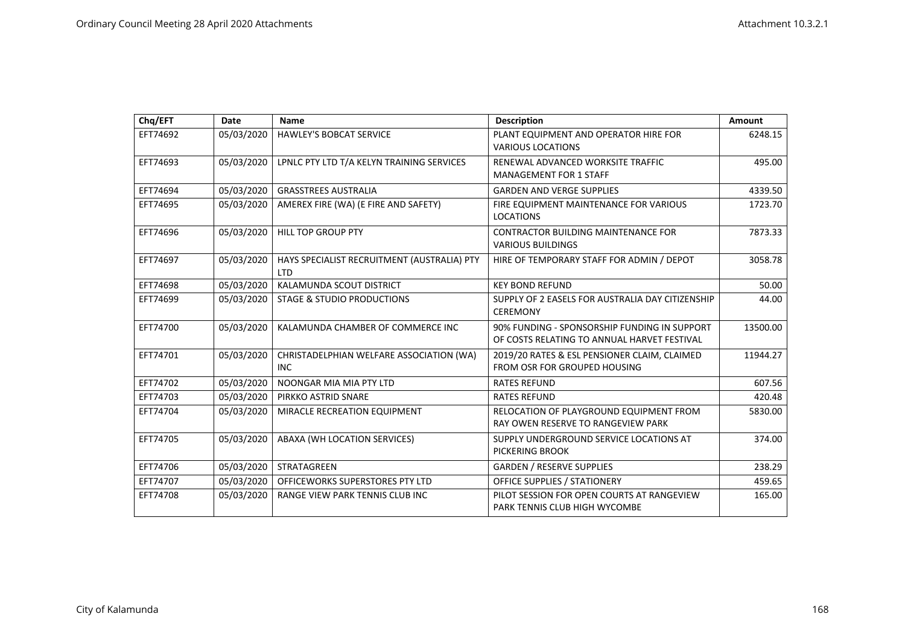| Chq/EFT | Date | Name | Description | Amount |
|---|---|---|---|---|
| EFT74692 | 05/03/2020 | HAWLEY'S BOBCAT SERVICE | PLANT EQUIPMENT AND OPERATOR HIRE FOR VARIOUS LOCATIONS | 6248.15 |
| EFT74693 | 05/03/2020 | LPNLC PTY LTD T/A KELYN TRAINING SERVICES | RENEWAL ADVANCED WORKSITE TRAFFIC MANAGEMENT FOR 1 STAFF | 495.00 |
| EFT74694 | 05/03/2020 | GRASSTREES AUSTRALIA | GARDEN AND VERGE SUPPLIES | 4339.50 |
| EFT74695 | 05/03/2020 | AMEREX FIRE (WA) (E FIRE AND SAFETY) | FIRE EQUIPMENT MAINTENANCE FOR VARIOUS LOCATIONS | 1723.70 |
| EFT74696 | 05/03/2020 | HILL TOP GROUP PTY | CONTRACTOR BUILDING MAINTENANCE FOR VARIOUS BUILDINGS | 7873.33 |
| EFT74697 | 05/03/2020 | HAYS SPECIALIST RECRUITMENT (AUSTRALIA) PTY LTD | HIRE OF TEMPORARY STAFF FOR ADMIN / DEPOT | 3058.78 |
| EFT74698 | 05/03/2020 | KALAMUNDA SCOUT DISTRICT | KEY BOND REFUND | 50.00 |
| EFT74699 | 05/03/2020 | STAGE & STUDIO PRODUCTIONS | SUPPLY OF 2 EASELS FOR AUSTRALIA DAY CITIZENSHIP CEREMONY | 44.00 |
| EFT74700 | 05/03/2020 | KALAMUNDA CHAMBER OF COMMERCE INC | 90% FUNDING - SPONSORSHIP FUNDING IN SUPPORT OF COSTS RELATING TO ANNUAL HARVET FESTIVAL | 13500.00 |
| EFT74701 | 05/03/2020 | CHRISTADELPHIAN WELFARE ASSOCIATION (WA) INC | 2019/20 RATES & ESL PENSIONER CLAIM, CLAIMED FROM OSR FOR GROUPED HOUSING | 11944.27 |
| EFT74702 | 05/03/2020 | NOONGAR MIA MIA PTY LTD | RATES REFUND | 607.56 |
| EFT74703 | 05/03/2020 | PIRKKO ASTRID SNARE | RATES REFUND | 420.48 |
| EFT74704 | 05/03/2020 | MIRACLE RECREATION EQUIPMENT | RELOCATION OF PLAYGROUND EQUIPMENT FROM RAY OWEN RESERVE TO RANGEVIEW PARK | 5830.00 |
| EFT74705 | 05/03/2020 | ABAXA (WH LOCATION SERVICES) | SUPPLY UNDERGROUND SERVICE LOCATIONS AT PICKERING BROOK | 374.00 |
| EFT74706 | 05/03/2020 | STRATAGREEN | GARDEN / RESERVE SUPPLIES | 238.29 |
| EFT74707 | 05/03/2020 | OFFICEWORKS SUPERSTORES PTY LTD | OFFICE SUPPLIES / STATIONERY | 459.65 |
| EFT74708 | 05/03/2020 | RANGE VIEW PARK TENNIS CLUB INC | PILOT SESSION FOR OPEN COURTS AT RANGEVIEW PARK TENNIS CLUB HIGH WYCOMBE | 165.00 |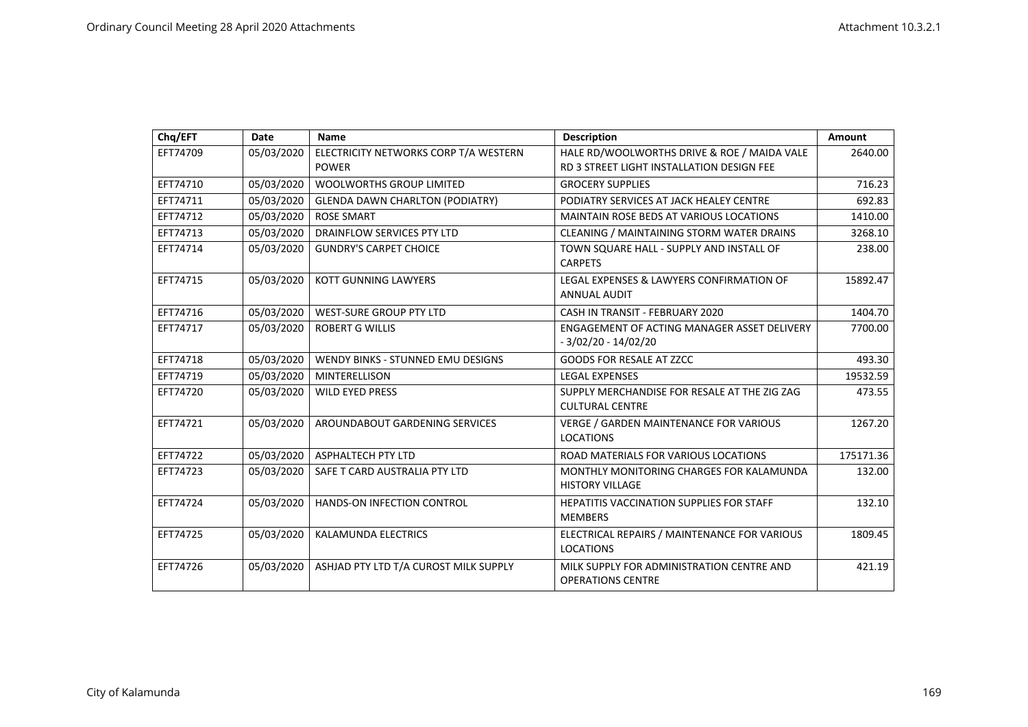| Chq/EFT | Date | Name | Description | Amount |
|---|---|---|---|---|
| EFT74709 | 05/03/2020 | ELECTRICITY NETWORKS CORP T/A WESTERN POWER | HALE RD/WOOLWORTHS DRIVE & ROE / MAIDA VALE RD 3 STREET LIGHT INSTALLATION DESIGN FEE | 2640.00 |
| EFT74710 | 05/03/2020 | WOOLWORTHS GROUP LIMITED | GROCERY SUPPLIES | 716.23 |
| EFT74711 | 05/03/2020 | GLENDA DAWN CHARLTON (PODIATRY) | PODIATRY SERVICES AT JACK HEALEY CENTRE | 692.83 |
| EFT74712 | 05/03/2020 | ROSE SMART | MAINTAIN ROSE BEDS AT VARIOUS LOCATIONS | 1410.00 |
| EFT74713 | 05/03/2020 | DRAINFLOW SERVICES PTY LTD | CLEANING / MAINTAINING STORM WATER DRAINS | 3268.10 |
| EFT74714 | 05/03/2020 | GUNDRY'S CARPET CHOICE | TOWN SQUARE HALL - SUPPLY AND INSTALL OF CARPETS | 238.00 |
| EFT74715 | 05/03/2020 | KOTT GUNNING LAWYERS | LEGAL EXPENSES & LAWYERS CONFIRMATION OF ANNUAL AUDIT | 15892.47 |
| EFT74716 | 05/03/2020 | WEST-SURE GROUP PTY LTD | CASH IN TRANSIT - FEBRUARY 2020 | 1404.70 |
| EFT74717 | 05/03/2020 | ROBERT G WILLIS | ENGAGEMENT OF ACTING MANAGER ASSET DELIVERY - 3/02/20 - 14/02/20 | 7700.00 |
| EFT74718 | 05/03/2020 | WENDY BINKS - STUNNED EMU DESIGNS | GOODS FOR RESALE AT ZZCC | 493.30 |
| EFT74719 | 05/03/2020 | MINTERELLISON | LEGAL EXPENSES | 19532.59 |
| EFT74720 | 05/03/2020 | WILD EYED PRESS | SUPPLY MERCHANDISE FOR RESALE AT THE ZIG ZAG CULTURAL CENTRE | 473.55 |
| EFT74721 | 05/03/2020 | AROUNDABOUT GARDENING SERVICES | VERGE / GARDEN MAINTENANCE FOR VARIOUS LOCATIONS | 1267.20 |
| EFT74722 | 05/03/2020 | ASPHALTECH PTY LTD | ROAD MATERIALS FOR VARIOUS LOCATIONS | 175171.36 |
| EFT74723 | 05/03/2020 | SAFE T CARD AUSTRALIA PTY LTD | MONTHLY MONITORING CHARGES FOR KALAMUNDA HISTORY VILLAGE | 132.00 |
| EFT74724 | 05/03/2020 | HANDS-ON INFECTION CONTROL | HEPATITIS VACCINATION SUPPLIES FOR STAFF MEMBERS | 132.10 |
| EFT74725 | 05/03/2020 | KALAMUNDA ELECTRICS | ELECTRICAL REPAIRS / MAINTENANCE FOR VARIOUS LOCATIONS | 1809.45 |
| EFT74726 | 05/03/2020 | ASHJAD PTY LTD T/A CUROST MILK SUPPLY | MILK SUPPLY FOR ADMINISTRATION CENTRE AND OPERATIONS CENTRE | 421.19 |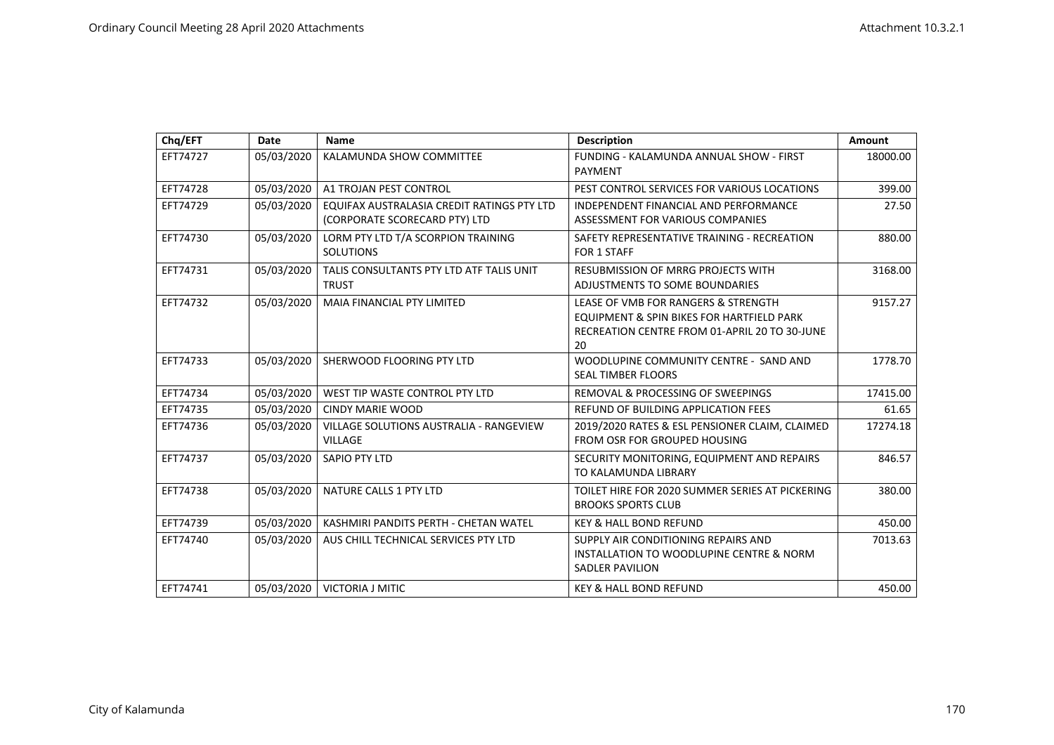| Chq/EFT | Date | Name | Description | Amount |
|---|---|---|---|---|
| EFT74727 | 05/03/2020 | KALAMUNDA SHOW COMMITTEE | FUNDING - KALAMUNDA ANNUAL SHOW - FIRST PAYMENT | 18000.00 |
| EFT74728 | 05/03/2020 | A1 TROJAN PEST CONTROL | PEST CONTROL SERVICES FOR VARIOUS LOCATIONS | 399.00 |
| EFT74729 | 05/03/2020 | EQUIFAX AUSTRALASIA CREDIT RATINGS PTY LTD (CORPORATE SCORECARD PTY) LTD | INDEPENDENT FINANCIAL AND PERFORMANCE ASSESSMENT FOR VARIOUS COMPANIES | 27.50 |
| EFT74730 | 05/03/2020 | LORM PTY LTD T/A SCORPION TRAINING SOLUTIONS | SAFETY REPRESENTATIVE TRAINING - RECREATION FOR 1 STAFF | 880.00 |
| EFT74731 | 05/03/2020 | TALIS CONSULTANTS PTY LTD ATF TALIS UNIT TRUST | RESUBMISSION OF MRRG PROJECTS WITH ADJUSTMENTS TO SOME BOUNDARIES | 3168.00 |
| EFT74732 | 05/03/2020 | MAIA FINANCIAL PTY LIMITED | LEASE OF VMB FOR RANGERS & STRENGTH EQUIPMENT & SPIN BIKES FOR HARTFIELD PARK RECREATION CENTRE FROM 01-APRIL 20 TO 30-JUNE 20 | 9157.27 |
| EFT74733 | 05/03/2020 | SHERWOOD FLOORING PTY LTD | WOODLUPINE COMMUNITY CENTRE - SAND AND SEAL TIMBER FLOORS | 1778.70 |
| EFT74734 | 05/03/2020 | WEST TIP WASTE CONTROL PTY LTD | REMOVAL & PROCESSING OF SWEEPINGS | 17415.00 |
| EFT74735 | 05/03/2020 | CINDY MARIE WOOD | REFUND OF BUILDING APPLICATION FEES | 61.65 |
| EFT74736 | 05/03/2020 | VILLAGE SOLUTIONS AUSTRALIA - RANGEVIEW VILLAGE | 2019/2020 RATES & ESL PENSIONER CLAIM, CLAIMED FROM OSR FOR GROUPED HOUSING | 17274.18 |
| EFT74737 | 05/03/2020 | SAPIO PTY LTD | SECURITY MONITORING, EQUIPMENT AND REPAIRS TO KALAMUNDA LIBRARY | 846.57 |
| EFT74738 | 05/03/2020 | NATURE CALLS 1 PTY LTD | TOILET HIRE FOR 2020 SUMMER SERIES AT PICKERING BROOKS SPORTS CLUB | 380.00 |
| EFT74739 | 05/03/2020 | KASHMIRI PANDITS PERTH - CHETAN WATEL | KEY & HALL BOND REFUND | 450.00 |
| EFT74740 | 05/03/2020 | AUS CHILL TECHNICAL SERVICES PTY LTD | SUPPLY AIR CONDITIONING REPAIRS AND INSTALLATION TO WOODLUPINE CENTRE & NORM SADLER PAVILION | 7013.63 |
| EFT74741 | 05/03/2020 | VICTORIA J MITIC | KEY & HALL BOND REFUND | 450.00 |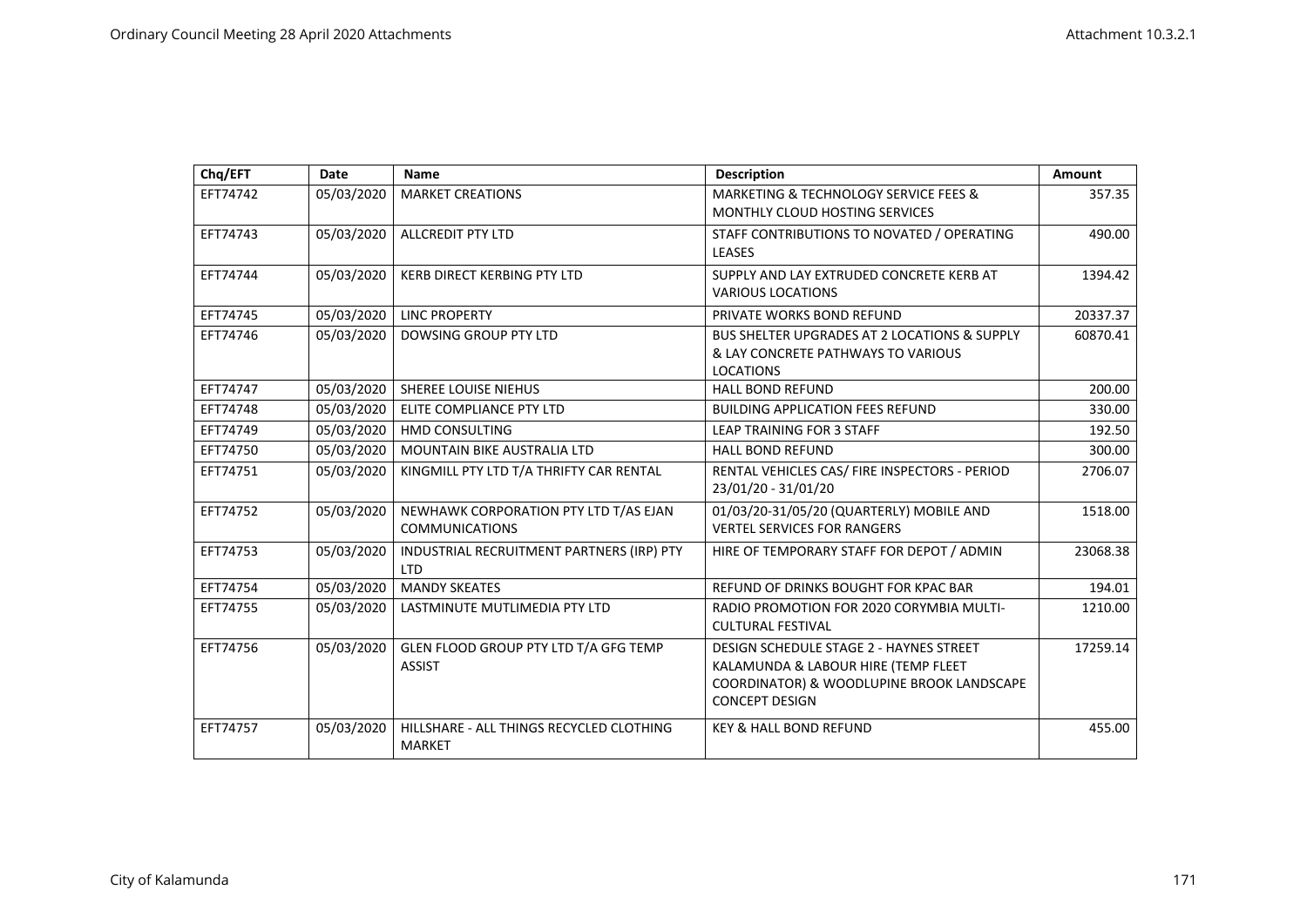| Chq/EFT | Date | Name | Description | Amount |
|---|---|---|---|---|
| EFT74742 | 05/03/2020 | MARKET CREATIONS | MARKETING & TECHNOLOGY SERVICE FEES & MONTHLY CLOUD HOSTING SERVICES | 357.35 |
| EFT74743 | 05/03/2020 | ALLCREDIT PTY LTD | STAFF CONTRIBUTIONS TO NOVATED / OPERATING LEASES | 490.00 |
| EFT74744 | 05/03/2020 | KERB DIRECT KERBING PTY LTD | SUPPLY AND LAY EXTRUDED CONCRETE KERB AT VARIOUS LOCATIONS | 1394.42 |
| EFT74745 | 05/03/2020 | LINC PROPERTY | PRIVATE WORKS BOND REFUND | 20337.37 |
| EFT74746 | 05/03/2020 | DOWSING GROUP PTY LTD | BUS SHELTER UPGRADES AT 2 LOCATIONS & SUPPLY & LAY CONCRETE PATHWAYS TO VARIOUS LOCATIONS | 60870.41 |
| EFT74747 | 05/03/2020 | SHEREE LOUISE NIEHUS | HALL BOND REFUND | 200.00 |
| EFT74748 | 05/03/2020 | ELITE COMPLIANCE PTY LTD | BUILDING APPLICATION FEES REFUND | 330.00 |
| EFT74749 | 05/03/2020 | HMD CONSULTING | LEAP TRAINING FOR 3 STAFF | 192.50 |
| EFT74750 | 05/03/2020 | MOUNTAIN BIKE AUSTRALIA LTD | HALL BOND REFUND | 300.00 |
| EFT74751 | 05/03/2020 | KINGMILL PTY LTD T/A THRIFTY CAR RENTAL | RENTAL VEHICLES CAS/ FIRE INSPECTORS - PERIOD 23/01/20 - 31/01/20 | 2706.07 |
| EFT74752 | 05/03/2020 | NEWHAWK CORPORATION PTY LTD T/AS EJAN COMMUNICATIONS | 01/03/20-31/05/20 (QUARTERLY) MOBILE AND VERTEL SERVICES FOR RANGERS | 1518.00 |
| EFT74753 | 05/03/2020 | INDUSTRIAL RECRUITMENT PARTNERS (IRP) PTY LTD | HIRE OF TEMPORARY STAFF FOR DEPOT / ADMIN | 23068.38 |
| EFT74754 | 05/03/2020 | MANDY SKEATES | REFUND OF DRINKS BOUGHT FOR KPAC BAR | 194.01 |
| EFT74755 | 05/03/2020 | LASTMINUTE MUTLIMEDIA PTY LTD | RADIO PROMOTION FOR 2020 CORYMBIA MULTI-CULTURAL FESTIVAL | 1210.00 |
| EFT74756 | 05/03/2020 | GLEN FLOOD GROUP PTY LTD T/A GFG TEMP ASSIST | DESIGN SCHEDULE STAGE 2 - HAYNES STREET KALAMUNDA & LABOUR HIRE (TEMP FLEET COORDINATOR) & WOODLUPINE BROOK LANDSCAPE CONCEPT DESIGN | 17259.14 |
| EFT74757 | 05/03/2020 | HILLSHARE - ALL THINGS RECYCLED CLOTHING MARKET | KEY & HALL BOND REFUND | 455.00 |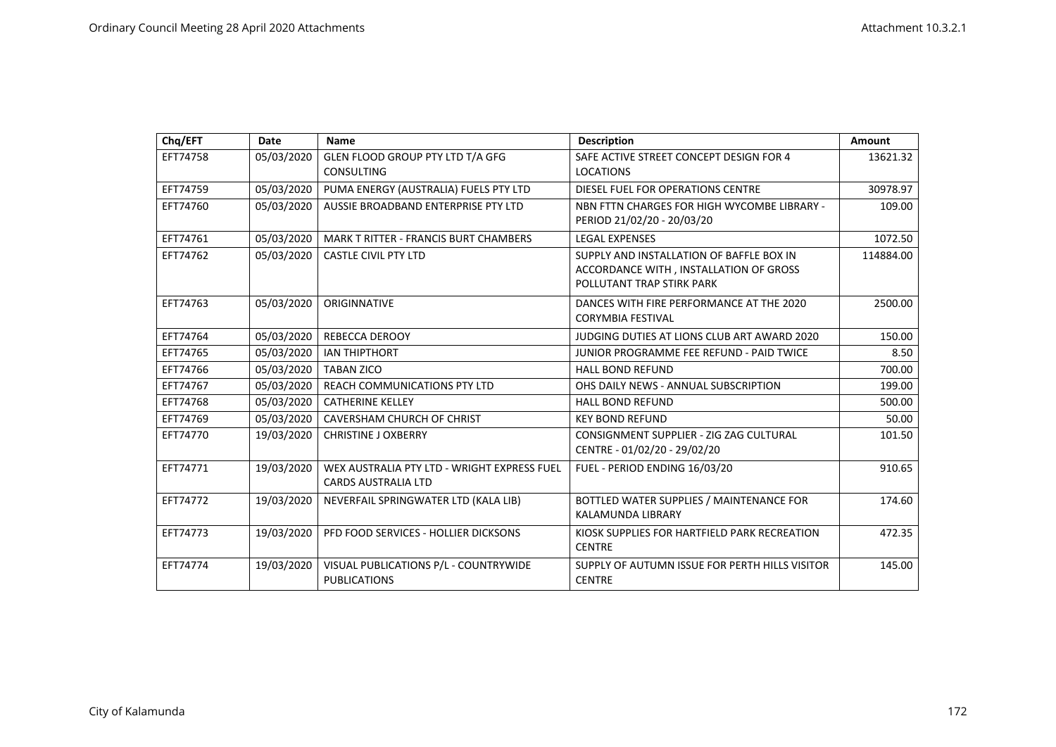| Chq/EFT | Date | Name | Description | Amount |
|---|---|---|---|---|
| EFT74758 | 05/03/2020 | GLEN FLOOD GROUP PTY LTD T/A GFG CONSULTING | SAFE ACTIVE STREET CONCEPT DESIGN FOR 4 LOCATIONS | 13621.32 |
| EFT74759 | 05/03/2020 | PUMA ENERGY (AUSTRALIA) FUELS PTY LTD | DIESEL FUEL FOR OPERATIONS CENTRE | 30978.97 |
| EFT74760 | 05/03/2020 | AUSSIE BROADBAND ENTERPRISE PTY LTD | NBN FTTN CHARGES FOR HIGH WYCOMBE LIBRARY - PERIOD 21/02/20 - 20/03/20 | 109.00 |
| EFT74761 | 05/03/2020 | MARK T RITTER - FRANCIS BURT CHAMBERS | LEGAL EXPENSES | 1072.50 |
| EFT74762 | 05/03/2020 | CASTLE CIVIL PTY LTD | SUPPLY AND INSTALLATION OF BAFFLE BOX IN ACCORDANCE WITH , INSTALLATION OF GROSS POLLUTANT TRAP STIRK PARK | 114884.00 |
| EFT74763 | 05/03/2020 | ORIGINNATIVE | DANCES WITH FIRE PERFORMANCE AT THE 2020 CORYMBIA FESTIVAL | 2500.00 |
| EFT74764 | 05/03/2020 | REBECCA DEROOY | JUDGING DUTIES AT LIONS CLUB ART AWARD 2020 | 150.00 |
| EFT74765 | 05/03/2020 | IAN THIPTHORT | JUNIOR PROGRAMME FEE REFUND - PAID TWICE | 8.50 |
| EFT74766 | 05/03/2020 | TABAN ZICO | HALL BOND REFUND | 700.00 |
| EFT74767 | 05/03/2020 | REACH COMMUNICATIONS PTY LTD | OHS DAILY NEWS - ANNUAL SUBSCRIPTION | 199.00 |
| EFT74768 | 05/03/2020 | CATHERINE KELLEY | HALL BOND REFUND | 500.00 |
| EFT74769 | 05/03/2020 | CAVERSHAM CHURCH OF CHRIST | KEY BOND REFUND | 50.00 |
| EFT74770 | 19/03/2020 | CHRISTINE J OXBERRY | CONSIGNMENT SUPPLIER - ZIG ZAG CULTURAL CENTRE - 01/02/20 - 29/02/20 | 101.50 |
| EFT74771 | 19/03/2020 | WEX AUSTRALIA PTY LTD - WRIGHT EXPRESS FUEL CARDS AUSTRALIA LTD | FUEL - PERIOD ENDING 16/03/20 | 910.65 |
| EFT74772 | 19/03/2020 | NEVERFAIL SPRINGWATER LTD (KALA LIB) | BOTTLED WATER SUPPLIES / MAINTENANCE FOR KALAMUNDA LIBRARY | 174.60 |
| EFT74773 | 19/03/2020 | PFD FOOD SERVICES - HOLLIER DICKSONS | KIOSK SUPPLIES FOR HARTFIELD PARK RECREATION CENTRE | 472.35 |
| EFT74774 | 19/03/2020 | VISUAL PUBLICATIONS P/L - COUNTRYWIDE PUBLICATIONS | SUPPLY OF AUTUMN ISSUE FOR PERTH HILLS VISITOR CENTRE | 145.00 |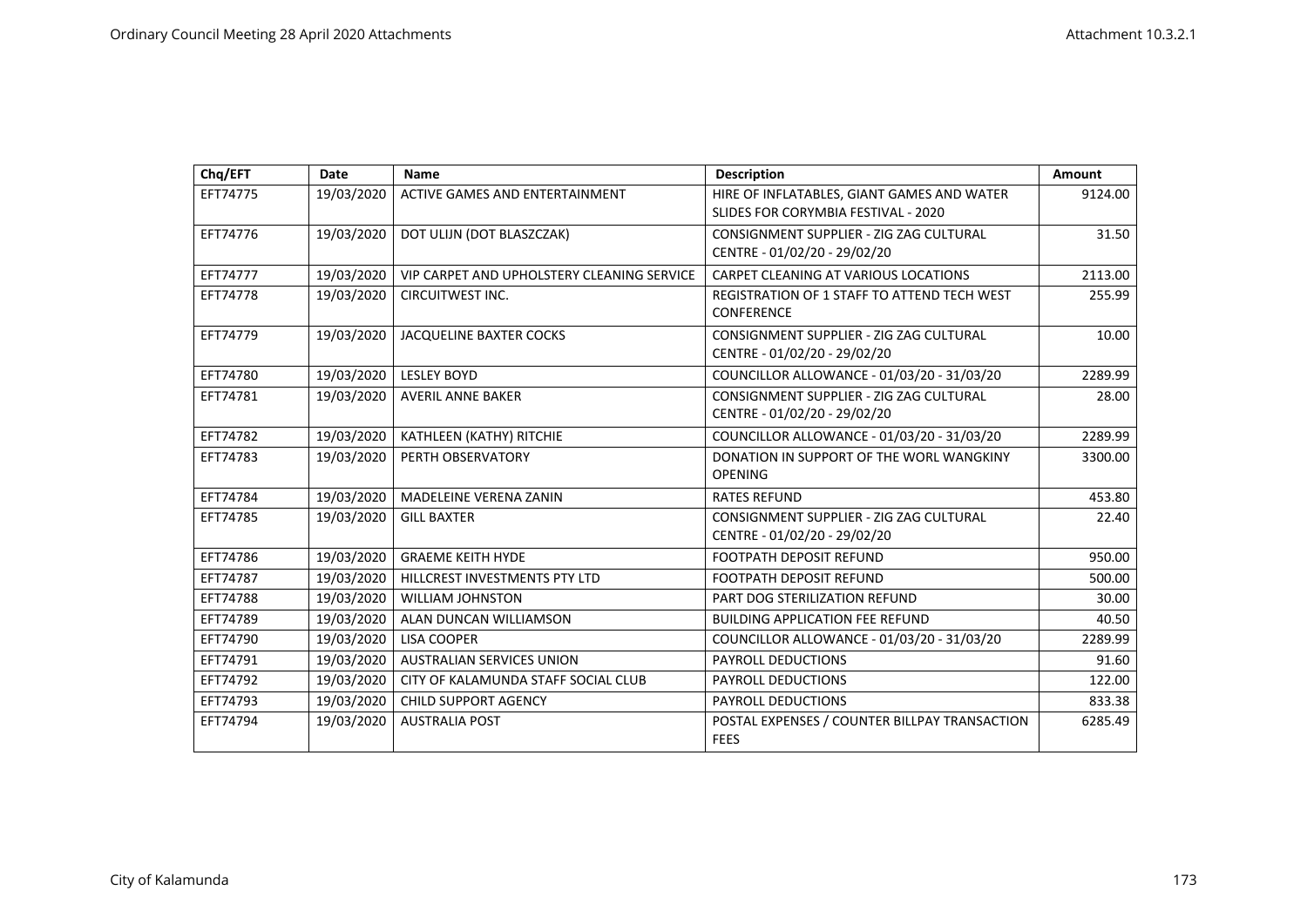| Chq/EFT | Date | Name | Description | Amount |
|---|---|---|---|---|
| EFT74775 | 19/03/2020 | ACTIVE GAMES AND ENTERTAINMENT | HIRE OF INFLATABLES, GIANT GAMES AND WATER SLIDES FOR CORYMBIA FESTIVAL - 2020 | 9124.00 |
| EFT74776 | 19/03/2020 | DOT ULIJN (DOT BLASZCZAK) | CONSIGNMENT SUPPLIER - ZIG ZAG CULTURAL CENTRE - 01/02/20 - 29/02/20 | 31.50 |
| EFT74777 | 19/03/2020 | VIP CARPET AND UPHOLSTERY CLEANING SERVICE | CARPET CLEANING AT VARIOUS LOCATIONS | 2113.00 |
| EFT74778 | 19/03/2020 | CIRCUITWEST INC. | REGISTRATION OF 1 STAFF TO ATTEND TECH WEST CONFERENCE | 255.99 |
| EFT74779 | 19/03/2020 | JACQUELINE BAXTER COCKS | CONSIGNMENT SUPPLIER - ZIG ZAG CULTURAL CENTRE - 01/02/20 - 29/02/20 | 10.00 |
| EFT74780 | 19/03/2020 | LESLEY BOYD | COUNCILLOR ALLOWANCE - 01/03/20 - 31/03/20 | 2289.99 |
| EFT74781 | 19/03/2020 | AVERIL ANNE BAKER | CONSIGNMENT SUPPLIER - ZIG ZAG CULTURAL CENTRE - 01/02/20 - 29/02/20 | 28.00 |
| EFT74782 | 19/03/2020 | KATHLEEN (KATHY) RITCHIE | COUNCILLOR ALLOWANCE - 01/03/20 - 31/03/20 | 2289.99 |
| EFT74783 | 19/03/2020 | PERTH OBSERVATORY | DONATION IN SUPPORT OF THE WORL WANGKINY OPENING | 3300.00 |
| EFT74784 | 19/03/2020 | MADELEINE VERENA ZANIN | RATES REFUND | 453.80 |
| EFT74785 | 19/03/2020 | GILL BAXTER | CONSIGNMENT SUPPLIER - ZIG ZAG CULTURAL CENTRE - 01/02/20 - 29/02/20 | 22.40 |
| EFT74786 | 19/03/2020 | GRAEME KEITH HYDE | FOOTPATH DEPOSIT REFUND | 950.00 |
| EFT74787 | 19/03/2020 | HILLCREST INVESTMENTS PTY LTD | FOOTPATH DEPOSIT REFUND | 500.00 |
| EFT74788 | 19/03/2020 | WILLIAM JOHNSTON | PART DOG STERILIZATION REFUND | 30.00 |
| EFT74789 | 19/03/2020 | ALAN DUNCAN WILLIAMSON | BUILDING APPLICATION FEE REFUND | 40.50 |
| EFT74790 | 19/03/2020 | LISA COOPER | COUNCILLOR ALLOWANCE - 01/03/20 - 31/03/20 | 2289.99 |
| EFT74791 | 19/03/2020 | AUSTRALIAN SERVICES UNION | PAYROLL DEDUCTIONS | 91.60 |
| EFT74792 | 19/03/2020 | CITY OF KALAMUNDA STAFF SOCIAL CLUB | PAYROLL DEDUCTIONS | 122.00 |
| EFT74793 | 19/03/2020 | CHILD SUPPORT AGENCY | PAYROLL DEDUCTIONS | 833.38 |
| EFT74794 | 19/03/2020 | AUSTRALIA POST | POSTAL EXPENSES / COUNTER BILLPAY TRANSACTION FEES | 6285.49 |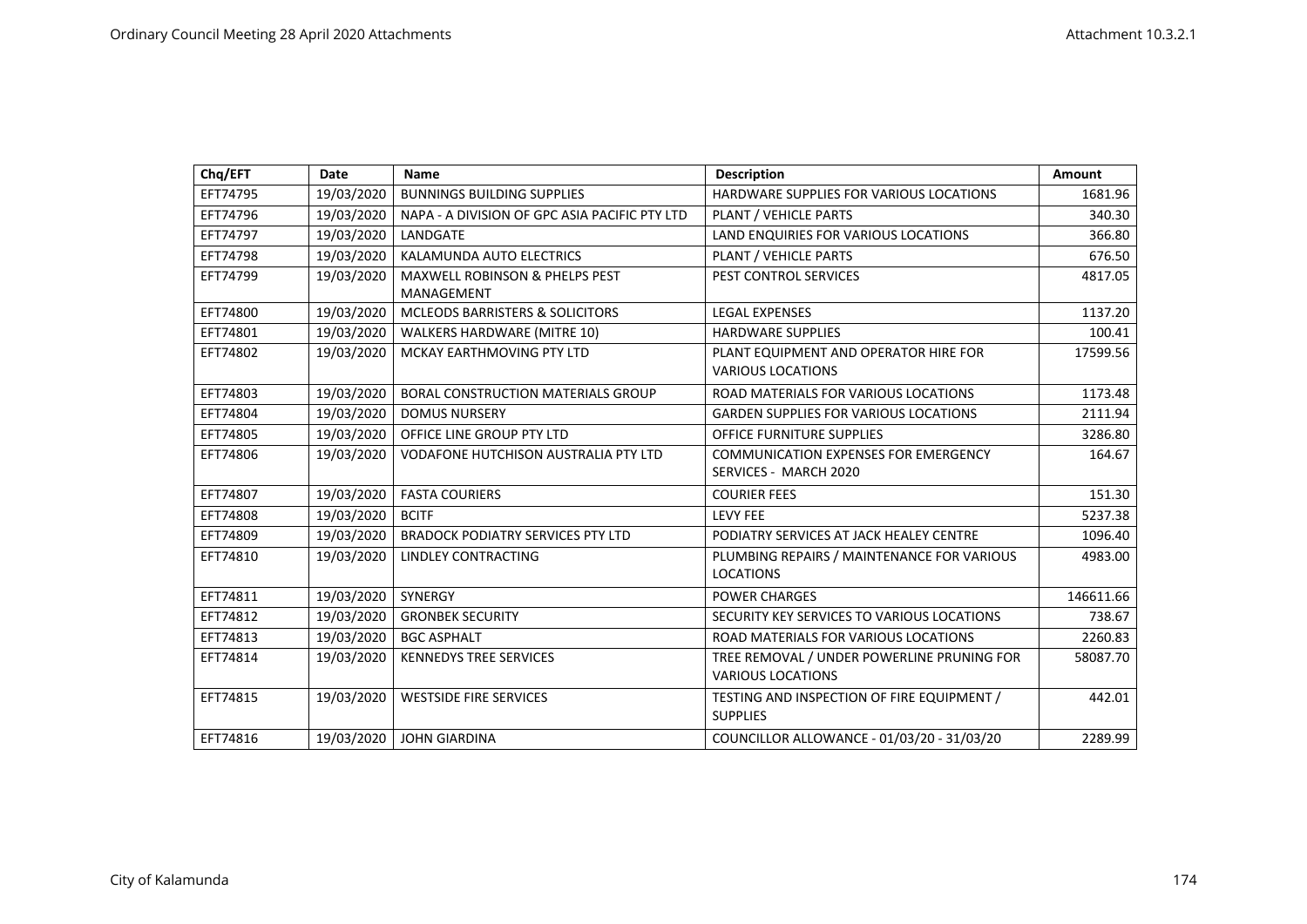| Chq/EFT | Date | Name | Description | Amount |
|---|---|---|---|---|
| EFT74795 | 19/03/2020 | BUNNINGS BUILDING SUPPLIES | HARDWARE SUPPLIES FOR VARIOUS LOCATIONS | 1681.96 |
| EFT74796 | 19/03/2020 | NAPA - A DIVISION OF GPC ASIA PACIFIC PTY LTD | PLANT / VEHICLE PARTS | 340.30 |
| EFT74797 | 19/03/2020 | LANDGATE | LAND ENQUIRIES FOR VARIOUS LOCATIONS | 366.80 |
| EFT74798 | 19/03/2020 | KALAMUNDA AUTO ELECTRICS | PLANT / VEHICLE PARTS | 676.50 |
| EFT74799 | 19/03/2020 | MAXWELL ROBINSON & PHELPS PEST MANAGEMENT | PEST CONTROL SERVICES | 4817.05 |
| EFT74800 | 19/03/2020 | MCLEODS BARRISTERS & SOLICITORS | LEGAL EXPENSES | 1137.20 |
| EFT74801 | 19/03/2020 | WALKERS HARDWARE (MITRE 10) | HARDWARE SUPPLIES | 100.41 |
| EFT74802 | 19/03/2020 | MCKAY EARTHMOVING PTY LTD | PLANT EQUIPMENT AND OPERATOR HIRE FOR VARIOUS LOCATIONS | 17599.56 |
| EFT74803 | 19/03/2020 | BORAL CONSTRUCTION MATERIALS GROUP | ROAD MATERIALS FOR VARIOUS LOCATIONS | 1173.48 |
| EFT74804 | 19/03/2020 | DOMUS NURSERY | GARDEN SUPPLIES FOR VARIOUS LOCATIONS | 2111.94 |
| EFT74805 | 19/03/2020 | OFFICE LINE GROUP PTY LTD | OFFICE FURNITURE SUPPLIES | 3286.80 |
| EFT74806 | 19/03/2020 | VODAFONE HUTCHISON AUSTRALIA PTY LTD | COMMUNICATION EXPENSES FOR EMERGENCY SERVICES - MARCH 2020 | 164.67 |
| EFT74807 | 19/03/2020 | FASTA COURIERS | COURIER FEES | 151.30 |
| EFT74808 | 19/03/2020 | BCITF | LEVY FEE | 5237.38 |
| EFT74809 | 19/03/2020 | BRADOCK PODIATRY SERVICES PTY LTD | PODIATRY SERVICES AT JACK HEALEY CENTRE | 1096.40 |
| EFT74810 | 19/03/2020 | LINDLEY CONTRACTING | PLUMBING REPAIRS / MAINTENANCE FOR VARIOUS LOCATIONS | 4983.00 |
| EFT74811 | 19/03/2020 | SYNERGY | POWER CHARGES | 146611.66 |
| EFT74812 | 19/03/2020 | GRONBEK SECURITY | SECURITY KEY SERVICES TO VARIOUS LOCATIONS | 738.67 |
| EFT74813 | 19/03/2020 | BGC ASPHALT | ROAD MATERIALS FOR VARIOUS LOCATIONS | 2260.83 |
| EFT74814 | 19/03/2020 | KENNEDYS TREE SERVICES | TREE REMOVAL / UNDER POWERLINE PRUNING FOR VARIOUS LOCATIONS | 58087.70 |
| EFT74815 | 19/03/2020 | WESTSIDE FIRE SERVICES | TESTING AND INSPECTION OF FIRE EQUIPMENT / SUPPLIES | 442.01 |
| EFT74816 | 19/03/2020 | JOHN GIARDINA | COUNCILLOR ALLOWANCE - 01/03/20 - 31/03/20 | 2289.99 |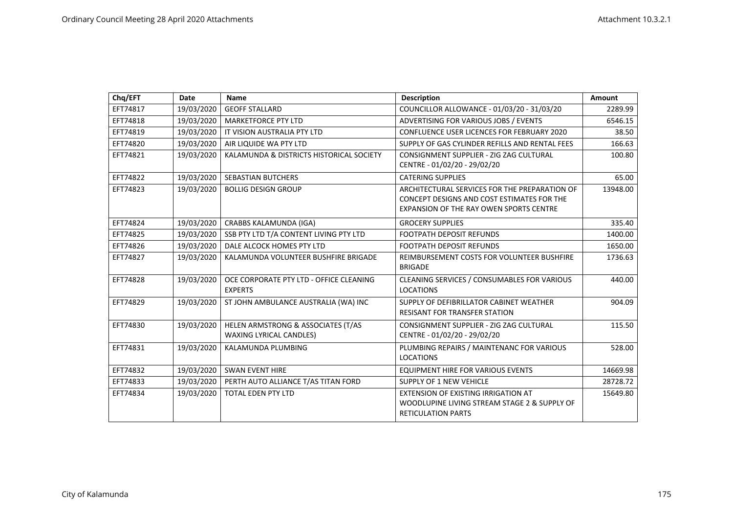| Chq/EFT | Date | Name | Description | Amount |
|---|---|---|---|---|
| EFT74817 | 19/03/2020 | GEOFF STALLARD | COUNCILLOR ALLOWANCE - 01/03/20 - 31/03/20 | 2289.99 |
| EFT74818 | 19/03/2020 | MARKETFORCE PTY LTD | ADVERTISING FOR VARIOUS JOBS / EVENTS | 6546.15 |
| EFT74819 | 19/03/2020 | IT VISION AUSTRALIA PTY LTD | CONFLUENCE USER LICENCES FOR FEBRUARY 2020 | 38.50 |
| EFT74820 | 19/03/2020 | AIR LIQUIDE WA PTY LTD | SUPPLY OF GAS CYLINDER REFILLS AND RENTAL FEES | 166.63 |
| EFT74821 | 19/03/2020 | KALAMUNDA & DISTRICTS HISTORICAL SOCIETY | CONSIGNMENT SUPPLIER - ZIG ZAG CULTURAL CENTRE - 01/02/20 - 29/02/20 | 100.80 |
| EFT74822 | 19/03/2020 | SEBASTIAN BUTCHERS | CATERING SUPPLIES | 65.00 |
| EFT74823 | 19/03/2020 | BOLLIG DESIGN GROUP | ARCHITECTURAL SERVICES FOR THE PREPARATION OF CONCEPT DESIGNS AND COST ESTIMATES FOR THE EXPANSION OF THE RAY OWEN SPORTS CENTRE | 13948.00 |
| EFT74824 | 19/03/2020 | CRABBS KALAMUNDA (IGA) | GROCERY SUPPLIES | 335.40 |
| EFT74825 | 19/03/2020 | SSB PTY LTD T/A CONTENT LIVING PTY LTD | FOOTPATH DEPOSIT REFUNDS | 1400.00 |
| EFT74826 | 19/03/2020 | DALE ALCOCK HOMES PTY LTD | FOOTPATH DEPOSIT REFUNDS | 1650.00 |
| EFT74827 | 19/03/2020 | KALAMUNDA VOLUNTEER BUSHFIRE BRIGADE | REIMBURSEMENT COSTS FOR VOLUNTEER BUSHFIRE BRIGADE | 1736.63 |
| EFT74828 | 19/03/2020 | OCE CORPORATE PTY LTD - OFFICE CLEANING EXPERTS | CLEANING SERVICES / CONSUMABLES FOR VARIOUS LOCATIONS | 440.00 |
| EFT74829 | 19/03/2020 | ST JOHN AMBULANCE AUSTRALIA (WA) INC | SUPPLY OF DEFIBRILLATOR CABINET WEATHER RESISANT FOR TRANSFER STATION | 904.09 |
| EFT74830 | 19/03/2020 | HELEN ARMSTRONG & ASSOCIATES (T/AS WAXING LYRICAL CANDLES) | CONSIGNMENT SUPPLIER - ZIG ZAG CULTURAL CENTRE - 01/02/20 - 29/02/20 | 115.50 |
| EFT74831 | 19/03/2020 | KALAMUNDA PLUMBING | PLUMBING REPAIRS / MAINTENANC FOR VARIOUS LOCATIONS | 528.00 |
| EFT74832 | 19/03/2020 | SWAN EVENT HIRE | EQUIPMENT HIRE FOR VARIOUS EVENTS | 14669.98 |
| EFT74833 | 19/03/2020 | PERTH AUTO ALLIANCE T/AS TITAN FORD | SUPPLY OF 1 NEW VEHICLE | 28728.72 |
| EFT74834 | 19/03/2020 | TOTAL EDEN PTY LTD | EXTENSION OF EXISTING IRRIGATION AT WOODLUPINE LIVING STREAM STAGE 2 & SUPPLY OF RETICULATION PARTS | 15649.80 |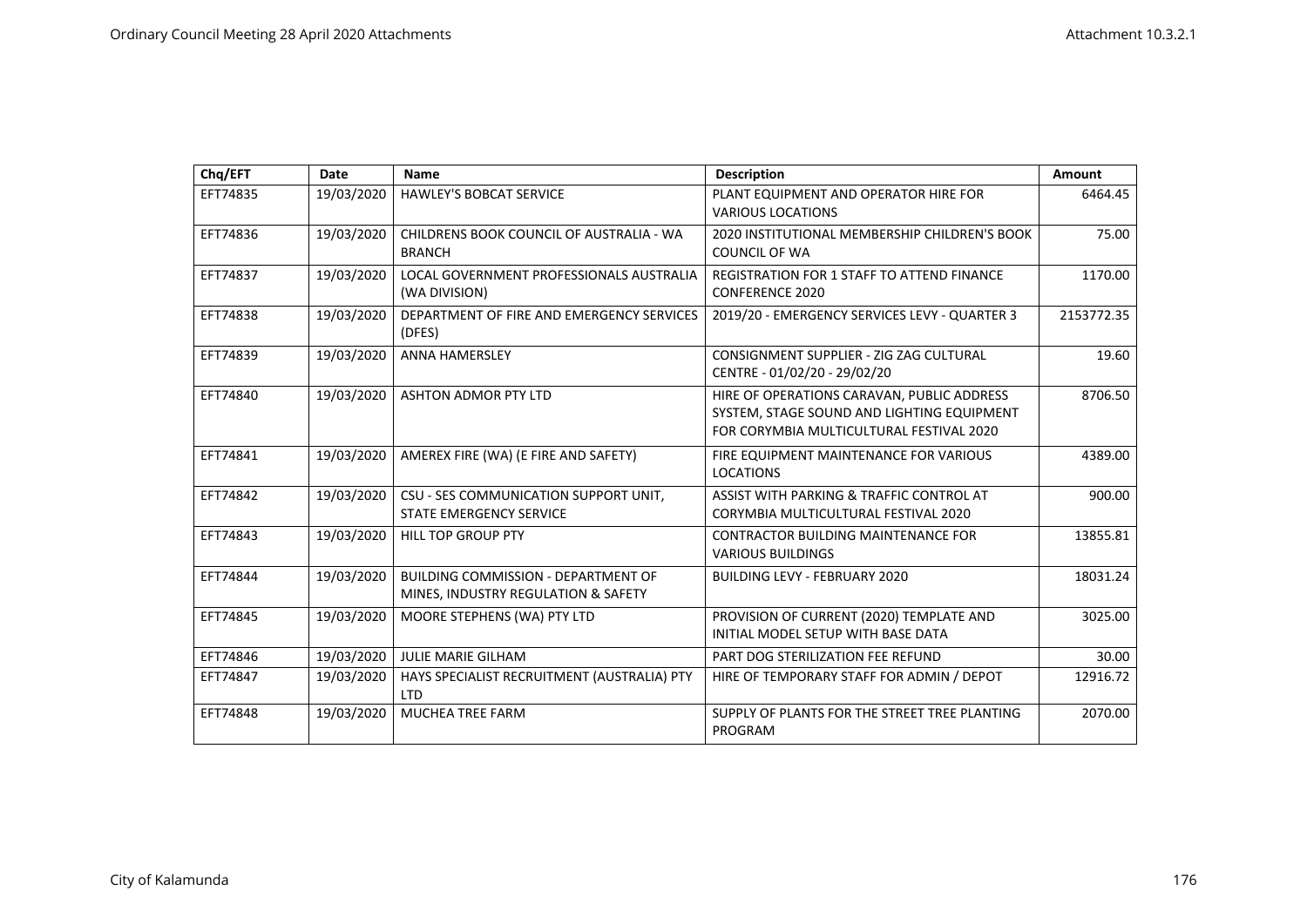| Chq/EFT | Date | Name | Description | Amount |
| --- | --- | --- | --- | --- |
| EFT74835 | 19/03/2020 | HAWLEY'S BOBCAT SERVICE | PLANT EQUIPMENT AND OPERATOR HIRE FOR VARIOUS LOCATIONS | 6464.45 |
| EFT74836 | 19/03/2020 | CHILDRENS BOOK COUNCIL OF AUSTRALIA - WA BRANCH | 2020 INSTITUTIONAL MEMBERSHIP CHILDREN'S BOOK COUNCIL OF WA | 75.00 |
| EFT74837 | 19/03/2020 | LOCAL GOVERNMENT PROFESSIONALS AUSTRALIA (WA DIVISION) | REGISTRATION FOR 1 STAFF TO ATTEND FINANCE CONFERENCE 2020 | 1170.00 |
| EFT74838 | 19/03/2020 | DEPARTMENT OF FIRE AND EMERGENCY SERVICES (DFES) | 2019/20 - EMERGENCY SERVICES LEVY - QUARTER 3 | 2153772.35 |
| EFT74839 | 19/03/2020 | ANNA HAMERSLEY | CONSIGNMENT SUPPLIER - ZIG ZAG CULTURAL CENTRE - 01/02/20 - 29/02/20 | 19.60 |
| EFT74840 | 19/03/2020 | ASHTON ADMOR PTY LTD | HIRE OF OPERATIONS CARAVAN, PUBLIC ADDRESS SYSTEM, STAGE SOUND AND LIGHTING EQUIPMENT FOR CORYMBIA MULTICULTURAL FESTIVAL 2020 | 8706.50 |
| EFT74841 | 19/03/2020 | AMEREX FIRE (WA) (E FIRE AND SAFETY) | FIRE EQUIPMENT MAINTENANCE FOR VARIOUS LOCATIONS | 4389.00 |
| EFT74842 | 19/03/2020 | CSU - SES COMMUNICATION SUPPORT UNIT, STATE EMERGENCY SERVICE | ASSIST WITH PARKING & TRAFFIC CONTROL AT CORYMBIA MULTICULTURAL FESTIVAL 2020 | 900.00 |
| EFT74843 | 19/03/2020 | HILL TOP GROUP PTY | CONTRACTOR BUILDING MAINTENANCE FOR VARIOUS BUILDINGS | 13855.81 |
| EFT74844 | 19/03/2020 | BUILDING COMMISSION - DEPARTMENT OF MINES, INDUSTRY REGULATION & SAFETY | BUILDING LEVY - FEBRUARY 2020 | 18031.24 |
| EFT74845 | 19/03/2020 | MOORE STEPHENS (WA) PTY LTD | PROVISION OF CURRENT (2020) TEMPLATE AND INITIAL MODEL SETUP WITH BASE DATA | 3025.00 |
| EFT74846 | 19/03/2020 | JULIE MARIE GILHAM | PART DOG STERILIZATION FEE REFUND | 30.00 |
| EFT74847 | 19/03/2020 | HAYS SPECIALIST RECRUITMENT (AUSTRALIA) PTY LTD | HIRE OF TEMPORARY STAFF FOR ADMIN / DEPOT | 12916.72 |
| EFT74848 | 19/03/2020 | MUCHEA TREE FARM | SUPPLY OF PLANTS FOR THE STREET TREE PLANTING PROGRAM | 2070.00 |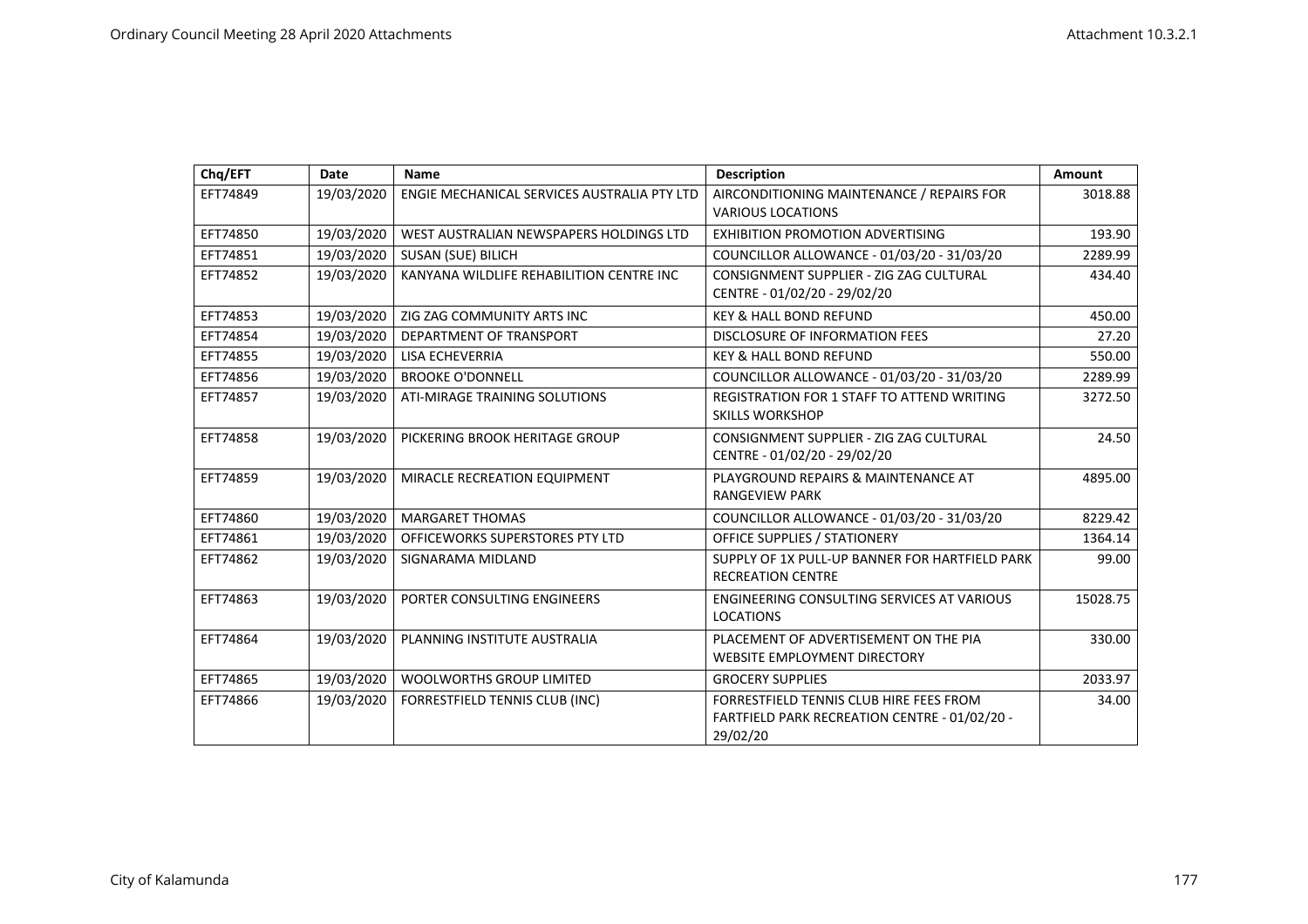| Chq/EFT | Date | Name | Description | Amount |
|---|---|---|---|---|
| EFT74849 | 19/03/2020 | ENGIE MECHANICAL SERVICES AUSTRALIA PTY LTD | AIRCONDITIONING MAINTENANCE / REPAIRS FOR VARIOUS LOCATIONS | 3018.88 |
| EFT74850 | 19/03/2020 | WEST AUSTRALIAN NEWSPAPERS HOLDINGS LTD | EXHIBITION PROMOTION ADVERTISING | 193.90 |
| EFT74851 | 19/03/2020 | SUSAN (SUE) BILICH | COUNCILLOR ALLOWANCE - 01/03/20 - 31/03/20 | 2289.99 |
| EFT74852 | 19/03/2020 | KANYANA WILDLIFE REHABILITION CENTRE INC | CONSIGNMENT SUPPLIER - ZIG ZAG CULTURAL CENTRE - 01/02/20 - 29/02/20 | 434.40 |
| EFT74853 | 19/03/2020 | ZIG ZAG COMMUNITY ARTS INC | KEY & HALL BOND REFUND | 450.00 |
| EFT74854 | 19/03/2020 | DEPARTMENT OF TRANSPORT | DISCLOSURE OF INFORMATION FEES | 27.20 |
| EFT74855 | 19/03/2020 | LISA ECHEVERRIA | KEY & HALL BOND REFUND | 550.00 |
| EFT74856 | 19/03/2020 | BROOKE O'DONNELL | COUNCILLOR ALLOWANCE - 01/03/20 - 31/03/20 | 2289.99 |
| EFT74857 | 19/03/2020 | ATI-MIRAGE TRAINING SOLUTIONS | REGISTRATION FOR 1 STAFF TO ATTEND WRITING SKILLS WORKSHOP | 3272.50 |
| EFT74858 | 19/03/2020 | PICKERING BROOK HERITAGE GROUP | CONSIGNMENT SUPPLIER - ZIG ZAG CULTURAL CENTRE - 01/02/20 - 29/02/20 | 24.50 |
| EFT74859 | 19/03/2020 | MIRACLE RECREATION EQUIPMENT | PLAYGROUND REPAIRS & MAINTENANCE AT RANGEVIEW PARK | 4895.00 |
| EFT74860 | 19/03/2020 | MARGARET THOMAS | COUNCILLOR ALLOWANCE - 01/03/20 - 31/03/20 | 8229.42 |
| EFT74861 | 19/03/2020 | OFFICEWORKS SUPERSTORES PTY LTD | OFFICE SUPPLIES / STATIONERY | 1364.14 |
| EFT74862 | 19/03/2020 | SIGNARAMA MIDLAND | SUPPLY OF 1X PULL-UP BANNER FOR HARTFIELD PARK RECREATION CENTRE | 99.00 |
| EFT74863 | 19/03/2020 | PORTER CONSULTING ENGINEERS | ENGINEERING CONSULTING SERVICES AT VARIOUS LOCATIONS | 15028.75 |
| EFT74864 | 19/03/2020 | PLANNING INSTITUTE AUSTRALIA | PLACEMENT OF ADVERTISEMENT ON THE PIA WEBSITE EMPLOYMENT DIRECTORY | 330.00 |
| EFT74865 | 19/03/2020 | WOOLWORTHS GROUP LIMITED | GROCERY SUPPLIES | 2033.97 |
| EFT74866 | 19/03/2020 | FORRESTFIELD TENNIS CLUB (INC) | FORRESTFIELD TENNIS CLUB HIRE FEES FROM FARTFIELD PARK RECREATION CENTRE - 01/02/20 - 29/02/20 | 34.00 |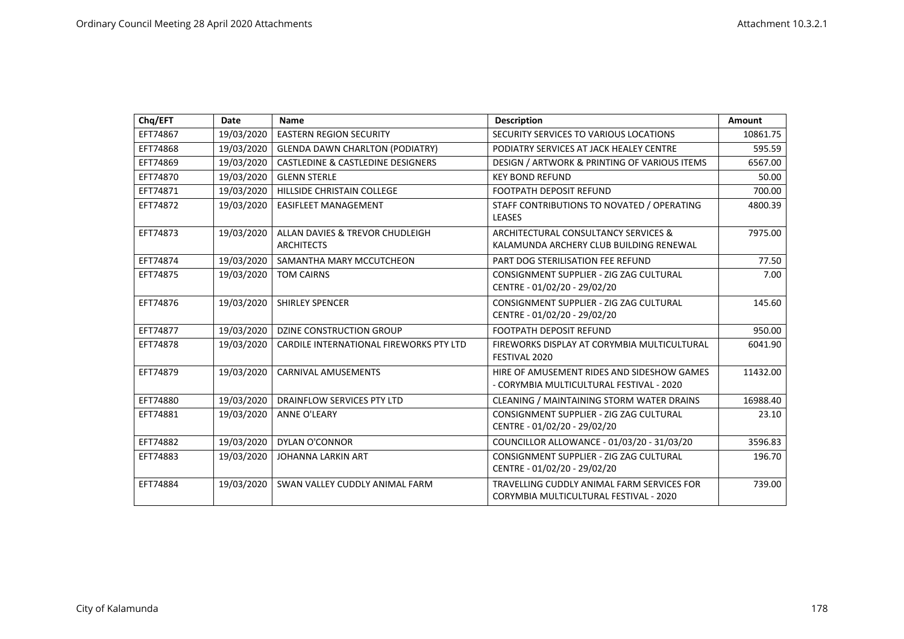| Chq/EFT | Date | Name | Description | Amount |
|---|---|---|---|---|
| EFT74867 | 19/03/2020 | EASTERN REGION SECURITY | SECURITY SERVICES TO VARIOUS LOCATIONS | 10861.75 |
| EFT74868 | 19/03/2020 | GLENDA DAWN CHARLTON (PODIATRY) | PODIATRY SERVICES AT JACK HEALEY CENTRE | 595.59 |
| EFT74869 | 19/03/2020 | CASTLEDINE & CASTLEDINE DESIGNERS | DESIGN / ARTWORK & PRINTING OF VARIOUS ITEMS | 6567.00 |
| EFT74870 | 19/03/2020 | GLENN STERLE | KEY BOND REFUND | 50.00 |
| EFT74871 | 19/03/2020 | HILLSIDE CHRISTAIN COLLEGE | FOOTPATH DEPOSIT REFUND | 700.00 |
| EFT74872 | 19/03/2020 | EASIFLEET MANAGEMENT | STAFF CONTRIBUTIONS TO NOVATED / OPERATING LEASES | 4800.39 |
| EFT74873 | 19/03/2020 | ALLAN DAVIES & TREVOR CHUDLEIGH ARCHITECTS | ARCHITECTURAL CONSULTANCY SERVICES & KALAMUNDA ARCHERY CLUB BUILDING RENEWAL | 7975.00 |
| EFT74874 | 19/03/2020 | SAMANTHA MARY MCCUTCHEON | PART DOG STERILISATION FEE REFUND | 77.50 |
| EFT74875 | 19/03/2020 | TOM CAIRNS | CONSIGNMENT SUPPLIER - ZIG ZAG CULTURAL CENTRE - 01/02/20 - 29/02/20 | 7.00 |
| EFT74876 | 19/03/2020 | SHIRLEY SPENCER | CONSIGNMENT SUPPLIER - ZIG ZAG CULTURAL CENTRE - 01/02/20 - 29/02/20 | 145.60 |
| EFT74877 | 19/03/2020 | DZINE CONSTRUCTION GROUP | FOOTPATH DEPOSIT REFUND | 950.00 |
| EFT74878 | 19/03/2020 | CARDILE INTERNATIONAL FIREWORKS PTY LTD | FIREWORKS DISPLAY AT CORYMBIA MULTICULTURAL FESTIVAL 2020 | 6041.90 |
| EFT74879 | 19/03/2020 | CARNIVAL AMUSEMENTS | HIRE OF AMUSEMENT RIDES AND SIDESHOW GAMES - CORYMBIA MULTICULTURAL FESTIVAL - 2020 | 11432.00 |
| EFT74880 | 19/03/2020 | DRAINFLOW SERVICES PTY LTD | CLEANING / MAINTAINING STORM WATER DRAINS | 16988.40 |
| EFT74881 | 19/03/2020 | ANNE O'LEARY | CONSIGNMENT SUPPLIER - ZIG ZAG CULTURAL CENTRE - 01/02/20 - 29/02/20 | 23.10 |
| EFT74882 | 19/03/2020 | DYLAN O'CONNOR | COUNCILLOR ALLOWANCE - 01/03/20 - 31/03/20 | 3596.83 |
| EFT74883 | 19/03/2020 | JOHANNA LARKIN ART | CONSIGNMENT SUPPLIER - ZIG ZAG CULTURAL CENTRE - 01/02/20 - 29/02/20 | 196.70 |
| EFT74884 | 19/03/2020 | SWAN VALLEY CUDDLY ANIMAL FARM | TRAVELLING CUDDLY ANIMAL FARM SERVICES FOR CORYMBIA MULTICULTURAL FESTIVAL - 2020 | 739.00 |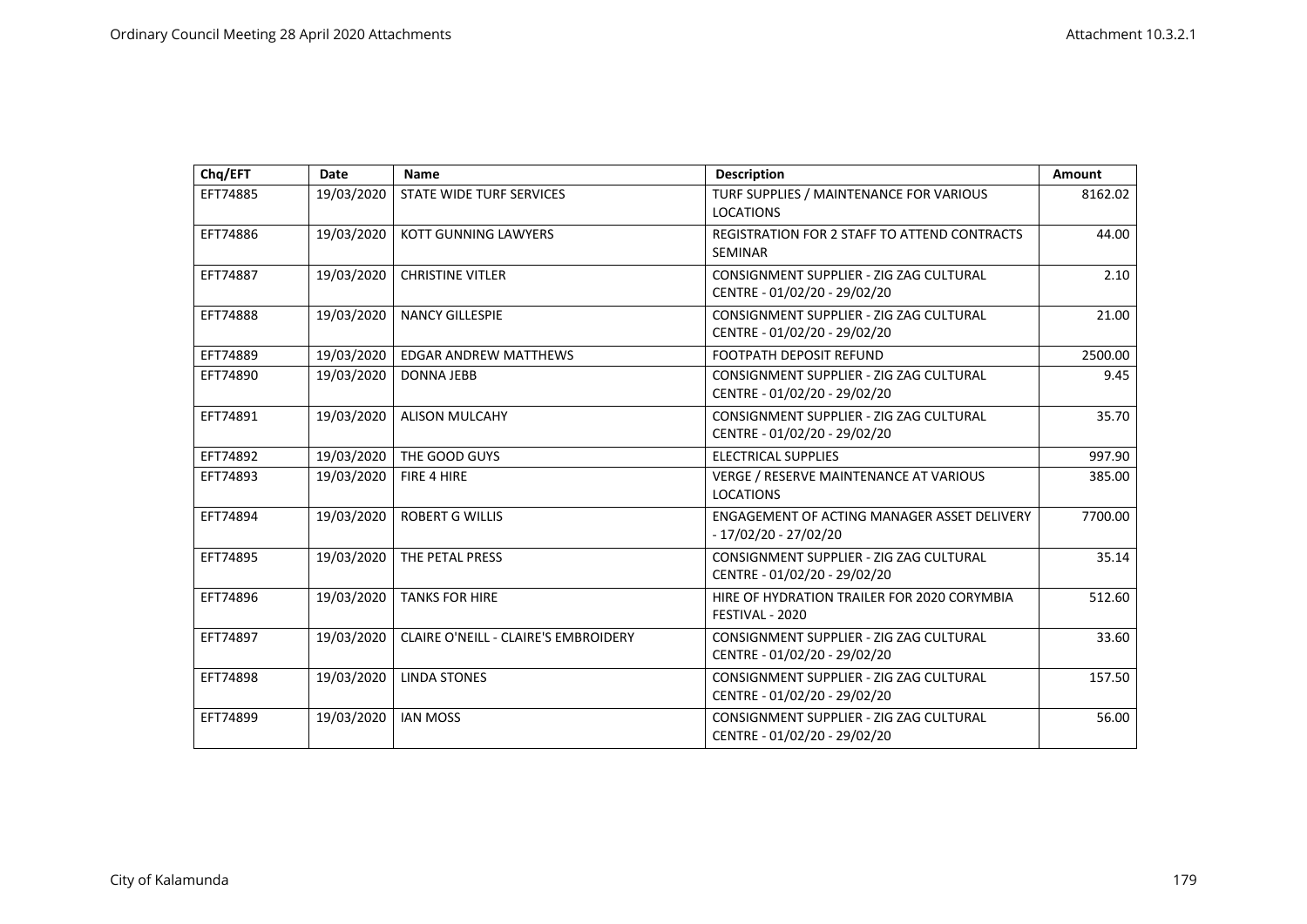| Chq/EFT | Date | Name | Description | Amount |
|---|---|---|---|---|
| EFT74885 | 19/03/2020 | STATE WIDE TURF SERVICES | TURF SUPPLIES / MAINTENANCE FOR VARIOUS LOCATIONS | 8162.02 |
| EFT74886 | 19/03/2020 | KOTT GUNNING LAWYERS | REGISTRATION FOR 2 STAFF TO ATTEND CONTRACTS SEMINAR | 44.00 |
| EFT74887 | 19/03/2020 | CHRISTINE VITLER | CONSIGNMENT SUPPLIER - ZIG ZAG CULTURAL CENTRE - 01/02/20 - 29/02/20 | 2.10 |
| EFT74888 | 19/03/2020 | NANCY GILLESPIE | CONSIGNMENT SUPPLIER - ZIG ZAG CULTURAL CENTRE - 01/02/20 - 29/02/20 | 21.00 |
| EFT74889 | 19/03/2020 | EDGAR ANDREW MATTHEWS | FOOTPATH DEPOSIT REFUND | 2500.00 |
| EFT74890 | 19/03/2020 | DONNA JEBB | CONSIGNMENT SUPPLIER - ZIG ZAG CULTURAL CENTRE - 01/02/20 - 29/02/20 | 9.45 |
| EFT74891 | 19/03/2020 | ALISON MULCAHY | CONSIGNMENT SUPPLIER - ZIG ZAG CULTURAL CENTRE - 01/02/20 - 29/02/20 | 35.70 |
| EFT74892 | 19/03/2020 | THE GOOD GUYS | ELECTRICAL SUPPLIES | 997.90 |
| EFT74893 | 19/03/2020 | FIRE 4 HIRE | VERGE / RESERVE MAINTENANCE AT VARIOUS LOCATIONS | 385.00 |
| EFT74894 | 19/03/2020 | ROBERT G WILLIS | ENGAGEMENT OF ACTING MANAGER ASSET DELIVERY - 17/02/20 - 27/02/20 | 7700.00 |
| EFT74895 | 19/03/2020 | THE PETAL PRESS | CONSIGNMENT SUPPLIER - ZIG ZAG CULTURAL CENTRE - 01/02/20 - 29/02/20 | 35.14 |
| EFT74896 | 19/03/2020 | TANKS FOR HIRE | HIRE OF HYDRATION TRAILER FOR 2020 CORYMBIA FESTIVAL - 2020 | 512.60 |
| EFT74897 | 19/03/2020 | CLAIRE O'NEILL - CLAIRE'S EMBROIDERY | CONSIGNMENT SUPPLIER - ZIG ZAG CULTURAL CENTRE - 01/02/20 - 29/02/20 | 33.60 |
| EFT74898 | 19/03/2020 | LINDA STONES | CONSIGNMENT SUPPLIER - ZIG ZAG CULTURAL CENTRE - 01/02/20 - 29/02/20 | 157.50 |
| EFT74899 | 19/03/2020 | IAN MOSS | CONSIGNMENT SUPPLIER - ZIG ZAG CULTURAL CENTRE - 01/02/20 - 29/02/20 | 56.00 |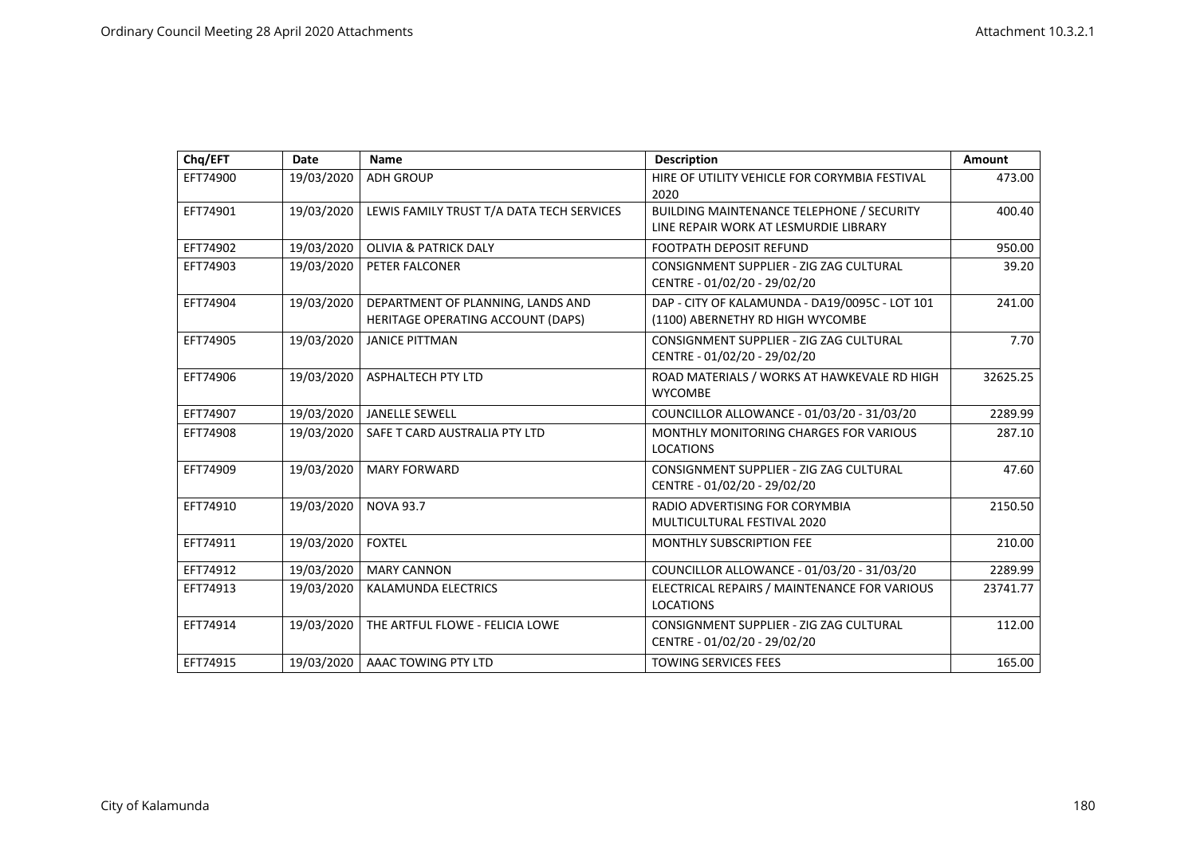| Chq/EFT | Date | Name | Description | Amount |
|---|---|---|---|---|
| EFT74900 | 19/03/2020 | ADH GROUP | HIRE OF UTILITY VEHICLE FOR CORYMBIA FESTIVAL 2020 | 473.00 |
| EFT74901 | 19/03/2020 | LEWIS FAMILY TRUST T/A DATA TECH SERVICES | BUILDING MAINTENANCE TELEPHONE / SECURITY LINE REPAIR WORK AT LESMURDIE LIBRARY | 400.40 |
| EFT74902 | 19/03/2020 | OLIVIA & PATRICK DALY | FOOTPATH DEPOSIT REFUND | 950.00 |
| EFT74903 | 19/03/2020 | PETER FALCONER | CONSIGNMENT SUPPLIER - ZIG ZAG CULTURAL CENTRE - 01/02/20 - 29/02/20 | 39.20 |
| EFT74904 | 19/03/2020 | DEPARTMENT OF PLANNING, LANDS AND HERITAGE OPERATING ACCOUNT (DAPS) | DAP - CITY OF KALAMUNDA - DA19/0095C - LOT 101 (1100) ABERNETHY RD HIGH WYCOMBE | 241.00 |
| EFT74905 | 19/03/2020 | JANICE PITTMAN | CONSIGNMENT SUPPLIER - ZIG ZAG CULTURAL CENTRE - 01/02/20 - 29/02/20 | 7.70 |
| EFT74906 | 19/03/2020 | ASPHALTECH PTY LTD | ROAD MATERIALS / WORKS AT HAWKEVALE RD HIGH WYCOMBE | 32625.25 |
| EFT74907 | 19/03/2020 | JANELLE SEWELL | COUNCILLOR ALLOWANCE - 01/03/20 - 31/03/20 | 2289.99 |
| EFT74908 | 19/03/2020 | SAFE T CARD AUSTRALIA PTY LTD | MONTHLY MONITORING CHARGES FOR VARIOUS LOCATIONS | 287.10 |
| EFT74909 | 19/03/2020 | MARY FORWARD | CONSIGNMENT SUPPLIER - ZIG ZAG CULTURAL CENTRE - 01/02/20 - 29/02/20 | 47.60 |
| EFT74910 | 19/03/2020 | NOVA 93.7 | RADIO ADVERTISING FOR CORYMBIA MULTICULTURAL FESTIVAL 2020 | 2150.50 |
| EFT74911 | 19/03/2020 | FOXTEL | MONTHLY SUBSCRIPTION FEE | 210.00 |
| EFT74912 | 19/03/2020 | MARY CANNON | COUNCILLOR ALLOWANCE - 01/03/20 - 31/03/20 | 2289.99 |
| EFT74913 | 19/03/2020 | KALAMUNDA ELECTRICS | ELECTRICAL REPAIRS / MAINTENANCE FOR VARIOUS LOCATIONS | 23741.77 |
| EFT74914 | 19/03/2020 | THE ARTFUL FLOWE - FELICIA LOWE | CONSIGNMENT SUPPLIER - ZIG ZAG CULTURAL CENTRE - 01/02/20 - 29/02/20 | 112.00 |
| EFT74915 | 19/03/2020 | AAAC TOWING PTY LTD | TOWING SERVICES FEES | 165.00 |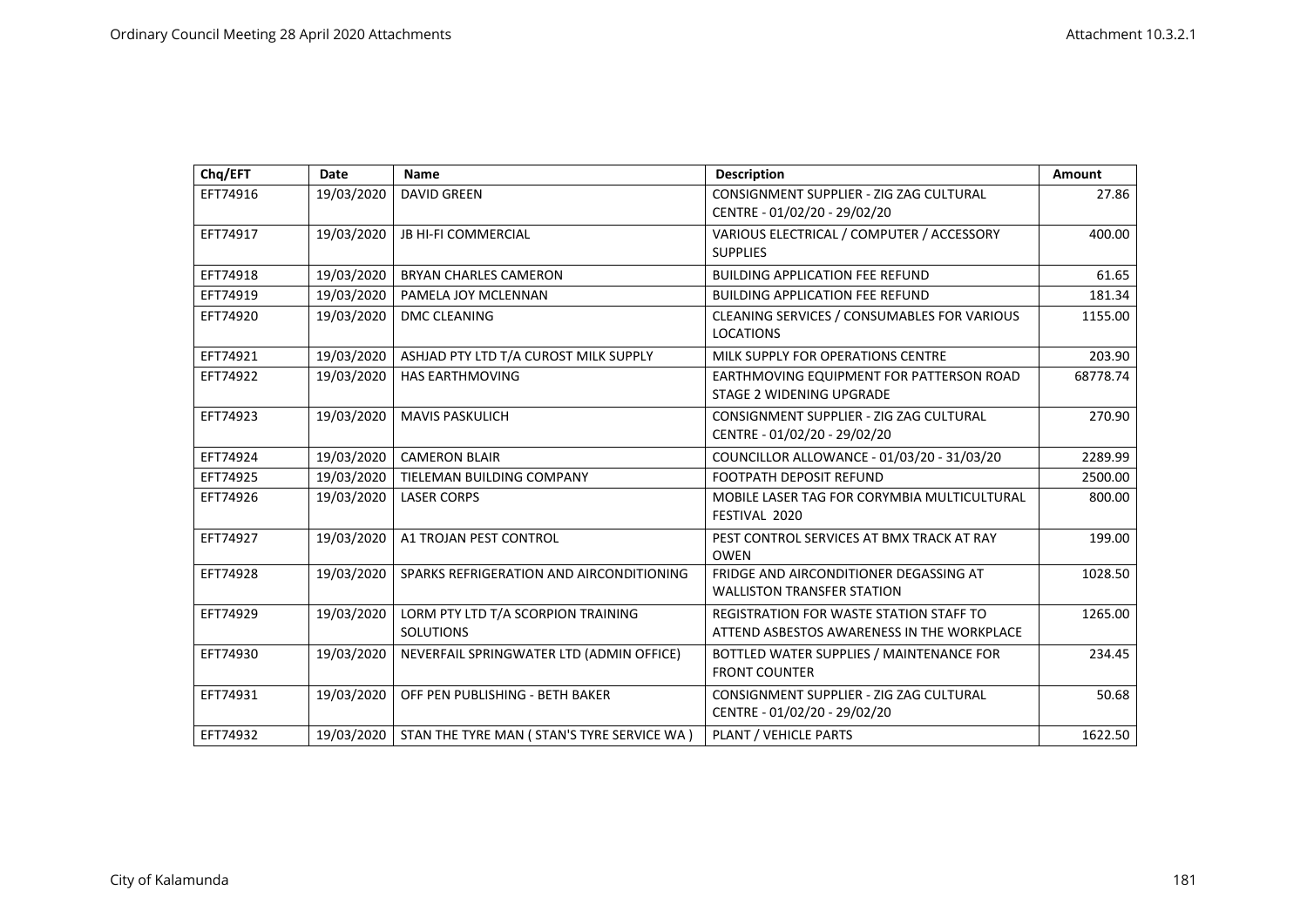| Chq/EFT | Date | Name | Description | Amount |
|---|---|---|---|---|
| EFT74916 | 19/03/2020 | DAVID GREEN | CONSIGNMENT SUPPLIER - ZIG ZAG CULTURAL CENTRE - 01/02/20 - 29/02/20 | 27.86 |
| EFT74917 | 19/03/2020 | JB HI-FI COMMERCIAL | VARIOUS ELECTRICAL / COMPUTER / ACCESSORY SUPPLIES | 400.00 |
| EFT74918 | 19/03/2020 | BRYAN CHARLES CAMERON | BUILDING APPLICATION FEE REFUND | 61.65 |
| EFT74919 | 19/03/2020 | PAMELA JOY MCLENNAN | BUILDING APPLICATION FEE REFUND | 181.34 |
| EFT74920 | 19/03/2020 | DMC CLEANING | CLEANING SERVICES / CONSUMABLES FOR VARIOUS LOCATIONS | 1155.00 |
| EFT74921 | 19/03/2020 | ASHJAD PTY LTD T/A CUROST MILK SUPPLY | MILK SUPPLY FOR OPERATIONS CENTRE | 203.90 |
| EFT74922 | 19/03/2020 | HAS EARTHMOVING | EARTHMOVING EQUIPMENT FOR PATTERSON ROAD STAGE 2 WIDENING UPGRADE | 68778.74 |
| EFT74923 | 19/03/2020 | MAVIS PASKULICH | CONSIGNMENT SUPPLIER - ZIG ZAG CULTURAL CENTRE - 01/02/20 - 29/02/20 | 270.90 |
| EFT74924 | 19/03/2020 | CAMERON BLAIR | COUNCILLOR ALLOWANCE - 01/03/20 - 31/03/20 | 2289.99 |
| EFT74925 | 19/03/2020 | TIELEMAN BUILDING COMPANY | FOOTPATH DEPOSIT REFUND | 2500.00 |
| EFT74926 | 19/03/2020 | LASER CORPS | MOBILE LASER TAG FOR CORYMBIA MULTICULTURAL FESTIVAL 2020 | 800.00 |
| EFT74927 | 19/03/2020 | A1 TROJAN PEST CONTROL | PEST CONTROL SERVICES AT BMX TRACK AT RAY OWEN | 199.00 |
| EFT74928 | 19/03/2020 | SPARKS REFRIGERATION AND AIRCONDITIONING | FRIDGE AND AIRCONDITIONER DEGASSING AT WALLISTON TRANSFER STATION | 1028.50 |
| EFT74929 | 19/03/2020 | LORM PTY LTD T/A SCORPION TRAINING SOLUTIONS | REGISTRATION FOR WASTE STATION STAFF TO ATTEND ASBESTOS AWARENESS IN THE WORKPLACE | 1265.00 |
| EFT74930 | 19/03/2020 | NEVERFAIL SPRINGWATER LTD (ADMIN OFFICE) | BOTTLED WATER SUPPLIES / MAINTENANCE FOR FRONT COUNTER | 234.45 |
| EFT74931 | 19/03/2020 | OFF PEN PUBLISHING - BETH BAKER | CONSIGNMENT SUPPLIER - ZIG ZAG CULTURAL CENTRE - 01/02/20 - 29/02/20 | 50.68 |
| EFT74932 | 19/03/2020 | STAN THE TYRE MAN ( STAN'S TYRE SERVICE WA ) | PLANT / VEHICLE PARTS | 1622.50 |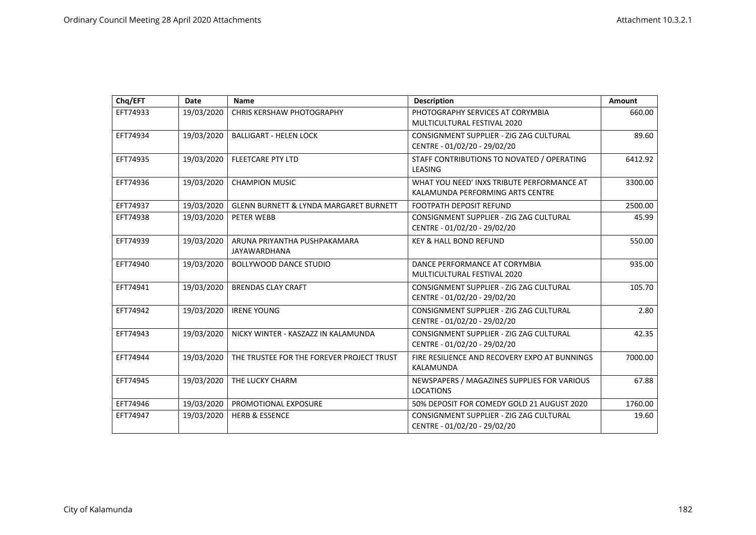| Chq/EFT | Date | Name | Description | Amount |
|---|---|---|---|---|
| EFT74933 | 19/03/2020 | CHRIS KERSHAW PHOTOGRAPHY | PHOTOGRAPHY SERVICES AT CORYMBIA MULTICULTURAL FESTIVAL 2020 | 660.00 |
| EFT74934 | 19/03/2020 | BALLIGART - HELEN LOCK | CONSIGNMENT SUPPLIER - ZIG ZAG CULTURAL CENTRE - 01/02/20 - 29/02/20 | 89.60 |
| EFT74935 | 19/03/2020 | FLEETCARE PTY LTD | STAFF CONTRIBUTIONS TO NOVATED / OPERATING LEASING | 6412.92 |
| EFT74936 | 19/03/2020 | CHAMPION MUSIC | WHAT YOU NEED' INXS TRIBUTE PERFORMANCE AT KALAMUNDA PERFORMING ARTS CENTRE | 3300.00 |
| EFT74937 | 19/03/2020 | GLENN BURNETT & LYNDA MARGARET BURNETT | FOOTPATH DEPOSIT REFUND | 2500.00 |
| EFT74938 | 19/03/2020 | PETER WEBB | CONSIGNMENT SUPPLIER - ZIG ZAG CULTURAL CENTRE - 01/02/20 - 29/02/20 | 45.99 |
| EFT74939 | 19/03/2020 | ARUNA PRIYANTHA PUSHPAKAMARA JAYAWARDHANA | KEY & HALL BOND REFUND | 550.00 |
| EFT74940 | 19/03/2020 | BOLLYWOOD DANCE STUDIO | DANCE PERFORMANCE AT CORYMBIA MULTICULTURAL FESTIVAL 2020 | 935.00 |
| EFT74941 | 19/03/2020 | BRENDAS CLAY CRAFT | CONSIGNMENT SUPPLIER - ZIG ZAG CULTURAL CENTRE - 01/02/20 - 29/02/20 | 105.70 |
| EFT74942 | 19/03/2020 | IRENE YOUNG | CONSIGNMENT SUPPLIER - ZIG ZAG CULTURAL CENTRE - 01/02/20 - 29/02/20 | 2.80 |
| EFT74943 | 19/03/2020 | NICKY WINTER - KASZAZZ IN KALAMUNDA | CONSIGNMENT SUPPLIER - ZIG ZAG CULTURAL CENTRE - 01/02/20 - 29/02/20 | 42.35 |
| EFT74944 | 19/03/2020 | THE TRUSTEE FOR THE FOREVER PROJECT TRUST | FIRE RESILIENCE AND RECOVERY EXPO AT BUNNINGS KALAMUNDA | 7000.00 |
| EFT74945 | 19/03/2020 | THE LUCKY CHARM | NEWSPAPERS / MAGAZINES SUPPLIES FOR VARIOUS LOCATIONS | 67.88 |
| EFT74946 | 19/03/2020 | PROMOTIONAL EXPOSURE | 50% DEPOSIT FOR COMEDY GOLD 21 AUGUST 2020 | 1760.00 |
| EFT74947 | 19/03/2020 | HERB & ESSENCE | CONSIGNMENT SUPPLIER - ZIG ZAG CULTURAL CENTRE - 01/02/20 - 29/02/20 | 19.60 |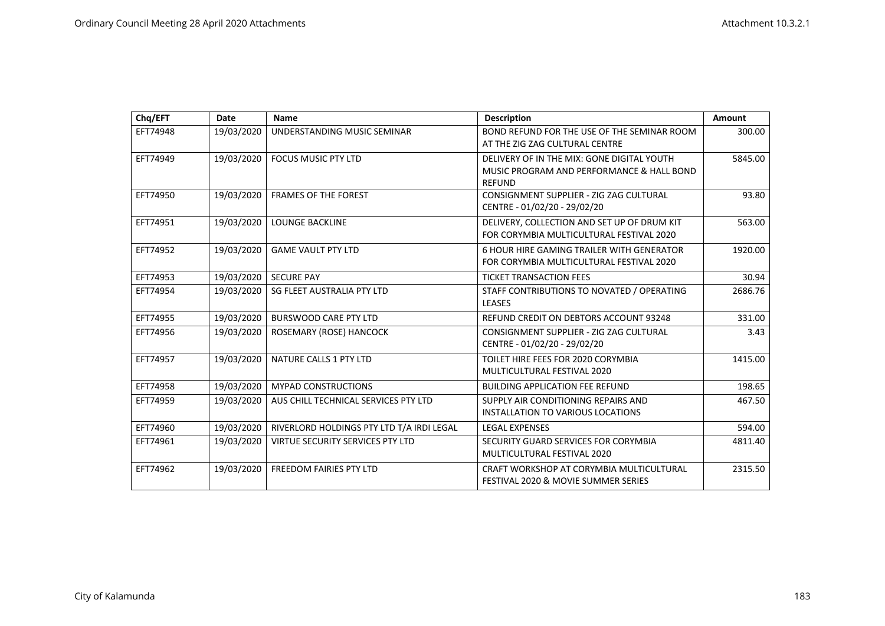| Chq/EFT | Date | Name | Description | Amount |
|---|---|---|---|---|
| EFT74948 | 19/03/2020 | UNDERSTANDING MUSIC SEMINAR | BOND REFUND FOR THE USE OF THE SEMINAR ROOM AT THE ZIG ZAG CULTURAL CENTRE | 300.00 |
| EFT74949 | 19/03/2020 | FOCUS MUSIC PTY LTD | DELIVERY OF IN THE MIX: GONE DIGITAL YOUTH MUSIC PROGRAM AND PERFORMANCE & HALL BOND REFUND | 5845.00 |
| EFT74950 | 19/03/2020 | FRAMES OF THE FOREST | CONSIGNMENT SUPPLIER - ZIG ZAG CULTURAL CENTRE - 01/02/20 - 29/02/20 | 93.80 |
| EFT74951 | 19/03/2020 | LOUNGE BACKLINE | DELIVERY, COLLECTION AND SET UP OF DRUM KIT FOR CORYMBIA MULTICULTURAL FESTIVAL 2020 | 563.00 |
| EFT74952 | 19/03/2020 | GAME VAULT PTY LTD | 6 HOUR HIRE GAMING TRAILER WITH GENERATOR FOR CORYMBIA MULTICULTURAL FESTIVAL 2020 | 1920.00 |
| EFT74953 | 19/03/2020 | SECURE PAY | TICKET TRANSACTION FEES | 30.94 |
| EFT74954 | 19/03/2020 | SG FLEET AUSTRALIA PTY LTD | STAFF CONTRIBUTIONS TO NOVATED / OPERATING LEASES | 2686.76 |
| EFT74955 | 19/03/2020 | BURSWOOD CARE PTY LTD | REFUND CREDIT ON DEBTORS ACCOUNT 93248 | 331.00 |
| EFT74956 | 19/03/2020 | ROSEMARY (ROSE) HANCOCK | CONSIGNMENT SUPPLIER - ZIG ZAG CULTURAL CENTRE - 01/02/20 - 29/02/20 | 3.43 |
| EFT74957 | 19/03/2020 | NATURE CALLS 1 PTY LTD | TOILET HIRE FEES FOR 2020 CORYMBIA MULTICULTURAL FESTIVAL 2020 | 1415.00 |
| EFT74958 | 19/03/2020 | MYPAD CONSTRUCTIONS | BUILDING APPLICATION FEE REFUND | 198.65 |
| EFT74959 | 19/03/2020 | AUS CHILL TECHNICAL SERVICES PTY LTD | SUPPLY AIR CONDITIONING REPAIRS AND INSTALLATION TO VARIOUS LOCATIONS | 467.50 |
| EFT74960 | 19/03/2020 | RIVERLORD HOLDINGS PTY LTD T/A IRDI LEGAL | LEGAL EXPENSES | 594.00 |
| EFT74961 | 19/03/2020 | VIRTUE SECURITY SERVICES PTY LTD | SECURITY GUARD SERVICES FOR CORYMBIA MULTICULTURAL FESTIVAL 2020 | 4811.40 |
| EFT74962 | 19/03/2020 | FREEDOM FAIRIES PTY LTD | CRAFT WORKSHOP AT CORYMBIA MULTICULTURAL FESTIVAL 2020 & MOVIE SUMMER SERIES | 2315.50 |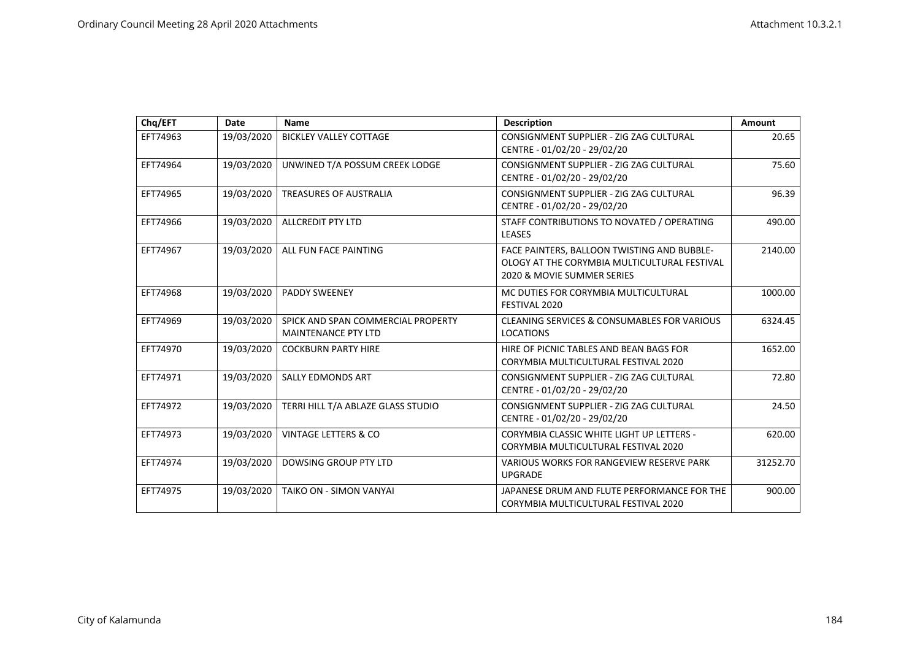| Chq/EFT | Date | Name | Description | Amount |
|---|---|---|---|---|
| EFT74963 | 19/03/2020 | BICKLEY VALLEY COTTAGE | CONSIGNMENT SUPPLIER - ZIG ZAG CULTURAL CENTRE - 01/02/20 - 29/02/20 | 20.65 |
| EFT74964 | 19/03/2020 | UNWINED T/A POSSUM CREEK LODGE | CONSIGNMENT SUPPLIER - ZIG ZAG CULTURAL CENTRE - 01/02/20 - 29/02/20 | 75.60 |
| EFT74965 | 19/03/2020 | TREASURES OF AUSTRALIA | CONSIGNMENT SUPPLIER - ZIG ZAG CULTURAL CENTRE - 01/02/20 - 29/02/20 | 96.39 |
| EFT74966 | 19/03/2020 | ALLCREDIT PTY LTD | STAFF CONTRIBUTIONS TO NOVATED / OPERATING LEASES | 490.00 |
| EFT74967 | 19/03/2020 | ALL FUN FACE PAINTING | FACE PAINTERS, BALLOON TWISTING AND BUBBLE-OLOGY AT THE CORYMBIA MULTICULTURAL FESTIVAL 2020 & MOVIE SUMMER SERIES | 2140.00 |
| EFT74968 | 19/03/2020 | PADDY SWEENEY | MC DUTIES FOR CORYMBIA MULTICULTURAL FESTIVAL 2020 | 1000.00 |
| EFT74969 | 19/03/2020 | SPICK AND SPAN COMMERCIAL PROPERTY MAINTENANCE PTY LTD | CLEANING SERVICES & CONSUMABLES FOR VARIOUS LOCATIONS | 6324.45 |
| EFT74970 | 19/03/2020 | COCKBURN PARTY HIRE | HIRE OF PICNIC TABLES AND BEAN BAGS FOR CORYMBIA MULTICULTURAL FESTIVAL 2020 | 1652.00 |
| EFT74971 | 19/03/2020 | SALLY EDMONDS ART | CONSIGNMENT SUPPLIER - ZIG ZAG CULTURAL CENTRE - 01/02/20 - 29/02/20 | 72.80 |
| EFT74972 | 19/03/2020 | TERRI HILL T/A ABLAZE GLASS STUDIO | CONSIGNMENT SUPPLIER - ZIG ZAG CULTURAL CENTRE - 01/02/20 - 29/02/20 | 24.50 |
| EFT74973 | 19/03/2020 | VINTAGE LETTERS & CO | CORYMBIA CLASSIC WHITE LIGHT UP LETTERS - CORYMBIA MULTICULTURAL FESTIVAL 2020 | 620.00 |
| EFT74974 | 19/03/2020 | DOWSING GROUP PTY LTD | VARIOUS WORKS FOR RANGEVIEW RESERVE PARK UPGRADE | 31252.70 |
| EFT74975 | 19/03/2020 | TAIKO ON - SIMON VANYAI | JAPANESE DRUM AND FLUTE PERFORMANCE FOR THE CORYMBIA MULTICULTURAL FESTIVAL 2020 | 900.00 |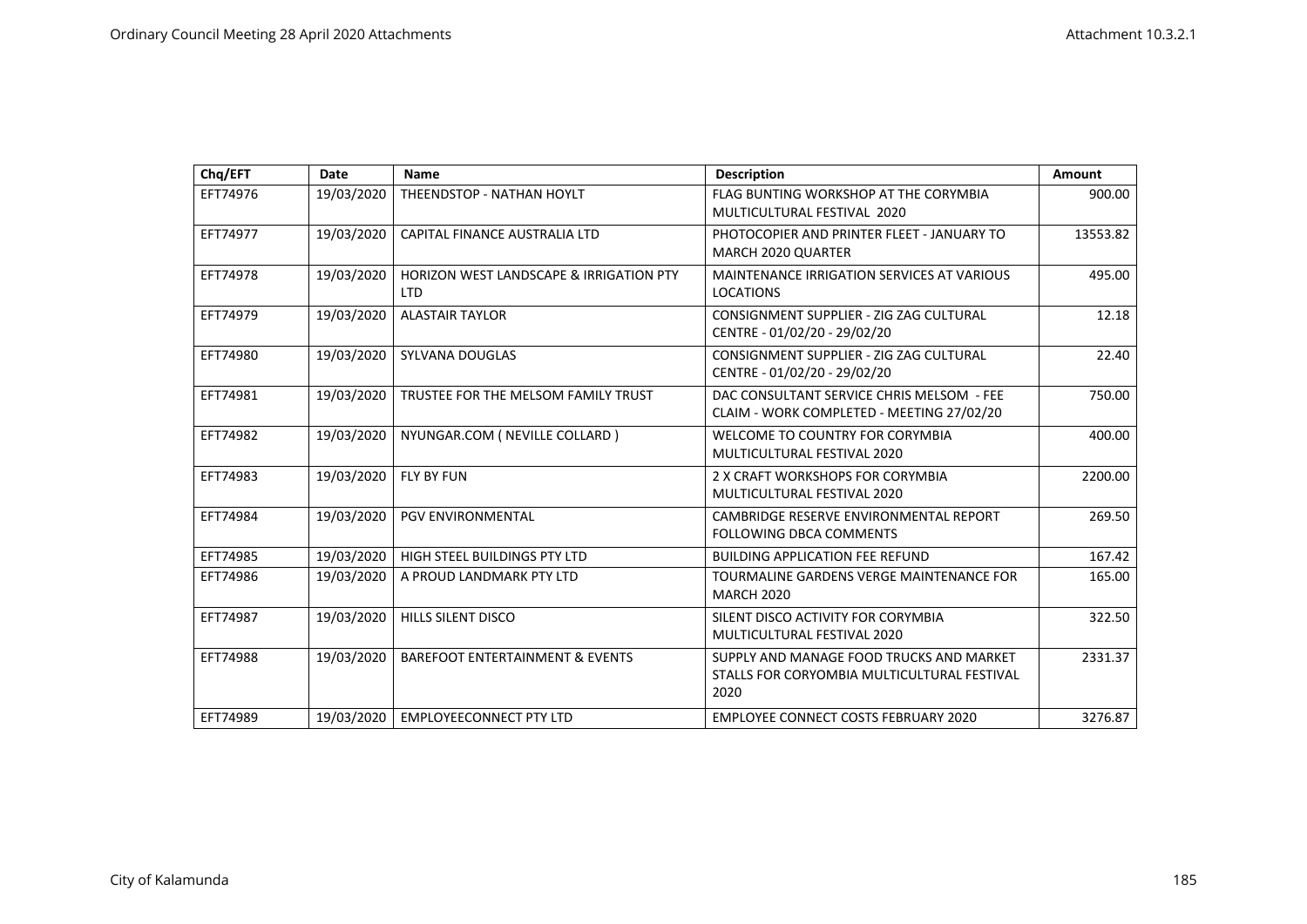| Chq/EFT | Date | Name | Description | Amount |
|---|---|---|---|---|
| EFT74976 | 19/03/2020 | THEENDSTOP - NATHAN HOYLT | FLAG BUNTING WORKSHOP AT THE CORYMBIA MULTICULTURAL FESTIVAL 2020 | 900.00 |
| EFT74977 | 19/03/2020 | CAPITAL FINANCE AUSTRALIA LTD | PHOTOCOPIER AND PRINTER FLEET - JANUARY TO MARCH 2020 QUARTER | 13553.82 |
| EFT74978 | 19/03/2020 | HORIZON WEST LANDSCAPE & IRRIGATION PTY LTD | MAINTENANCE IRRIGATION SERVICES AT VARIOUS LOCATIONS | 495.00 |
| EFT74979 | 19/03/2020 | ALASTAIR TAYLOR | CONSIGNMENT SUPPLIER - ZIG ZAG CULTURAL CENTRE - 01/02/20 - 29/02/20 | 12.18 |
| EFT74980 | 19/03/2020 | SYLVANA DOUGLAS | CONSIGNMENT SUPPLIER - ZIG ZAG CULTURAL CENTRE - 01/02/20 - 29/02/20 | 22.40 |
| EFT74981 | 19/03/2020 | TRUSTEE FOR THE MELSOM FAMILY TRUST | DAC CONSULTANT SERVICE CHRIS MELSOM - FEE CLAIM - WORK COMPLETED - MEETING 27/02/20 | 750.00 |
| EFT74982 | 19/03/2020 | NYUNGAR.COM ( NEVILLE COLLARD ) | WELCOME TO COUNTRY FOR CORYMBIA MULTICULTURAL FESTIVAL 2020 | 400.00 |
| EFT74983 | 19/03/2020 | FLY BY FUN | 2 X CRAFT WORKSHOPS FOR CORYMBIA MULTICULTURAL FESTIVAL 2020 | 2200.00 |
| EFT74984 | 19/03/2020 | PGV ENVIRONMENTAL | CAMBRIDGE RESERVE ENVIRONMENTAL REPORT FOLLOWING DBCA COMMENTS | 269.50 |
| EFT74985 | 19/03/2020 | HIGH STEEL BUILDINGS PTY LTD | BUILDING APPLICATION FEE REFUND | 167.42 |
| EFT74986 | 19/03/2020 | A PROUD LANDMARK PTY LTD | TOURMALINE GARDENS VERGE MAINTENANCE FOR MARCH 2020 | 165.00 |
| EFT74987 | 19/03/2020 | HILLS SILENT DISCO | SILENT DISCO ACTIVITY FOR CORYMBIA MULTICULTURAL FESTIVAL 2020 | 322.50 |
| EFT74988 | 19/03/2020 | BAREFOOT ENTERTAINMENT & EVENTS | SUPPLY AND MANAGE FOOD TRUCKS AND MARKET STALLS FOR CORYOMBIA MULTICULTURAL FESTIVAL 2020 | 2331.37 |
| EFT74989 | 19/03/2020 | EMPLOYEECONNECT PTY LTD | EMPLOYEE CONNECT COSTS FEBRUARY 2020 | 3276.87 |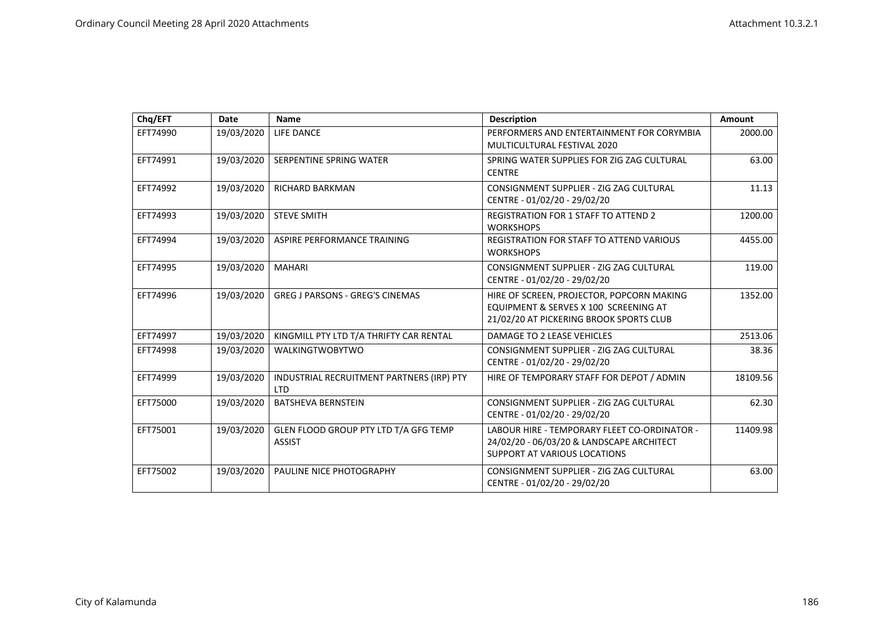| Chq/EFT | Date | Name | Description | Amount |
|---|---|---|---|---|
| EFT74990 | 19/03/2020 | LIFE DANCE | PERFORMERS AND ENTERTAINMENT FOR CORYMBIA MULTICULTURAL FESTIVAL 2020 | 2000.00 |
| EFT74991 | 19/03/2020 | SERPENTINE SPRING WATER | SPRING WATER SUPPLIES FOR ZIG ZAG CULTURAL CENTRE | 63.00 |
| EFT74992 | 19/03/2020 | RICHARD BARKMAN | CONSIGNMENT SUPPLIER - ZIG ZAG CULTURAL CENTRE - 01/02/20 - 29/02/20 | 11.13 |
| EFT74993 | 19/03/2020 | STEVE SMITH | REGISTRATION FOR 1 STAFF TO ATTEND 2 WORKSHOPS | 1200.00 |
| EFT74994 | 19/03/2020 | ASPIRE PERFORMANCE TRAINING | REGISTRATION FOR STAFF TO ATTEND VARIOUS WORKSHOPS | 4455.00 |
| EFT74995 | 19/03/2020 | MAHARI | CONSIGNMENT SUPPLIER - ZIG ZAG CULTURAL CENTRE - 01/02/20 - 29/02/20 | 119.00 |
| EFT74996 | 19/03/2020 | GREG J PARSONS - GREG'S CINEMAS | HIRE OF SCREEN, PROJECTOR, POPCORN MAKING EQUIPMENT & SERVES X 100 SCREENING AT 21/02/20 AT PICKERING BROOK SPORTS CLUB | 1352.00 |
| EFT74997 | 19/03/2020 | KINGMILL PTY LTD T/A THRIFTY CAR RENTAL | DAMAGE TO 2 LEASE VEHICLES | 2513.06 |
| EFT74998 | 19/03/2020 | WALKINGTWOBYTWO | CONSIGNMENT SUPPLIER - ZIG ZAG CULTURAL CENTRE - 01/02/20 - 29/02/20 | 38.36 |
| EFT74999 | 19/03/2020 | INDUSTRIAL RECRUITMENT PARTNERS (IRP) PTY LTD | HIRE OF TEMPORARY STAFF FOR DEPOT / ADMIN | 18109.56 |
| EFT75000 | 19/03/2020 | BATSHEVA BERNSTEIN | CONSIGNMENT SUPPLIER - ZIG ZAG CULTURAL CENTRE - 01/02/20 - 29/02/20 | 62.30 |
| EFT75001 | 19/03/2020 | GLEN FLOOD GROUP PTY LTD T/A GFG TEMP ASSIST | LABOUR HIRE - TEMPORARY FLEET CO-ORDINATOR - 24/02/20 - 06/03/20 & LANDSCAPE ARCHITECT SUPPORT AT VARIOUS LOCATIONS | 11409.98 |
| EFT75002 | 19/03/2020 | PAULINE NICE PHOTOGRAPHY | CONSIGNMENT SUPPLIER - ZIG ZAG CULTURAL CENTRE - 01/02/20 - 29/02/20 | 63.00 |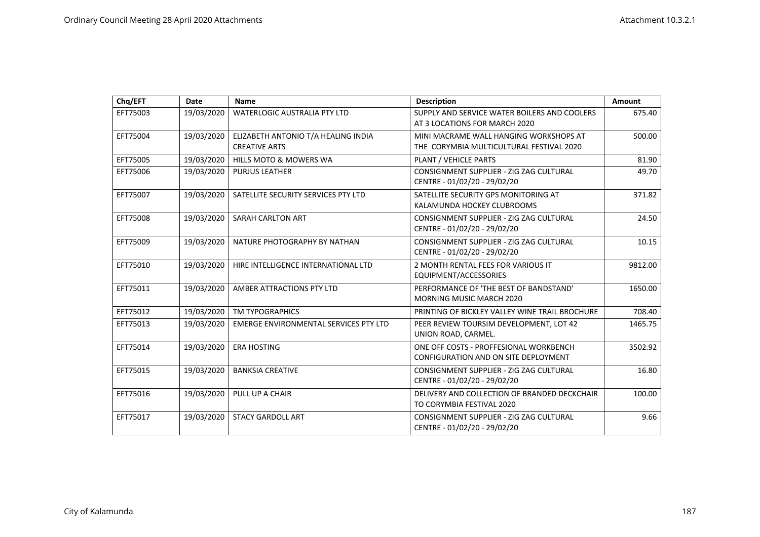| Chq/EFT | Date | Name | Description | Amount |
| --- | --- | --- | --- | --- |
| EFT75003 | 19/03/2020 | WATERLOGIC AUSTRALIA PTY LTD | SUPPLY AND SERVICE WATER BOILERS AND COOLERS AT 3 LOCATIONS FOR MARCH 2020 | 675.40 |
| EFT75004 | 19/03/2020 | ELIZABETH ANTONIO T/A HEALING INDIA CREATIVE ARTS | MINI MACRAME WALL HANGING WORKSHOPS AT THE CORYMBIA MULTICULTURAL FESTIVAL 2020 | 500.00 |
| EFT75005 | 19/03/2020 | HILLS MOTO & MOWERS WA | PLANT / VEHICLE PARTS | 81.90 |
| EFT75006 | 19/03/2020 | PURJUS LEATHER | CONSIGNMENT SUPPLIER - ZIG ZAG CULTURAL CENTRE - 01/02/20 - 29/02/20 | 49.70 |
| EFT75007 | 19/03/2020 | SATELLITE SECURITY SERVICES PTY LTD | SATELLITE SECURITY GPS MONITORING AT KALAMUNDA HOCKEY CLUBROOMS | 371.82 |
| EFT75008 | 19/03/2020 | SARAH CARLTON ART | CONSIGNMENT SUPPLIER - ZIG ZAG CULTURAL CENTRE - 01/02/20 - 29/02/20 | 24.50 |
| EFT75009 | 19/03/2020 | NATURE PHOTOGRAPHY BY NATHAN | CONSIGNMENT SUPPLIER - ZIG ZAG CULTURAL CENTRE - 01/02/20 - 29/02/20 | 10.15 |
| EFT75010 | 19/03/2020 | HIRE INTELLIGENCE INTERNATIONAL LTD | 2 MONTH RENTAL FEES FOR VARIOUS IT EQUIPMENT/ACCESSORIES | 9812.00 |
| EFT75011 | 19/03/2020 | AMBER ATTRACTIONS PTY LTD | PERFORMANCE OF 'THE BEST OF BANDSTAND' MORNING MUSIC MARCH 2020 | 1650.00 |
| EFT75012 | 19/03/2020 | TM TYPOGRAPHICS | PRINTING OF BICKLEY VALLEY WINE TRAIL BROCHURE | 708.40 |
| EFT75013 | 19/03/2020 | EMERGE ENVIRONMENTAL SERVICES PTY LTD | PEER REVIEW TOURSIM DEVELOPMENT, LOT 42 UNION ROAD, CARMEL. | 1465.75 |
| EFT75014 | 19/03/2020 | ERA HOSTING | ONE OFF COSTS - PROFFESIONAL WORKBENCH CONFIGURATION AND ON SITE DEPLOYMENT | 3502.92 |
| EFT75015 | 19/03/2020 | BANKSIA CREATIVE | CONSIGNMENT SUPPLIER - ZIG ZAG CULTURAL CENTRE - 01/02/20 - 29/02/20 | 16.80 |
| EFT75016 | 19/03/2020 | PULL UP A CHAIR | DELIVERY AND COLLECTION OF BRANDED DECKCHAIR TO CORYMBIA FESTIVAL 2020 | 100.00 |
| EFT75017 | 19/03/2020 | STACY GARDOLL ART | CONSIGNMENT SUPPLIER - ZIG ZAG CULTURAL CENTRE - 01/02/20 - 29/02/20 | 9.66 |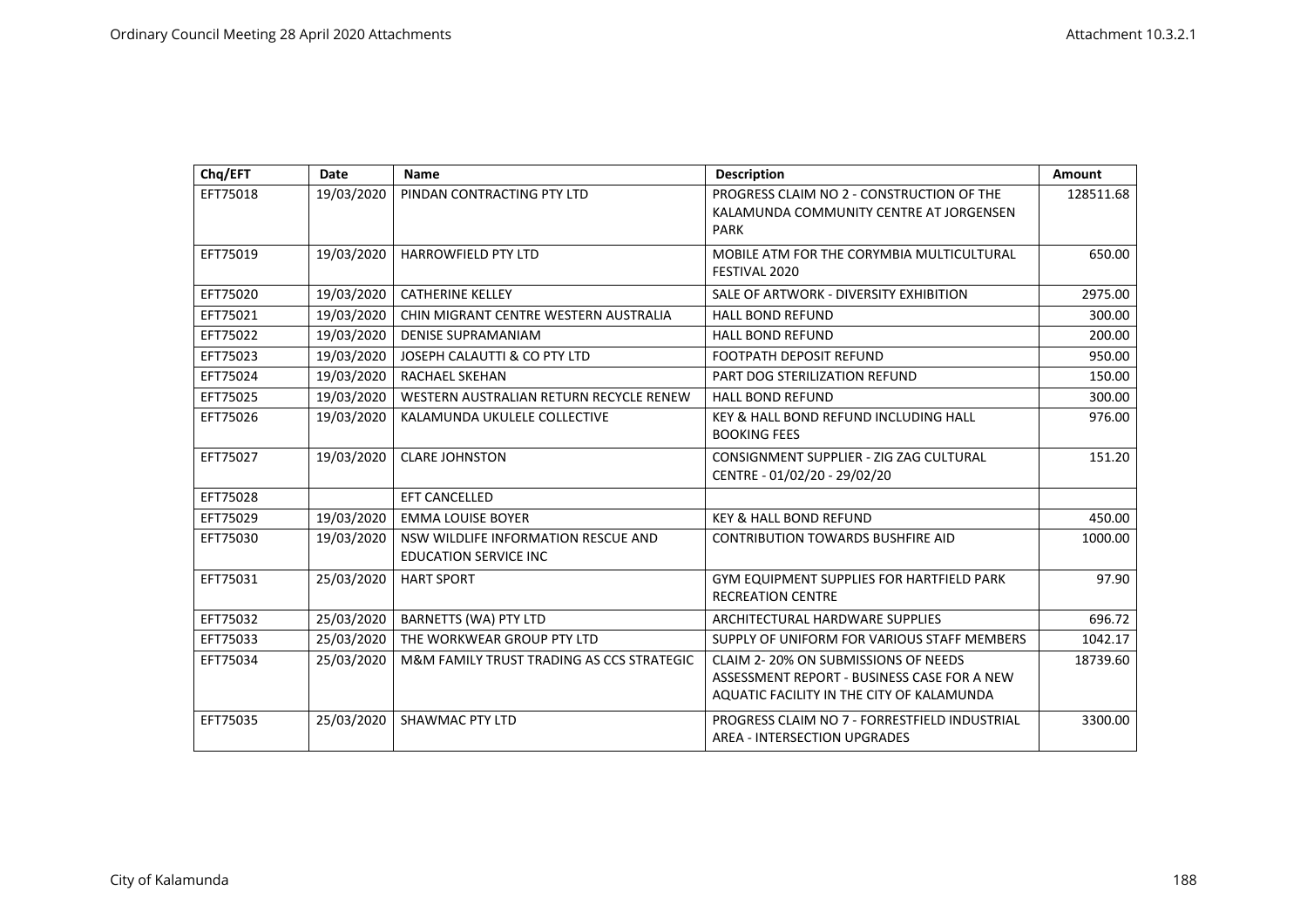| Chq/EFT | Date | Name | Description | Amount |
|---|---|---|---|---|
| EFT75018 | 19/03/2020 | PINDAN CONTRACTING PTY LTD | PROGRESS CLAIM NO 2 - CONSTRUCTION OF THE KALAMUNDA COMMUNITY CENTRE AT JORGENSEN PARK | 128511.68 |
| EFT75019 | 19/03/2020 | HARROWFIELD PTY LTD | MOBILE ATM FOR THE CORYMBIA MULTICULTURAL FESTIVAL 2020 | 650.00 |
| EFT75020 | 19/03/2020 | CATHERINE KELLEY | SALE OF ARTWORK - DIVERSITY EXHIBITION | 2975.00 |
| EFT75021 | 19/03/2020 | CHIN MIGRANT CENTRE WESTERN AUSTRALIA | HALL BOND REFUND | 300.00 |
| EFT75022 | 19/03/2020 | DENISE SUPRAMANIAM | HALL BOND REFUND | 200.00 |
| EFT75023 | 19/03/2020 | JOSEPH CALAUTTI & CO PTY LTD | FOOTPATH DEPOSIT REFUND | 950.00 |
| EFT75024 | 19/03/2020 | RACHAEL SKEHAN | PART DOG STERILIZATION REFUND | 150.00 |
| EFT75025 | 19/03/2020 | WESTERN AUSTRALIAN RETURN RECYCLE RENEW | HALL BOND REFUND | 300.00 |
| EFT75026 | 19/03/2020 | KALAMUNDA UKULELE COLLECTIVE | KEY & HALL BOND REFUND INCLUDING HALL BOOKING FEES | 976.00 |
| EFT75027 | 19/03/2020 | CLARE JOHNSTON | CONSIGNMENT SUPPLIER - ZIG ZAG CULTURAL CENTRE - 01/02/20 - 29/02/20 | 151.20 |
| EFT75028 | | EFT CANCELLED | | |
| EFT75029 | 19/03/2020 | EMMA LOUISE BOYER | KEY & HALL BOND REFUND | 450.00 |
| EFT75030 | 19/03/2020 | NSW WILDLIFE INFORMATION RESCUE AND EDUCATION SERVICE INC | CONTRIBUTION TOWARDS BUSHFIRE AID | 1000.00 |
| EFT75031 | 25/03/2020 | HART SPORT | GYM EQUIPMENT SUPPLIES FOR HARTFIELD PARK RECREATION CENTRE | 97.90 |
| EFT75032 | 25/03/2020 | BARNETTS (WA) PTY LTD | ARCHITECTURAL HARDWARE SUPPLIES | 696.72 |
| EFT75033 | 25/03/2020 | THE WORKWEAR GROUP PTY LTD | SUPPLY OF UNIFORM FOR VARIOUS STAFF MEMBERS | 1042.17 |
| EFT75034 | 25/03/2020 | M&M FAMILY TRUST TRADING AS CCS STRATEGIC | CLAIM 2- 20% ON SUBMISSIONS OF NEEDS ASSESSMENT REPORT - BUSINESS CASE FOR A NEW AQUATIC FACILITY IN THE CITY OF KALAMUNDA | 18739.60 |
| EFT75035 | 25/03/2020 | SHAWMAC PTY LTD | PROGRESS CLAIM NO 7 - FORRESTFIELD INDUSTRIAL AREA - INTERSECTION UPGRADES | 3300.00 |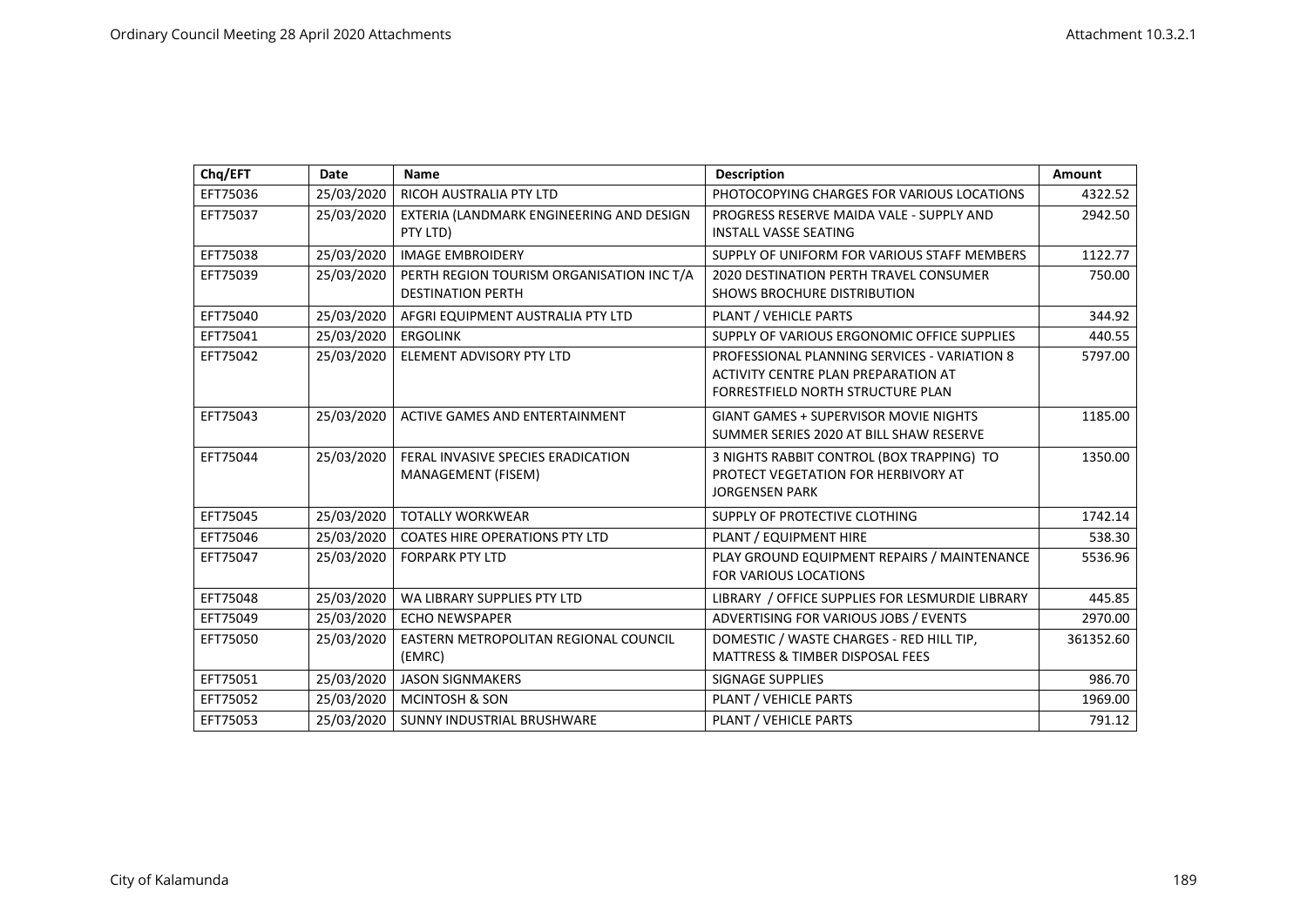| Chq/EFT | Date | Name | Description | Amount |
|---|---|---|---|---|
| EFT75036 | 25/03/2020 | RICOH AUSTRALIA PTY LTD | PHOTOCOPYING CHARGES FOR VARIOUS LOCATIONS | 4322.52 |
| EFT75037 | 25/03/2020 | EXTERIA (LANDMARK ENGINEERING AND DESIGN PTY LTD) | PROGRESS RESERVE MAIDA VALE - SUPPLY AND INSTALL VASSE SEATING | 2942.50 |
| EFT75038 | 25/03/2020 | IMAGE EMBROIDERY | SUPPLY OF UNIFORM FOR VARIOUS STAFF MEMBERS | 1122.77 |
| EFT75039 | 25/03/2020 | PERTH REGION TOURISM ORGANISATION INC T/A DESTINATION PERTH | 2020 DESTINATION PERTH TRAVEL CONSUMER SHOWS BROCHURE DISTRIBUTION | 750.00 |
| EFT75040 | 25/03/2020 | AFGRI EQUIPMENT AUSTRALIA PTY LTD | PLANT / VEHICLE PARTS | 344.92 |
| EFT75041 | 25/03/2020 | ERGOLINK | SUPPLY OF VARIOUS ERGONOMIC OFFICE SUPPLIES | 440.55 |
| EFT75042 | 25/03/2020 | ELEMENT ADVISORY PTY LTD | PROFESSIONAL PLANNING SERVICES - VARIATION 8 ACTIVITY CENTRE PLAN PREPARATION AT FORRESTFIELD NORTH STRUCTURE PLAN | 5797.00 |
| EFT75043 | 25/03/2020 | ACTIVE GAMES AND ENTERTAINMENT | GIANT GAMES + SUPERVISOR MOVIE NIGHTS SUMMER SERIES 2020 AT BILL SHAW RESERVE | 1185.00 |
| EFT75044 | 25/03/2020 | FERAL INVASIVE SPECIES ERADICATION MANAGEMENT (FISEM) | 3 NIGHTS RABBIT CONTROL (BOX TRAPPING) TO PROTECT VEGETATION FOR HERBIVORY AT JORGENSEN PARK | 1350.00 |
| EFT75045 | 25/03/2020 | TOTALLY WORKWEAR | SUPPLY OF PROTECTIVE CLOTHING | 1742.14 |
| EFT75046 | 25/03/2020 | COATES HIRE OPERATIONS PTY LTD | PLANT / EQUIPMENT HIRE | 538.30 |
| EFT75047 | 25/03/2020 | FORPARK PTY LTD | PLAY GROUND EQUIPMENT REPAIRS / MAINTENANCE FOR VARIOUS LOCATIONS | 5536.96 |
| EFT75048 | 25/03/2020 | WA LIBRARY SUPPLIES PTY LTD | LIBRARY / OFFICE SUPPLIES FOR LESMURDIE LIBRARY | 445.85 |
| EFT75049 | 25/03/2020 | ECHO NEWSPAPER | ADVERTISING FOR VARIOUS JOBS / EVENTS | 2970.00 |
| EFT75050 | 25/03/2020 | EASTERN METROPOLITAN REGIONAL COUNCIL (EMRC) | DOMESTIC / WASTE CHARGES - RED HILL TIP, MATTRESS & TIMBER DISPOSAL FEES | 361352.60 |
| EFT75051 | 25/03/2020 | JASON SIGNMAKERS | SIGNAGE SUPPLIES | 986.70 |
| EFT75052 | 25/03/2020 | MCINTOSH & SON | PLANT / VEHICLE PARTS | 1969.00 |
| EFT75053 | 25/03/2020 | SUNNY INDUSTRIAL BRUSHWARE | PLANT / VEHICLE PARTS | 791.12 |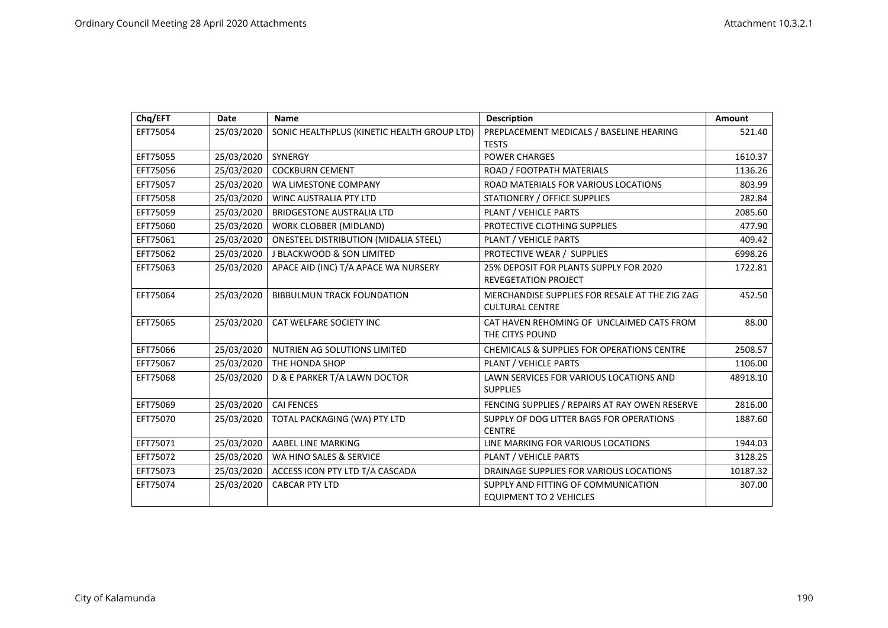| Chq/EFT | Date | Name | Description | Amount |
|---|---|---|---|---|
| EFT75054 | 25/03/2020 | SONIC HEALTHPLUS (KINETIC HEALTH GROUP LTD) | PREPLACEMENT MEDICALS / BASELINE HEARING TESTS | 521.40 |
| EFT75055 | 25/03/2020 | SYNERGY | POWER CHARGES | 1610.37 |
| EFT75056 | 25/03/2020 | COCKBURN CEMENT | ROAD / FOOTPATH MATERIALS | 1136.26 |
| EFT75057 | 25/03/2020 | WA LIMESTONE COMPANY | ROAD MATERIALS FOR VARIOUS LOCATIONS | 803.99 |
| EFT75058 | 25/03/2020 | WINC AUSTRALIA PTY LTD | STATIONERY / OFFICE SUPPLIES | 282.84 |
| EFT75059 | 25/03/2020 | BRIDGESTONE AUSTRALIA LTD | PLANT / VEHICLE PARTS | 2085.60 |
| EFT75060 | 25/03/2020 | WORK CLOBBER (MIDLAND) | PROTECTIVE CLOTHING SUPPLIES | 477.90 |
| EFT75061 | 25/03/2020 | ONESTEEL DISTRIBUTION (MIDALIA STEEL) | PLANT / VEHICLE PARTS | 409.42 |
| EFT75062 | 25/03/2020 | J BLACKWOOD & SON LIMITED | PROTECTIVE WEAR / SUPPLIES | 6998.26 |
| EFT75063 | 25/03/2020 | APACE AID (INC) T/A APACE WA NURSERY | 25% DEPOSIT FOR PLANTS SUPPLY FOR 2020 REVEGETATION PROJECT | 1722.81 |
| EFT75064 | 25/03/2020 | BIBBULMUN TRACK FOUNDATION | MERCHANDISE SUPPLIES FOR RESALE AT THE ZIG ZAG CULTURAL CENTRE | 452.50 |
| EFT75065 | 25/03/2020 | CAT WELFARE SOCIETY INC | CAT HAVEN REHOMING OF UNCLAIMED CATS FROM THE CITYS POUND | 88.00 |
| EFT75066 | 25/03/2020 | NUTRIEN AG SOLUTIONS LIMITED | CHEMICALS & SUPPLIES FOR OPERATIONS CENTRE | 2508.57 |
| EFT75067 | 25/03/2020 | THE HONDA SHOP | PLANT / VEHICLE PARTS | 1106.00 |
| EFT75068 | 25/03/2020 | D & E PARKER T/A LAWN DOCTOR | LAWN SERVICES FOR VARIOUS LOCATIONS AND SUPPLIES | 48918.10 |
| EFT75069 | 25/03/2020 | CAI FENCES | FENCING SUPPLIES / REPAIRS AT RAY OWEN RESERVE | 2816.00 |
| EFT75070 | 25/03/2020 | TOTAL PACKAGING (WA) PTY LTD | SUPPLY OF DOG LITTER BAGS FOR OPERATIONS CENTRE | 1887.60 |
| EFT75071 | 25/03/2020 | AABEL LINE MARKING | LINE MARKING FOR VARIOUS LOCATIONS | 1944.03 |
| EFT75072 | 25/03/2020 | WA HINO SALES & SERVICE | PLANT / VEHICLE PARTS | 3128.25 |
| EFT75073 | 25/03/2020 | ACCESS ICON PTY LTD T/A CASCADA | DRAINAGE SUPPLIES FOR VARIOUS LOCATIONS | 10187.32 |
| EFT75074 | 25/03/2020 | CABCAR PTY LTD | SUPPLY AND FITTING OF COMMUNICATION EQUIPMENT TO 2 VEHICLES | 307.00 |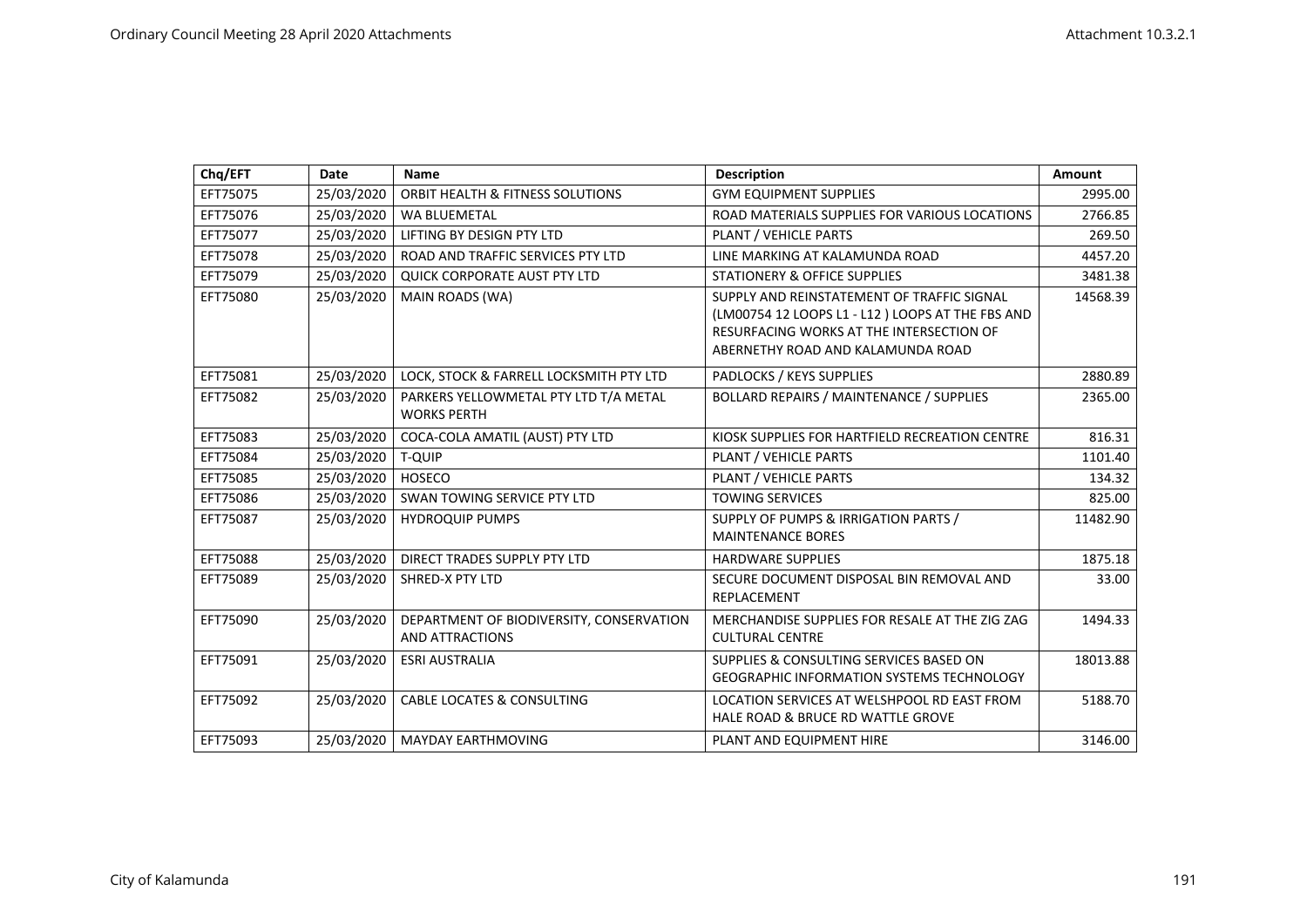| Chq/EFT | Date | Name | Description | Amount |
|---|---|---|---|---|
| EFT75075 | 25/03/2020 | ORBIT HEALTH & FITNESS SOLUTIONS | GYM EQUIPMENT SUPPLIES | 2995.00 |
| EFT75076 | 25/03/2020 | WA BLUEMETAL | ROAD MATERIALS SUPPLIES FOR VARIOUS LOCATIONS | 2766.85 |
| EFT75077 | 25/03/2020 | LIFTING BY DESIGN PTY LTD | PLANT / VEHICLE PARTS | 269.50 |
| EFT75078 | 25/03/2020 | ROAD AND TRAFFIC SERVICES PTY LTD | LINE MARKING AT KALAMUNDA ROAD | 4457.20 |
| EFT75079 | 25/03/2020 | QUICK CORPORATE AUST PTY LTD | STATIONERY & OFFICE SUPPLIES | 3481.38 |
| EFT75080 | 25/03/2020 | MAIN ROADS (WA) | SUPPLY AND REINSTATEMENT OF TRAFFIC SIGNAL (LM00754 12 LOOPS L1 - L12 ) LOOPS AT THE FBS AND RESURFACING WORKS AT THE INTERSECTION OF ABERNETHY ROAD AND KALAMUNDA ROAD | 14568.39 |
| EFT75081 | 25/03/2020 | LOCK, STOCK & FARRELL LOCKSMITH PTY LTD | PADLOCKS / KEYS SUPPLIES | 2880.89 |
| EFT75082 | 25/03/2020 | PARKERS YELLOWMETAL PTY LTD T/A METAL WORKS PERTH | BOLLARD REPAIRS / MAINTENANCE / SUPPLIES | 2365.00 |
| EFT75083 | 25/03/2020 | COCA-COLA AMATIL (AUST) PTY LTD | KIOSK SUPPLIES FOR HARTFIELD RECREATION CENTRE | 816.31 |
| EFT75084 | 25/03/2020 | T-QUIP | PLANT / VEHICLE PARTS | 1101.40 |
| EFT75085 | 25/03/2020 | HOSECO | PLANT / VEHICLE PARTS | 134.32 |
| EFT75086 | 25/03/2020 | SWAN TOWING SERVICE PTY LTD | TOWING SERVICES | 825.00 |
| EFT75087 | 25/03/2020 | HYDROQUIP PUMPS | SUPPLY OF PUMPS & IRRIGATION PARTS / MAINTENANCE BORES | 11482.90 |
| EFT75088 | 25/03/2020 | DIRECT TRADES SUPPLY PTY LTD | HARDWARE SUPPLIES | 1875.18 |
| EFT75089 | 25/03/2020 | SHRED-X PTY LTD | SECURE DOCUMENT DISPOSAL BIN REMOVAL AND REPLACEMENT | 33.00 |
| EFT75090 | 25/03/2020 | DEPARTMENT OF BIODIVERSITY, CONSERVATION AND ATTRACTIONS | MERCHANDISE SUPPLIES FOR RESALE AT THE ZIG ZAG CULTURAL CENTRE | 1494.33 |
| EFT75091 | 25/03/2020 | ESRI AUSTRALIA | SUPPLIES & CONSULTING SERVICES BASED ON GEOGRAPHIC INFORMATION SYSTEMS TECHNOLOGY | 18013.88 |
| EFT75092 | 25/03/2020 | CABLE LOCATES & CONSULTING | LOCATION SERVICES AT WELSHPOOL RD EAST FROM HALE ROAD & BRUCE RD WATTLE GROVE | 5188.70 |
| EFT75093 | 25/03/2020 | MAYDAY EARTHMOVING | PLANT AND EQUIPMENT HIRE | 3146.00 |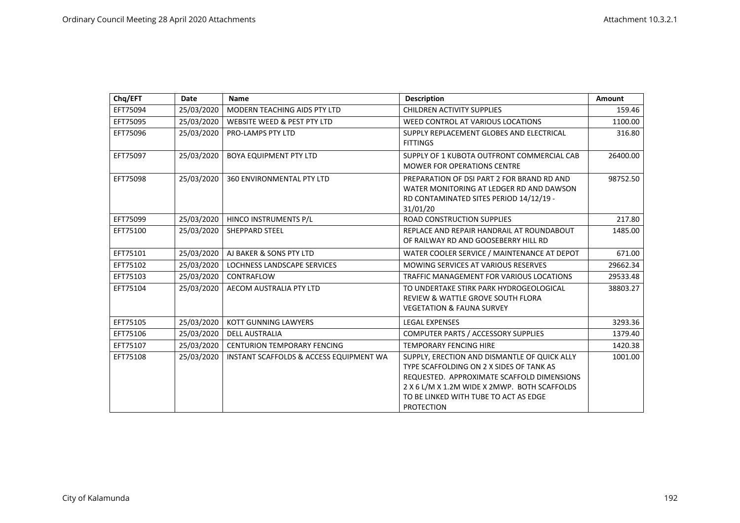| Chq/EFT | Date | Name | Description | Amount |
|---|---|---|---|---|
| EFT75094 | 25/03/2020 | MODERN TEACHING AIDS PTY LTD | CHILDREN ACTIVITY SUPPLIES | 159.46 |
| EFT75095 | 25/03/2020 | WEBSITE WEED & PEST PTY LTD | WEED CONTROL AT VARIOUS LOCATIONS | 1100.00 |
| EFT75096 | 25/03/2020 | PRO-LAMPS PTY LTD | SUPPLY REPLACEMENT GLOBES AND ELECTRICAL FITTINGS | 316.80 |
| EFT75097 | 25/03/2020 | BOYA EQUIPMENT PTY LTD | SUPPLY OF 1 KUBOTA OUTFRONT COMMERCIAL CAB MOWER FOR OPERATIONS CENTRE | 26400.00 |
| EFT75098 | 25/03/2020 | 360 ENVIRONMENTAL PTY LTD | PREPARATION OF DSI PART 2 FOR BRAND RD AND WATER MONITORING AT LEDGER RD AND DAWSON RD CONTAMINATED SITES PERIOD 14/12/19 - 31/01/20 | 98752.50 |
| EFT75099 | 25/03/2020 | HINCO INSTRUMENTS P/L | ROAD CONSTRUCTION SUPPLIES | 217.80 |
| EFT75100 | 25/03/2020 | SHEPPARD STEEL | REPLACE AND REPAIR HANDRAIL AT ROUNDABOUT OF RAILWAY RD AND GOOSEBERRY HILL RD | 1485.00 |
| EFT75101 | 25/03/2020 | AJ BAKER & SONS PTY LTD | WATER COOLER SERVICE / MAINTENANCE AT DEPOT | 671.00 |
| EFT75102 | 25/03/2020 | LOCHNESS LANDSCAPE SERVICES | MOWING SERVICES AT VARIOUS RESERVES | 29662.34 |
| EFT75103 | 25/03/2020 | CONTRAFLOW | TRAFFIC MANAGEMENT FOR VARIOUS LOCATIONS | 29533.48 |
| EFT75104 | 25/03/2020 | AECOM AUSTRALIA PTY LTD | TO UNDERTAKE STIRK PARK HYDROGEOLOGICAL REVIEW & WATTLE GROVE SOUTH FLORA VEGETATION & FAUNA SURVEY | 38803.27 |
| EFT75105 | 25/03/2020 | KOTT GUNNING LAWYERS | LEGAL EXPENSES | 3293.36 |
| EFT75106 | 25/03/2020 | DELL AUSTRALIA | COMPUTER PARTS / ACCESSORY SUPPLIES | 1379.40 |
| EFT75107 | 25/03/2020 | CENTURION TEMPORARY FENCING | TEMPORARY FENCING HIRE | 1420.38 |
| EFT75108 | 25/03/2020 | INSTANT SCAFFOLDS & ACCESS EQUIPMENT WA | SUPPLY, ERECTION AND DISMANTLE OF QUICK ALLY TYPE SCAFFOLDING ON 2 X SIDES OF TANK AS REQUESTED. APPROXIMATE SCAFFOLD DIMENSIONS 2 X 6 L/M X 1.2M WIDE X 2MWP. BOTH SCAFFOLDS TO BE LINKED WITH TUBE TO ACT AS EDGE PROTECTION | 1001.00 |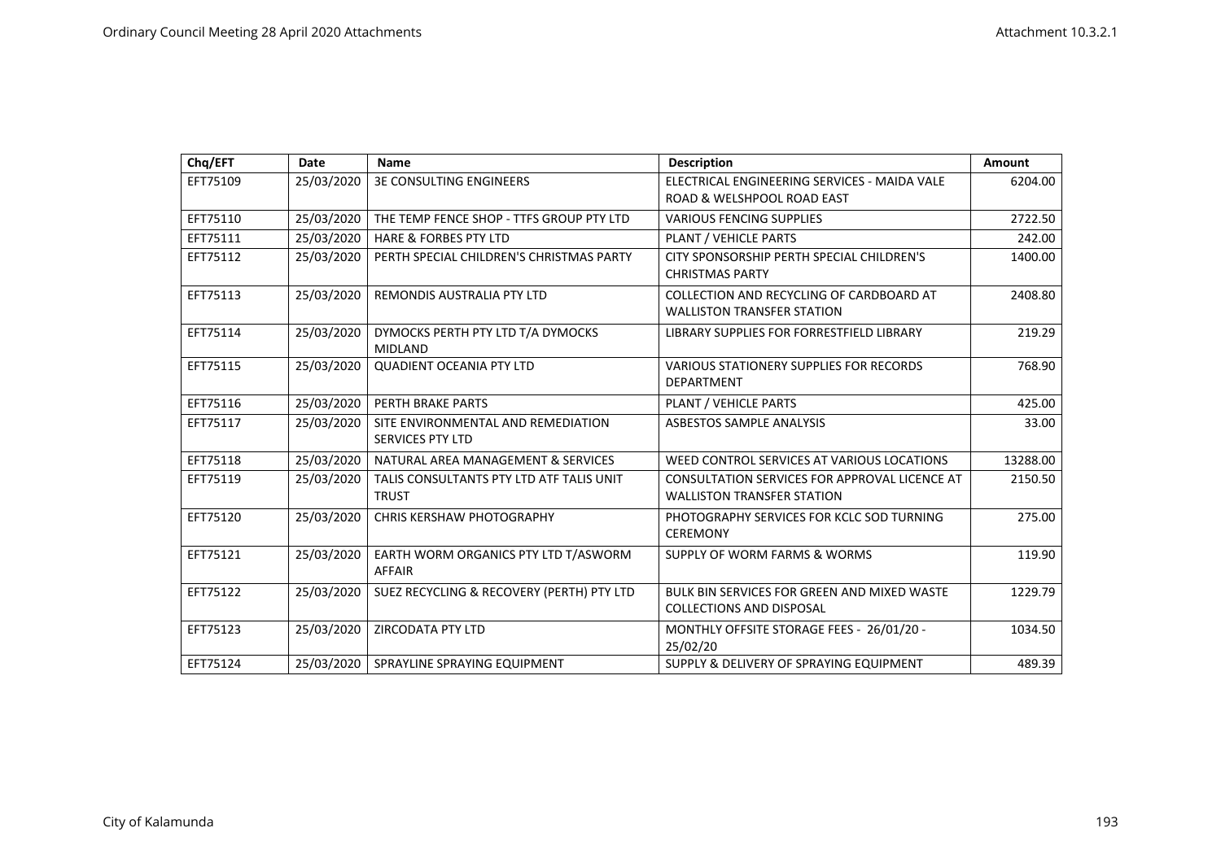| Chq/EFT | Date | Name | Description | Amount |
|---|---|---|---|---|
| EFT75109 | 25/03/2020 | 3E CONSULTING ENGINEERS | ELECTRICAL ENGINEERING SERVICES - MAIDA VALE ROAD & WELSHPOOL ROAD EAST | 6204.00 |
| EFT75110 | 25/03/2020 | THE TEMP FENCE SHOP - TTFS GROUP PTY LTD | VARIOUS FENCING SUPPLIES | 2722.50 |
| EFT75111 | 25/03/2020 | HARE & FORBES PTY LTD | PLANT / VEHICLE PARTS | 242.00 |
| EFT75112 | 25/03/2020 | PERTH SPECIAL CHILDREN'S CHRISTMAS PARTY | CITY SPONSORSHIP PERTH SPECIAL CHILDREN'S CHRISTMAS PARTY | 1400.00 |
| EFT75113 | 25/03/2020 | REMONDIS AUSTRALIA PTY LTD | COLLECTION AND RECYCLING OF CARDBOARD AT WALLISTON TRANSFER STATION | 2408.80 |
| EFT75114 | 25/03/2020 | DYMOCKS PERTH PTY LTD T/A DYMOCKS MIDLAND | LIBRARY SUPPLIES FOR FORRESTFIELD LIBRARY | 219.29 |
| EFT75115 | 25/03/2020 | QUADIENT OCEANIA PTY LTD | VARIOUS STATIONERY SUPPLIES FOR RECORDS DEPARTMENT | 768.90 |
| EFT75116 | 25/03/2020 | PERTH BRAKE PARTS | PLANT / VEHICLE PARTS | 425.00 |
| EFT75117 | 25/03/2020 | SITE ENVIRONMENTAL AND REMEDIATION SERVICES PTY LTD | ASBESTOS SAMPLE ANALYSIS | 33.00 |
| EFT75118 | 25/03/2020 | NATURAL AREA MANAGEMENT & SERVICES | WEED CONTROL SERVICES AT VARIOUS LOCATIONS | 13288.00 |
| EFT75119 | 25/03/2020 | TALIS CONSULTANTS PTY LTD ATF TALIS UNIT TRUST | CONSULTATION SERVICES FOR APPROVAL LICENCE AT WALLISTON TRANSFER STATION | 2150.50 |
| EFT75120 | 25/03/2020 | CHRIS KERSHAW PHOTOGRAPHY | PHOTOGRAPHY SERVICES FOR KCLC SOD TURNING CEREMONY | 275.00 |
| EFT75121 | 25/03/2020 | EARTH WORM ORGANICS PTY LTD T/ASWORM AFFAIR | SUPPLY OF WORM FARMS & WORMS | 119.90 |
| EFT75122 | 25/03/2020 | SUEZ RECYCLING & RECOVERY (PERTH) PTY LTD | BULK BIN SERVICES FOR GREEN AND MIXED WASTE COLLECTIONS AND DISPOSAL | 1229.79 |
| EFT75123 | 25/03/2020 | ZIRCODATA PTY LTD | MONTHLY OFFSITE STORAGE FEES - 26/01/20 - 25/02/20 | 1034.50 |
| EFT75124 | 25/03/2020 | SPRAYLINE SPRAYING EQUIPMENT | SUPPLY & DELIVERY OF SPRAYING EQUIPMENT | 489.39 |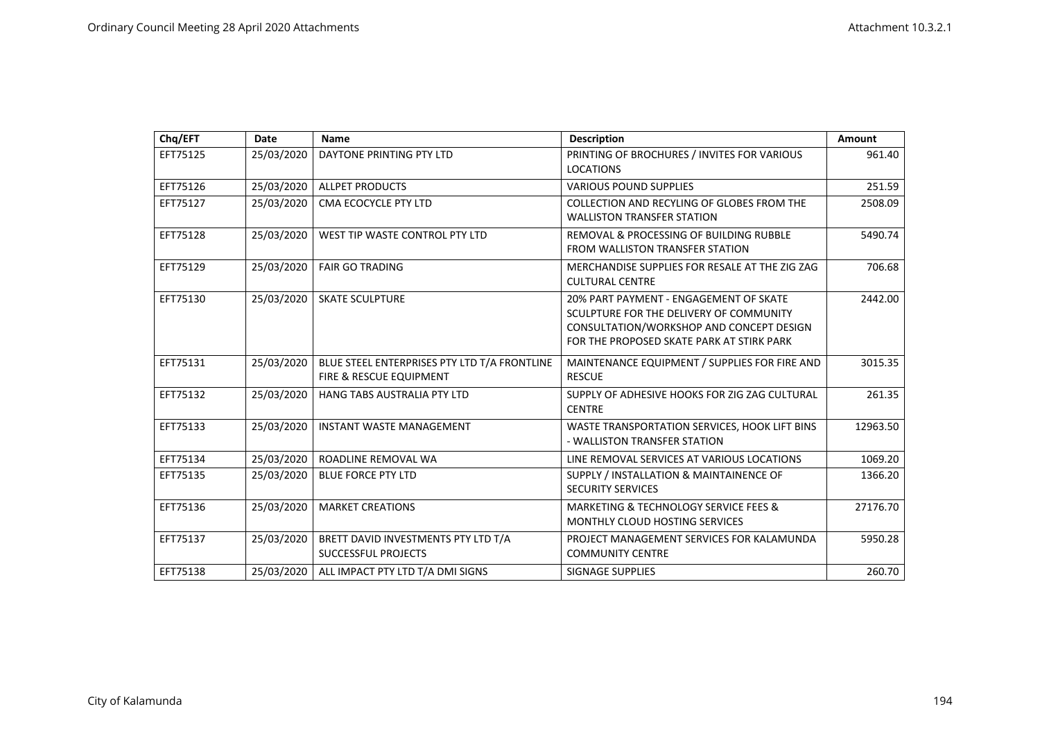| Chq/EFT | Date | Name | Description | Amount |
|---|---|---|---|---|
| EFT75125 | 25/03/2020 | DAYTONE PRINTING PTY LTD | PRINTING OF BROCHURES / INVITES FOR VARIOUS LOCATIONS | 961.40 |
| EFT75126 | 25/03/2020 | ALLPET PRODUCTS | VARIOUS POUND SUPPLIES | 251.59 |
| EFT75127 | 25/03/2020 | CMA ECOCYCLE PTY LTD | COLLECTION AND RECYLING OF GLOBES FROM THE WALLISTON TRANSFER STATION | 2508.09 |
| EFT75128 | 25/03/2020 | WEST TIP WASTE CONTROL PTY LTD | REMOVAL & PROCESSING OF BUILDING RUBBLE FROM WALLISTON TRANSFER STATION | 5490.74 |
| EFT75129 | 25/03/2020 | FAIR GO TRADING | MERCHANDISE SUPPLIES FOR RESALE AT THE ZIG ZAG CULTURAL CENTRE | 706.68 |
| EFT75130 | 25/03/2020 | SKATE SCULPTURE | 20% PART PAYMENT - ENGAGEMENT OF SKATE SCULPTURE FOR THE DELIVERY OF COMMUNITY CONSULTATION/WORKSHOP AND CONCEPT DESIGN FOR THE PROPOSED SKATE PARK AT STIRK PARK | 2442.00 |
| EFT75131 | 25/03/2020 | BLUE STEEL ENTERPRISES PTY LTD T/A FRONTLINE FIRE & RESCUE EQUIPMENT | MAINTENANCE EQUIPMENT / SUPPLIES FOR FIRE AND RESCUE | 3015.35 |
| EFT75132 | 25/03/2020 | HANG TABS AUSTRALIA PTY LTD | SUPPLY OF ADHESIVE HOOKS FOR ZIG ZAG CULTURAL CENTRE | 261.35 |
| EFT75133 | 25/03/2020 | INSTANT WASTE MANAGEMENT | WASTE TRANSPORTATION SERVICES, HOOK LIFT BINS - WALLISTON TRANSFER STATION | 12963.50 |
| EFT75134 | 25/03/2020 | ROADLINE REMOVAL WA | LINE REMOVAL SERVICES AT VARIOUS LOCATIONS | 1069.20 |
| EFT75135 | 25/03/2020 | BLUE FORCE PTY LTD | SUPPLY / INSTALLATION & MAINTAINENCE OF SECURITY SERVICES | 1366.20 |
| EFT75136 | 25/03/2020 | MARKET CREATIONS | MARKETING & TECHNOLOGY SERVICE FEES & MONTHLY CLOUD HOSTING SERVICES | 27176.70 |
| EFT75137 | 25/03/2020 | BRETT DAVID INVESTMENTS PTY LTD T/A SUCCESSFUL PROJECTS | PROJECT MANAGEMENT SERVICES FOR KALAMUNDA COMMUNITY CENTRE | 5950.28 |
| EFT75138 | 25/03/2020 | ALL IMPACT PTY LTD T/A DMI SIGNS | SIGNAGE SUPPLIES | 260.70 |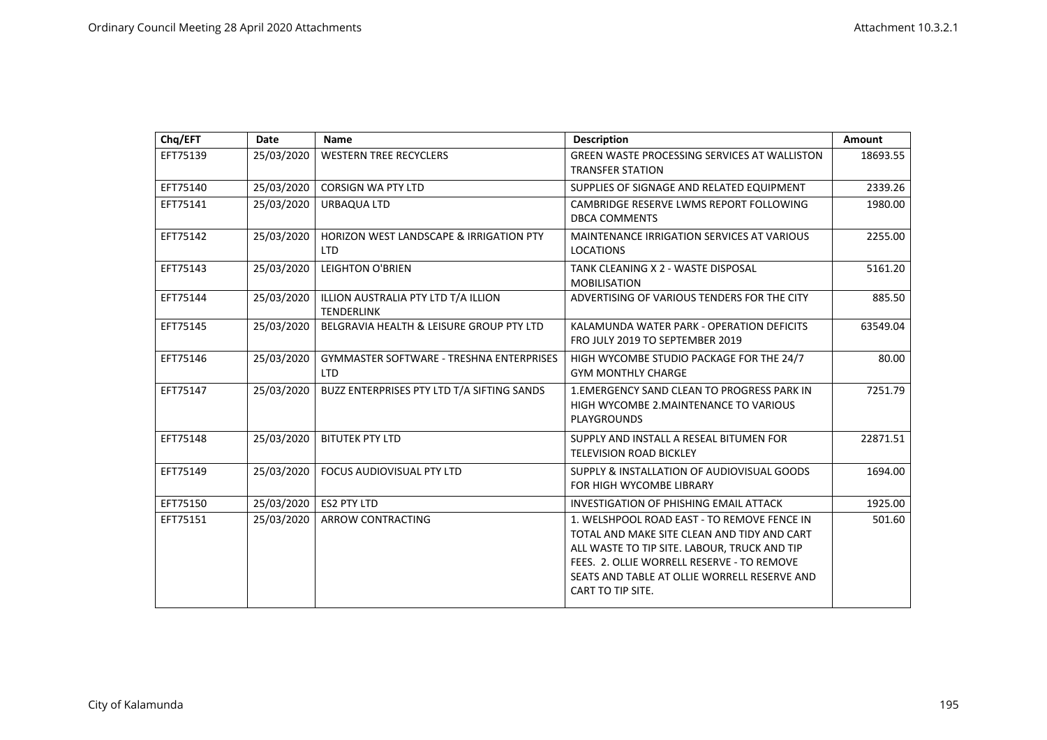| Chq/EFT | Date | Name | Description | Amount |
|---|---|---|---|---|
| EFT75139 | 25/03/2020 | WESTERN TREE RECYCLERS | GREEN WASTE PROCESSING SERVICES AT WALLISTON TRANSFER STATION | 18693.55 |
| EFT75140 | 25/03/2020 | CORSIGN WA PTY LTD | SUPPLIES OF SIGNAGE AND RELATED EQUIPMENT | 2339.26 |
| EFT75141 | 25/03/2020 | URBAQUA LTD | CAMBRIDGE RESERVE LWMS REPORT FOLLOWING DBCA COMMENTS | 1980.00 |
| EFT75142 | 25/03/2020 | HORIZON WEST LANDSCAPE & IRRIGATION PTY LTD | MAINTENANCE IRRIGATION SERVICES AT VARIOUS LOCATIONS | 2255.00 |
| EFT75143 | 25/03/2020 | LEIGHTON O'BRIEN | TANK CLEANING X 2 - WASTE DISPOSAL MOBILISATION | 5161.20 |
| EFT75144 | 25/03/2020 | ILLION AUSTRALIA PTY LTD T/A ILLION TENDERLINK | ADVERTISING OF VARIOUS TENDERS FOR THE CITY | 885.50 |
| EFT75145 | 25/03/2020 | BELGRAVIA HEALTH & LEISURE GROUP PTY LTD | KALAMUNDA WATER PARK - OPERATION DEFICITS FRO JULY 2019 TO SEPTEMBER 2019 | 63549.04 |
| EFT75146 | 25/03/2020 | GYMMASTER SOFTWARE - TRESHNA ENTERPRISES LTD | HIGH WYCOMBE STUDIO PACKAGE FOR THE 24/7 GYM MONTHLY CHARGE | 80.00 |
| EFT75147 | 25/03/2020 | BUZZ ENTERPRISES PTY LTD T/A SIFTING SANDS | 1.EMERGENCY SAND CLEAN TO PROGRESS PARK IN HIGH WYCOMBE 2.MAINTENANCE TO VARIOUS PLAYGROUNDS | 7251.79 |
| EFT75148 | 25/03/2020 | BITUTEK PTY LTD | SUPPLY AND INSTALL A RESEAL BITUMEN FOR TELEVISION ROAD BICKLEY | 22871.51 |
| EFT75149 | 25/03/2020 | FOCUS AUDIOVISUAL PTY LTD | SUPPLY & INSTALLATION OF AUDIOVISUAL GOODS FOR HIGH WYCOMBE LIBRARY | 1694.00 |
| EFT75150 | 25/03/2020 | ES2 PTY LTD | INVESTIGATION OF PHISHING EMAIL ATTACK | 1925.00 |
| EFT75151 | 25/03/2020 | ARROW CONTRACTING | 1. WELSHPOOL ROAD EAST - TO REMOVE FENCE IN TOTAL AND MAKE SITE CLEAN AND TIDY AND CART ALL WASTE TO TIP SITE. LABOUR, TRUCK AND TIP FEES. 2. OLLIE WORRELL RESERVE - TO REMOVE SEATS AND TABLE AT OLLIE WORRELL RESERVE AND CART TO TIP SITE. | 501.60 |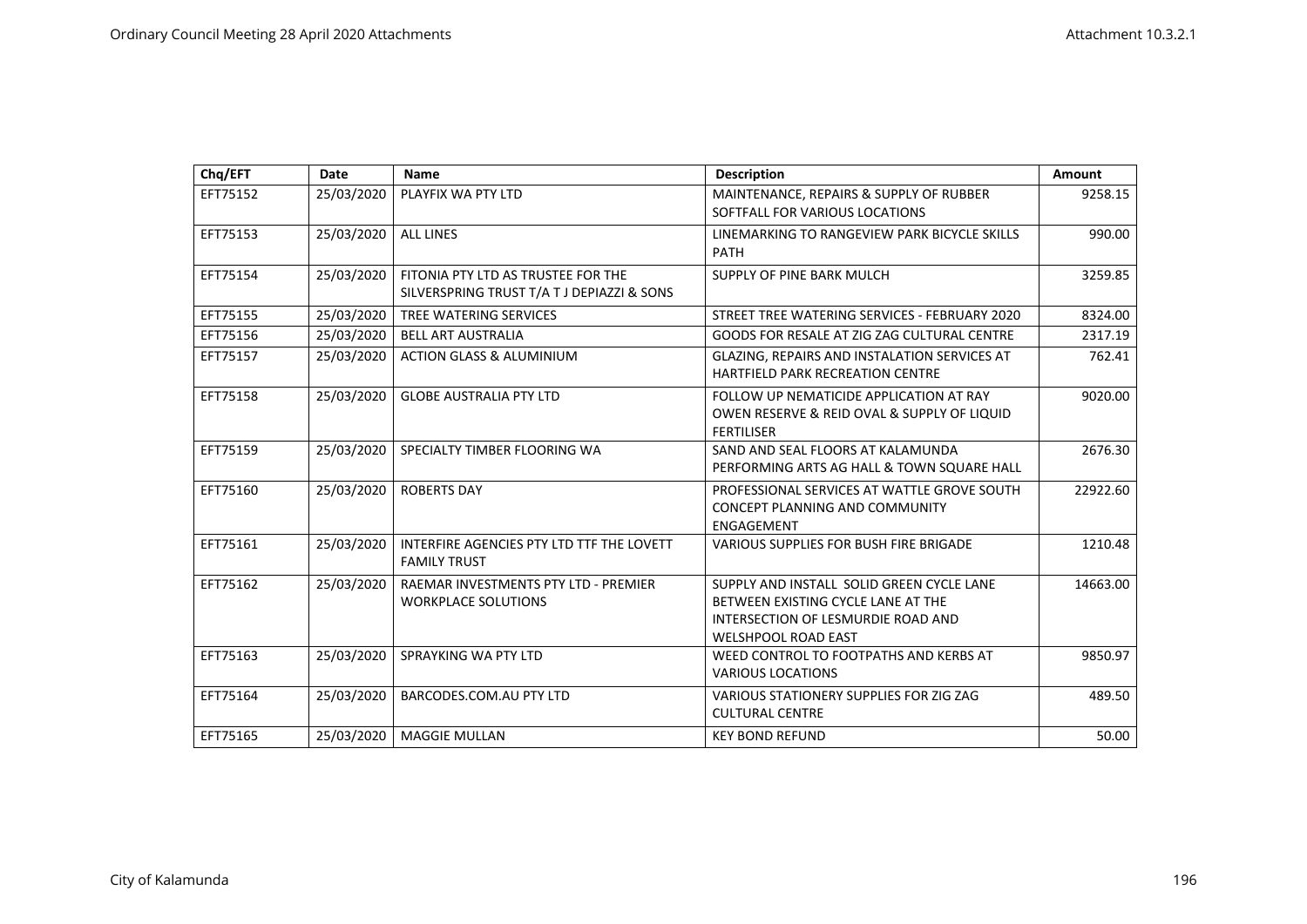| Chq/EFT | Date | Name | Description | Amount |
|---|---|---|---|---|
| EFT75152 | 25/03/2020 | PLAYFIX WA PTY LTD | MAINTENANCE, REPAIRS & SUPPLY OF RUBBER SOFTFALL FOR VARIOUS LOCATIONS | 9258.15 |
| EFT75153 | 25/03/2020 | ALL LINES | LINEMARKING TO RANGEVIEW PARK BICYCLE SKILLS PATH | 990.00 |
| EFT75154 | 25/03/2020 | FITONIA PTY LTD AS TRUSTEE FOR THE SILVERSPRING TRUST T/A T J DEPIAZZI & SONS | SUPPLY OF PINE BARK MULCH | 3259.85 |
| EFT75155 | 25/03/2020 | TREE WATERING SERVICES | STREET TREE WATERING SERVICES - FEBRUARY 2020 | 8324.00 |
| EFT75156 | 25/03/2020 | BELL ART AUSTRALIA | GOODS FOR RESALE AT ZIG ZAG CULTURAL CENTRE | 2317.19 |
| EFT75157 | 25/03/2020 | ACTION GLASS & ALUMINIUM | GLAZING, REPAIRS AND INSTALATION SERVICES AT HARTFIELD PARK RECREATION CENTRE | 762.41 |
| EFT75158 | 25/03/2020 | GLOBE AUSTRALIA PTY LTD | FOLLOW UP NEMATICIDE APPLICATION AT RAY OWEN RESERVE & REID OVAL & SUPPLY OF LIQUID FERTILISER | 9020.00 |
| EFT75159 | 25/03/2020 | SPECIALTY TIMBER FLOORING WA | SAND AND SEAL FLOORS AT KALAMUNDA PERFORMING ARTS AG HALL & TOWN SQUARE HALL | 2676.30 |
| EFT75160 | 25/03/2020 | ROBERTS DAY | PROFESSIONAL SERVICES AT WATTLE GROVE SOUTH CONCEPT PLANNING AND COMMUNITY ENGAGEMENT | 22922.60 |
| EFT75161 | 25/03/2020 | INTERFIRE AGENCIES PTY LTD TTF THE LOVETT FAMILY TRUST | VARIOUS SUPPLIES FOR BUSH FIRE BRIGADE | 1210.48 |
| EFT75162 | 25/03/2020 | RAEMAR INVESTMENTS PTY LTD - PREMIER WORKPLACE SOLUTIONS | SUPPLY AND INSTALL SOLID GREEN CYCLE LANE BETWEEN EXISTING CYCLE LANE AT THE INTERSECTION OF LESMURDIE ROAD AND WELSHPOOL ROAD EAST | 14663.00 |
| EFT75163 | 25/03/2020 | SPRAYKING WA PTY LTD | WEED CONTROL TO FOOTPATHS AND KERBS AT VARIOUS LOCATIONS | 9850.97 |
| EFT75164 | 25/03/2020 | BARCODES.COM.AU PTY LTD | VARIOUS STATIONERY SUPPLIES FOR ZIG ZAG CULTURAL CENTRE | 489.50 |
| EFT75165 | 25/03/2020 | MAGGIE MULLAN | KEY BOND REFUND | 50.00 |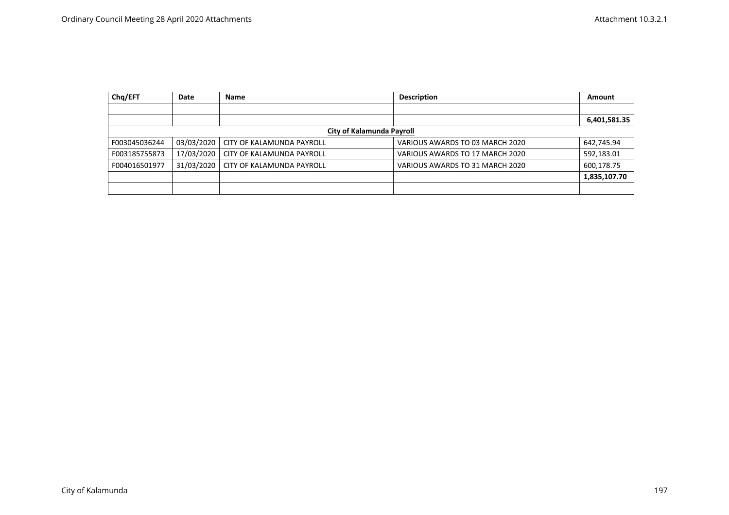| Chq/EFT | Date | Name | Description | Amount |
|---|---|---|---|---|
| | | | | |
| | | | | **6,401,581.35** |
| **City of Kalamunda Payroll** | | | | |
| F003045036244 | 03/03/2020 | CITY OF KALAMUNDA PAYROLL | VARIOUS AWARDS TO 03 MARCH 2020 | 642,745.94 |
| F003185755873 | 17/03/2020 | CITY OF KALAMUNDA PAYROLL | VARIOUS AWARDS TO 17 MARCH 2020 | 592,183.01 |
| F004016501977 | 31/03/2020 | CITY OF KALAMUNDA PAYROLL | VARIOUS AWARDS TO 31 MARCH 2020 | 600,178.75 |
| | | | | **1,835,107.70** |
| | | | | |